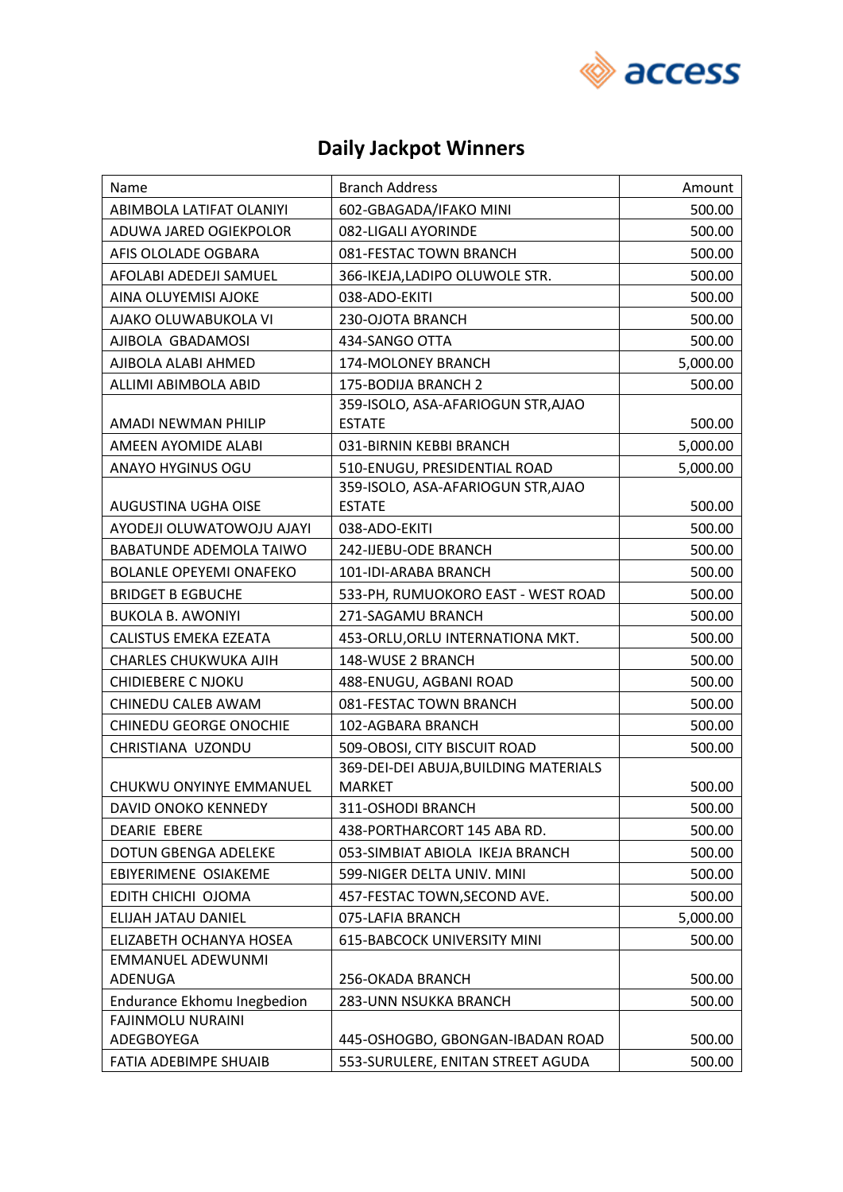# Daily Jackpot Winners

| Name | Branch Address | Amount |
|---|---|---|
| ABIMBOLA LATIFAT OLANIYI | 602-GBAGADA/IFAKO MINI | 500.00 |
| ADUWA JARED OGIEKPOLOR | 082-LIGALI AYORINDE | 500.00 |
| AFIS OLOLADE OGBARA | 081-FESTAC TOWN BRANCH | 500.00 |
| AFOLABI ADEDEJI SAMUEL | 366-IKEJA,LADIPO OLUWOLE STR. | 500.00 |
| AINA OLUYEMISI AJOKE | 038-ADO-EKITI | 500.00 |
| AJAKO OLUWABUKOLA VI | 230-OJOTA BRANCH | 500.00 |
| AJIBOLA GBADAMOSI | 434-SANGO OTTA | 500.00 |
| AJIBOLA ALABI AHMED | 174-MOLONEY BRANCH | 5,000.00 |
| ALLIMI ABIMBOLA ABID | 175-BODIJA BRANCH 2 | 500.00 |
| AMADI NEWMAN PHILIP | 359-ISOLO, ASA-AFARIOGUN STR,AJAO ESTATE | 500.00 |
| AMEEN AYOMIDE ALABI | 031-BIRNIN KEBBI BRANCH | 5,000.00 |
| ANAYO HYGINUS OGU | 510-ENUGU, PRESIDENTIAL ROAD | 5,000.00 |
| AUGUSTINA UGHA OISE | 359-ISOLO, ASA-AFARIOGUN STR,AJAO ESTATE | 500.00 |
| AYODEJI OLUWATOWOJU AJAYI | 038-ADO-EKITI | 500.00 |
| BABATUNDE ADEMOLA TAIWO | 242-IJEBU-ODE BRANCH | 500.00 |
| BOLANLE OPEYEMI ONAFEKO | 101-IDI-ARABA BRANCH | 500.00 |
| BRIDGET B EGBUCHE | 533-PH, RUMUOKORO EAST - WEST ROAD | 500.00 |
| BUKOLA B. AWONIYI | 271-SAGAMU BRANCH | 500.00 |
| CALISTUS EMEKA EZEATA | 453-ORLU,ORLU INTERNATIONA MKT. | 500.00 |
| CHARLES CHUKWUKA AJIH | 148-WUSE 2 BRANCH | 500.00 |
| CHIDIEBERE C NJOKU | 488-ENUGU, AGBANI ROAD | 500.00 |
| CHINEDU CALEB AWAM | 081-FESTAC TOWN BRANCH | 500.00 |
| CHINEDU GEORGE ONOCHIE | 102-AGBARA BRANCH | 500.00 |
| CHRISTIANA UZONDU | 509-OBOSI, CITY BISCUIT ROAD | 500.00 |
| CHUKWU ONYINYE EMMANUEL | 369-DEI-DEI ABUJA,BUILDING MATERIALS MARKET | 500.00 |
| DAVID ONOKO KENNEDY | 311-OSHODI BRANCH | 500.00 |
| DEARIE EBERE | 438-PORTHARCORT 145 ABA RD. | 500.00 |
| DOTUN GBENGA ADELEKE | 053-SIMBIAT ABIOLA IKEJA BRANCH | 500.00 |
| EBIYERIMENE OSIAKEME | 599-NIGER DELTA UNIV. MINI | 500.00 |
| EDITH CHICHI OJOMA | 457-FESTAC TOWN,SECOND AVE. | 500.00 |
| ELIJAH JATAU DANIEL | 075-LAFIA BRANCH | 5,000.00 |
| ELIZABETH OCHANYA HOSEA | 615-BABCOCK UNIVERSITY MINI | 500.00 |
| EMMANUEL ADEWUNMI ADENUGA | 256-OKADA BRANCH | 500.00 |
| Endurance Ekhomu Inegbedion | 283-UNN NSUKKA BRANCH | 500.00 |
| FAJINMOLU NURAINI ADEGBOYEGA | 445-OSHOGBO, GBONGAN-IBADAN ROAD | 500.00 |
| FATIA ADEBIMPE SHUAIB | 553-SURULERE, ENITAN STREET AGUDA | 500.00 |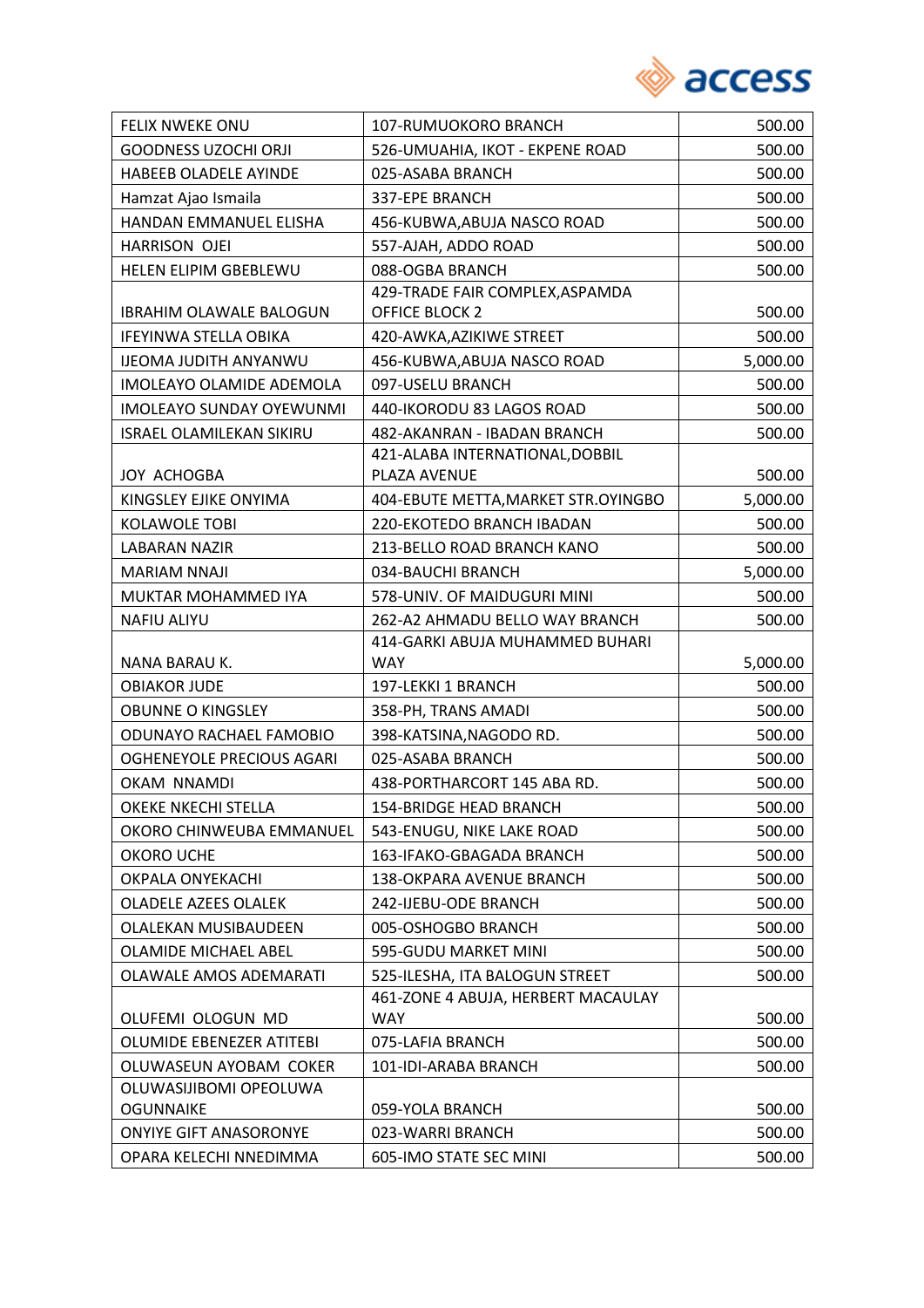| | | |
|---|---|---|
| FELIX NWEKE ONU | 107-RUMUOKORO BRANCH | 500.00 |
| GOODNESS UZOCHI ORJI | 526-UMUAHIA, IKOT - EKPENE ROAD | 500.00 |
| HABEEB OLADELE AYINDE | 025-ASABA BRANCH | 500.00 |
| Hamzat Ajao Ismaila | 337-EPE BRANCH | 500.00 |
| HANDAN EMMANUEL ELISHA | 456-KUBWA,ABUJA NASCO ROAD | 500.00 |
| HARRISON OJEI | 557-AJAH, ADDO ROAD | 500.00 |
| HELEN ELIPIM GBEBLEWU | 088-OGBA BRANCH | 500.00 |
| IBRAHIM OLAWALE BALOGUN | 429-TRADE FAIR COMPLEX,ASPAMDA OFFICE BLOCK 2 | 500.00 |
| IFEYINWA STELLA OBIKA | 420-AWKA,AZIKIWE STREET | 500.00 |
| IJEOMA JUDITH ANYANWU | 456-KUBWA,ABUJA NASCO ROAD | 5,000.00 |
| IMOLEAYO OLAMIDE ADEMOLA | 097-USELU BRANCH | 500.00 |
| IMOLEAYO SUNDAY OYEWUNMI | 440-IKORODU 83 LAGOS ROAD | 500.00 |
| ISRAEL OLAMILEKAN SIKIRU | 482-AKANRAN - IBADAN BRANCH | 500.00 |
| JOY ACHOGBA | 421-ALABA INTERNATIONAL,DOBBIL PLAZA AVENUE | 500.00 |
| KINGSLEY EJIKE ONYIMA | 404-EBUTE METTA,MARKET STR.OYINGBO | 5,000.00 |
| KOLAWOLE TOBI | 220-EKOTEDO BRANCH IBADAN | 500.00 |
| LABARAN NAZIR | 213-BELLO ROAD BRANCH KANO | 500.00 |
| MARIAM NNAJI | 034-BAUCHI BRANCH | 5,000.00 |
| MUKTAR MOHAMMED IYA | 578-UNIV. OF MAIDUGURI MINI | 500.00 |
| NAFIU ALIYU | 262-A2 AHMADU BELLO WAY BRANCH | 500.00 |
| NANA BARAU K. | 414-GARKI ABUJA MUHAMMED BUHARI WAY | 5,000.00 |
| OBIAKOR JUDE | 197-LEKKI 1 BRANCH | 500.00 |
| OBUNNE O KINGSLEY | 358-PH, TRANS AMADI | 500.00 |
| ODUNAYO RACHAEL FAMOBIO | 398-KATSINA,NAGODO RD. | 500.00 |
| OGHENEYOLE PRECIOUS AGARI | 025-ASABA BRANCH | 500.00 |
| OKAM NNAMDI | 438-PORTHARCORT 145 ABA RD. | 500.00 |
| OKEKE NKECHI STELLA | 154-BRIDGE HEAD BRANCH | 500.00 |
| OKORO CHINWEUBA EMMANUEL | 543-ENUGU, NIKE LAKE ROAD | 500.00 |
| OKORO UCHE | 163-IFAKO-GBAGADA BRANCH | 500.00 |
| OKPALA ONYEKACHI | 138-OKPARA AVENUE BRANCH | 500.00 |
| OLADELE AZEES OLALEK | 242-IJEBU-ODE BRANCH | 500.00 |
| OLALEKAN MUSIBAUDEEN | 005-OSHOGBO BRANCH | 500.00 |
| OLAMIDE MICHAEL ABEL | 595-GUDU MARKET MINI | 500.00 |
| OLAWALE AMOS ADEMARATI | 525-ILESHA, ITA BALOGUN STREET | 500.00 |
| OLUFEMI OLOGUN MD | 461-ZONE 4 ABUJA, HERBERT MACAULAY WAY | 500.00 |
| OLUMIDE EBENEZER ATITEBI | 075-LAFIA BRANCH | 500.00 |
| OLUWASEUN AYOBAM COKER | 101-IDI-ARABA BRANCH | 500.00 |
| OLUWASIJIBOMI OPEOLUWA OGUNNAIKE | 059-YOLA BRANCH | 500.00 |
| ONYIYE GIFT ANASORONYE | 023-WARRI BRANCH | 500.00 |
| OPARA KELECHI NNEDIMMA | 605-IMO STATE SEC MINI | 500.00 |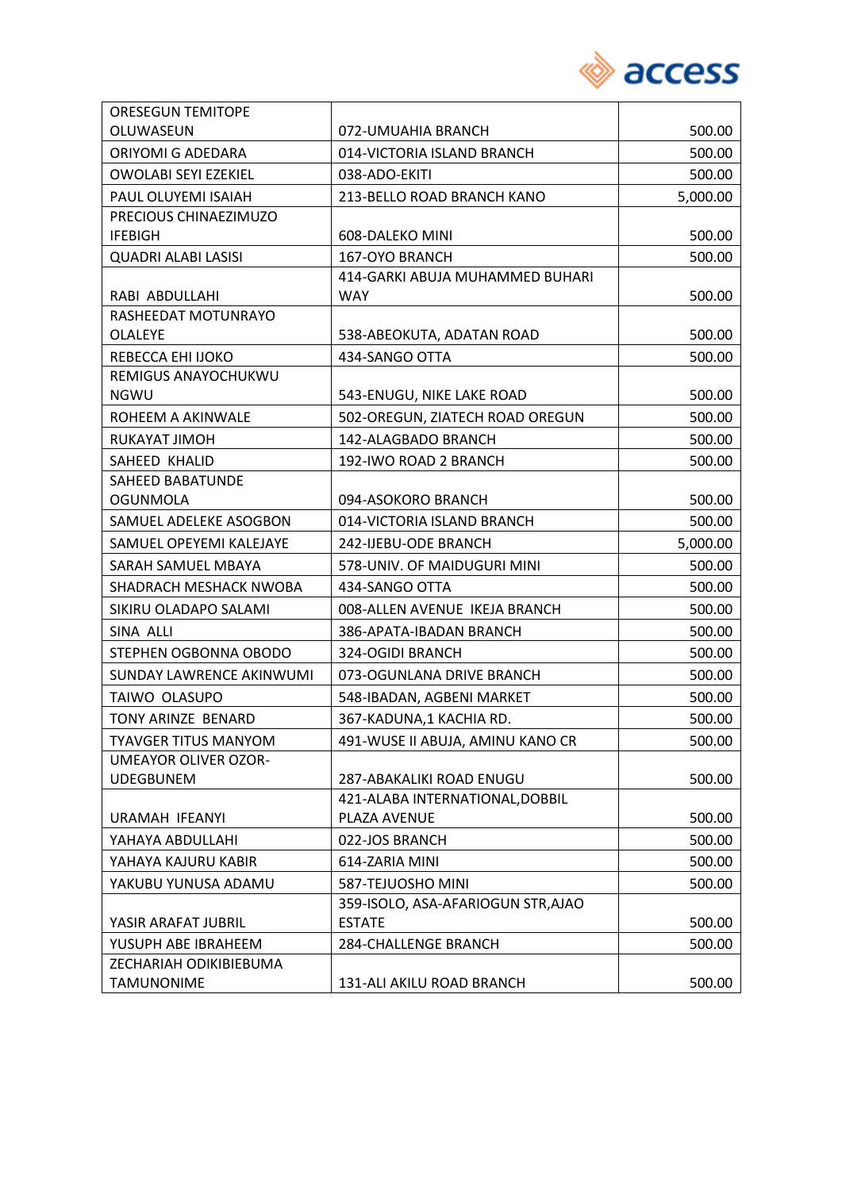| ORESEGUN TEMITOPE OLUWASEUN | 072-UMUAHIA BRANCH | 500.00 |
|---|---|---|
| ORIYOMI G ADEDARA | 014-VICTORIA ISLAND BRANCH | 500.00 |
| OWOLABI SEYI EZEKIEL | 038-ADO-EKITI | 500.00 |
| PAUL OLUYEMI ISAIAH | 213-BELLO ROAD BRANCH KANO | 5,000.00 |
| PRECIOUS CHINAEZIMUZO IFEBIGH | 608-DALEKO MINI | 500.00 |
| QUADRI ALABI LASISI | 167-OYO BRANCH | 500.00 |
| RABI ABDULLAHI | 414-GARKI ABUJA MUHAMMED BUHARI WAY | 500.00 |
| RASHEEDAT MOTUNRAYO OLALEYE | 538-ABEOKUTA, ADATAN ROAD | 500.00 |
| REBECCA EHI IJOKO | 434-SANGO OTTA | 500.00 |
| REMIGUS ANAYOCHUKWU NGWU | 543-ENUGU, NIKE LAKE ROAD | 500.00 |
| ROHEEM A AKINWALE | 502-OREGUN, ZIATECH ROAD OREGUN | 500.00 |
| RUKAYAT JIMOH | 142-ALAGBADO BRANCH | 500.00 |
| SAHEED KHALID | 192-IWO ROAD 2 BRANCH | 500.00 |
| SAHEED BABATUNDE OGUNMOLA | 094-ASOKORO BRANCH | 500.00 |
| SAMUEL ADELEKE ASOGBON | 014-VICTORIA ISLAND BRANCH | 500.00 |
| SAMUEL OPEYEMI KALEJAYE | 242-IJEBU-ODE BRANCH | 5,000.00 |
| SARAH SAMUEL MBAYA | 578-UNIV. OF MAIDUGURI MINI | 500.00 |
| SHADRACH MESHACK NWOBA | 434-SANGO OTTA | 500.00 |
| SIKIRU OLADAPO SALAMI | 008-ALLEN AVENUE IKEJA BRANCH | 500.00 |
| SINA ALLI | 386-APATA-IBADAN BRANCH | 500.00 |
| STEPHEN OGBONNA OBODO | 324-OGIDI BRANCH | 500.00 |
| SUNDAY LAWRENCE AKINWUMI | 073-OGUNLANA DRIVE BRANCH | 500.00 |
| TAIWO OLASUPO | 548-IBADAN, AGBENI MARKET | 500.00 |
| TONY ARINZE BENARD | 367-KADUNA,1 KACHIA RD. | 500.00 |
| TYAVGER TITUS MANYOM | 491-WUSE II ABUJA, AMINU KANO CR | 500.00 |
| UMEAYOR OLIVER OZOR-UDEGBUNEM | 287-ABAKALIKI ROAD ENUGU | 500.00 |
| URAMAH IFEANYI | 421-ALABA INTERNATIONAL,DOBBIL PLAZA AVENUE | 500.00 |
| YAHAYA ABDULLAHI | 022-JOS BRANCH | 500.00 |
| YAHAYA KAJURU KABIR | 614-ZARIA MINI | 500.00 |
| YAKUBU YUNUSA ADAMU | 587-TEJUOSHO MINI | 500.00 |
| YASIR ARAFAT JUBRIL | 359-ISOLO, ASA-AFARIOGUN STR,AJAO ESTATE | 500.00 |
| YUSUPH ABE IBRAHEEM | 284-CHALLENGE BRANCH | 500.00 |
| ZECHARIAH ODIKIBIEBUMA TAMUNONIME | 131-ALI AKILU ROAD BRANCH | 500.00 |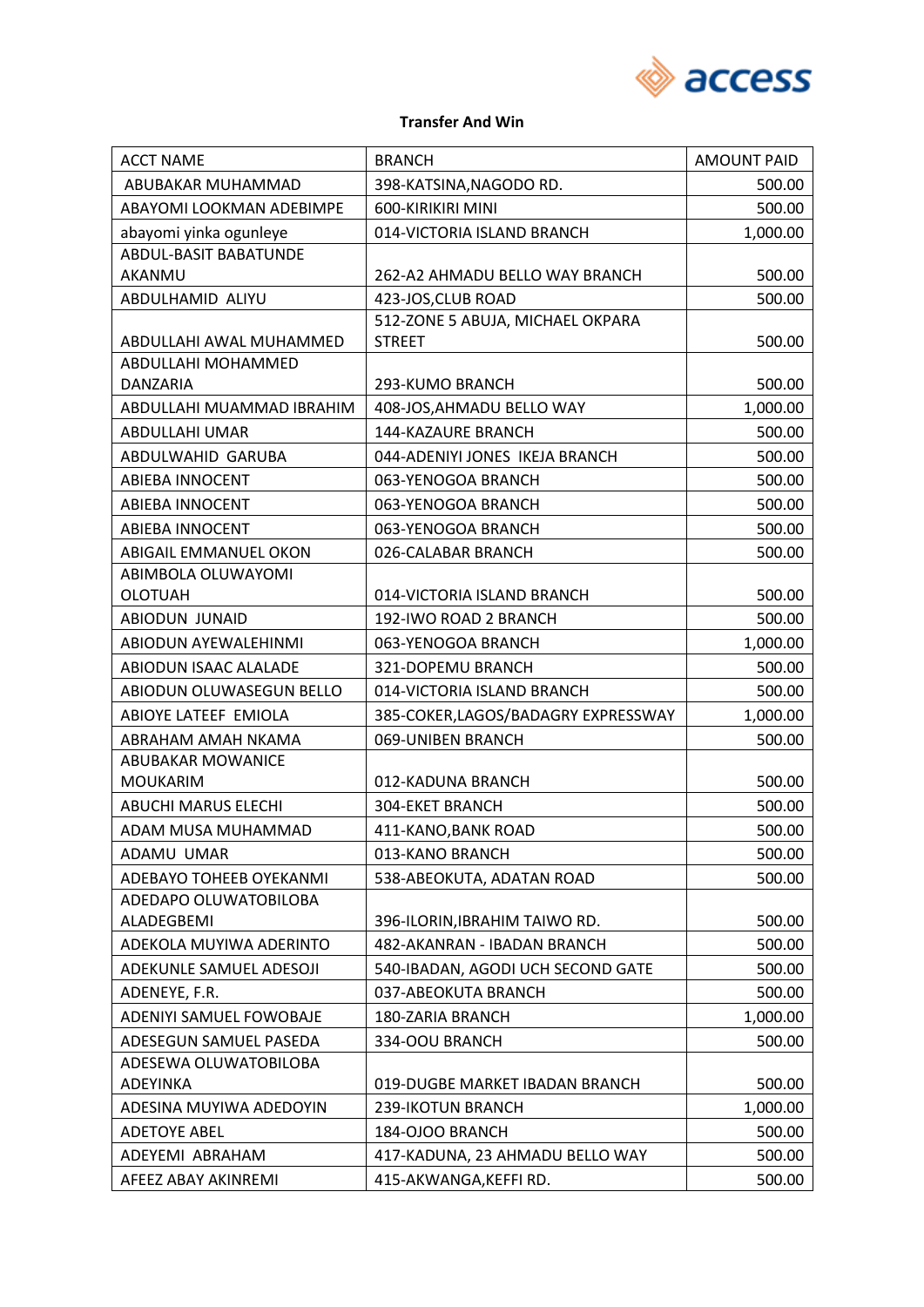**Transfer And Win**

| ACCT NAME | BRANCH | AMOUNT PAID |
|---|---|---|
| ABUBAKAR MUHAMMAD | 398-KATSINA,NAGODO RD. | 500.00 |
| ABAYOMI LOOKMAN ADEBIMPE | 600-KIRIKIRI MINI | 500.00 |
| abayomi yinka ogunleye | 014-VICTORIA ISLAND BRANCH | 1,000.00 |
| ABDUL-BASIT BABATUNDE AKANMU | 262-A2 AHMADU BELLO WAY BRANCH | 500.00 |
| ABDULHAMID ALIYU | 423-JOS,CLUB ROAD | 500.00 |
| ABDULLAHI AWAL MUHAMMED | 512-ZONE 5 ABUJA, MICHAEL OKPARA STREET | 500.00 |
| ABDULLAHI MOHAMMED DANZARIA | 293-KUMO BRANCH | 500.00 |
| ABDULLAHI MUAMMAD IBRAHIM | 408-JOS,AHMADU BELLO WAY | 1,000.00 |
| ABDULLAHI UMAR | 144-KAZAURE BRANCH | 500.00 |
| ABDULWAHID GARUBA | 044-ADENIYI JONES IKEJA BRANCH | 500.00 |
| ABIEBA INNOCENT | 063-YENOGOA BRANCH | 500.00 |
| ABIEBA INNOCENT | 063-YENOGOA BRANCH | 500.00 |
| ABIEBA INNOCENT | 063-YENOGOA BRANCH | 500.00 |
| ABIGAIL EMMANUEL OKON | 026-CALABAR BRANCH | 500.00 |
| ABIMBOLA OLUWAYOMI OLOTUAH | 014-VICTORIA ISLAND BRANCH | 500.00 |
| ABIODUN JUNAID | 192-IWO ROAD 2 BRANCH | 500.00 |
| ABIODUN AYEWALEHINMI | 063-YENOGOA BRANCH | 1,000.00 |
| ABIODUN ISAAC ALALADE | 321-DOPEMU BRANCH | 500.00 |
| ABIODUN OLUWASEGUN BELLO | 014-VICTORIA ISLAND BRANCH | 500.00 |
| ABIOYE LATEEF EMIOLA | 385-COKER,LAGOS/BADAGRY EXPRESSWAY | 1,000.00 |
| ABRAHAM AMAH NKAMA | 069-UNIBEN BRANCH | 500.00 |
| ABUBAKAR MOWANICE MOUKARIM | 012-KADUNA BRANCH | 500.00 |
| ABUCHI MARUS ELECHI | 304-EKET BRANCH | 500.00 |
| ADAM MUSA MUHAMMAD | 411-KANO,BANK ROAD | 500.00 |
| ADAMU UMAR | 013-KANO BRANCH | 500.00 |
| ADEBAYO TOHEEB OYEKANMI | 538-ABEOKUTA, ADATAN ROAD | 500.00 |
| ADEDAPO OLUWATOBILOBA ALADEGBEMI | 396-ILORIN,IBRAHIM TAIWO RD. | 500.00 |
| ADEKOLA MUYIWA ADERINTO | 482-AKANRAN - IBADAN BRANCH | 500.00 |
| ADEKUNLE SAMUEL ADESOJI | 540-IBADAN, AGODI UCH SECOND GATE | 500.00 |
| ADENEYE, F.R. | 037-ABEOKUTA BRANCH | 500.00 |
| ADENIYI SAMUEL FOWOBAJE | 180-ZARIA BRANCH | 1,000.00 |
| ADESEGUN SAMUEL PASEDA | 334-OOU BRANCH | 500.00 |
| ADESEWA OLUWATOBILOBA ADEYINKA | 019-DUGBE MARKET IBADAN BRANCH | 500.00 |
| ADESINA MUYIWA ADEDOYIN | 239-IKOTUN BRANCH | 1,000.00 |
| ADETOYE ABEL | 184-OJOO BRANCH | 500.00 |
| ADEYEMI ABRAHAM | 417-KADUNA, 23 AHMADU BELLO WAY | 500.00 |
| AFEEZ ABAY AKINREMI | 415-AKWANGA,KEFFI RD. | 500.00 |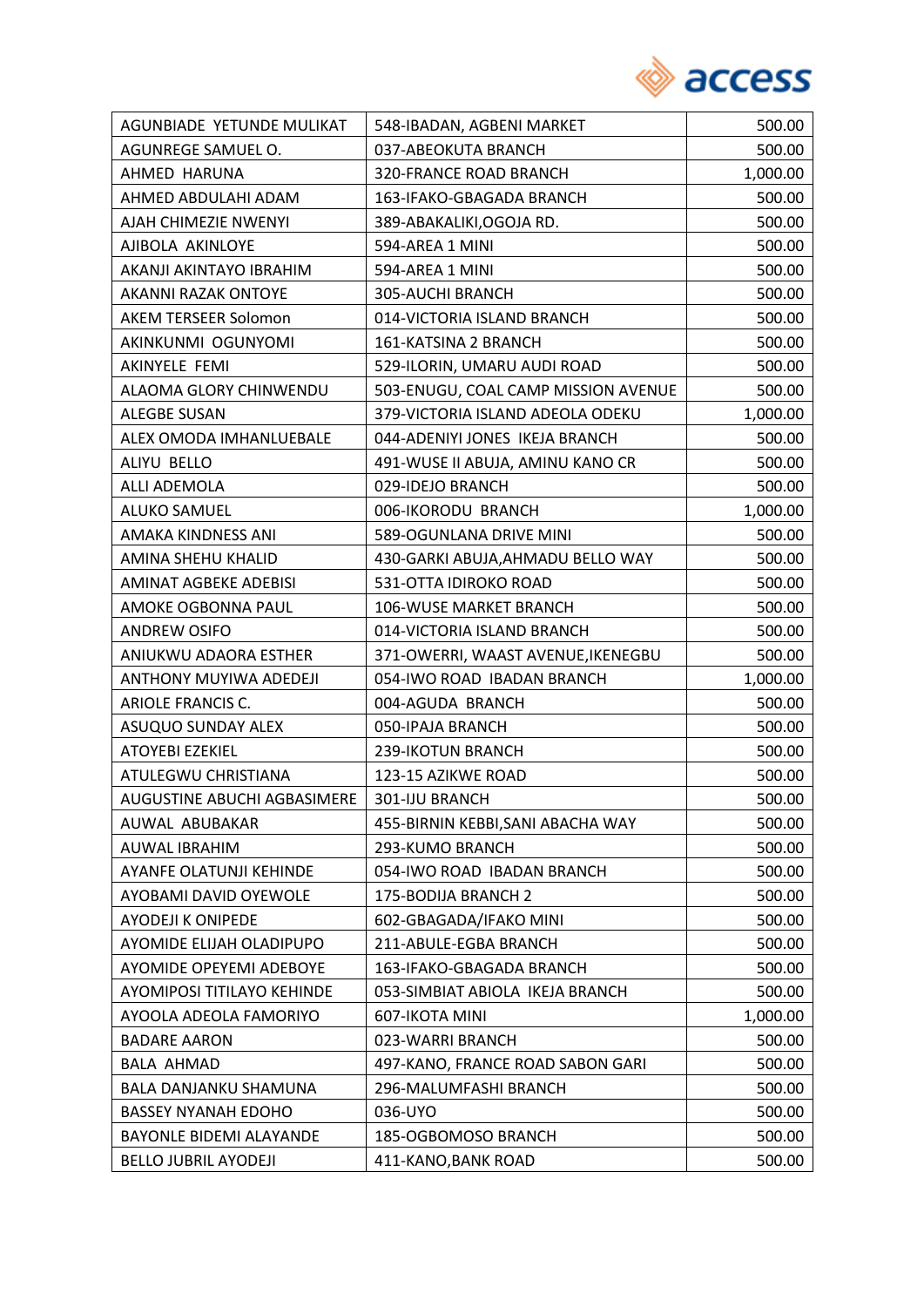| AGUNBIADE YETUNDE MULIKAT | 548-IBADAN, AGBENI MARKET | 500.00 |
|---|---|---|
| AGUNREGE SAMUEL O. | 037-ABEOKUTA BRANCH | 500.00 |
| AHMED HARUNA | 320-FRANCE ROAD BRANCH | 1,000.00 |
| AHMED ABDULAHI ADAM | 163-IFAKO-GBAGADA BRANCH | 500.00 |
| AJAH CHIMEZIE NWENYI | 389-ABAKALIKI,OGOJA RD. | 500.00 |
| AJIBOLA AKINLOYE | 594-AREA 1 MINI | 500.00 |
| AKANJI AKINTAYO IBRAHIM | 594-AREA 1 MINI | 500.00 |
| AKANNI RAZAK ONTOYE | 305-AUCHI BRANCH | 500.00 |
| AKEM TERSEER Solomon | 014-VICTORIA ISLAND BRANCH | 500.00 |
| AKINKUNMI OGUNYOMI | 161-KATSINA 2 BRANCH | 500.00 |
| AKINYELE FEMI | 529-ILORIN, UMARU AUDI ROAD | 500.00 |
| ALAOMA GLORY CHINWENDU | 503-ENUGU, COAL CAMP MISSION AVENUE | 500.00 |
| ALEGBE SUSAN | 379-VICTORIA ISLAND ADEOLA ODEKU | 1,000.00 |
| ALEX OMODA IMHANLUEBALE | 044-ADENIYI JONES IKEJA BRANCH | 500.00 |
| ALIYU BELLO | 491-WUSE II ABUJA, AMINU KANO CR | 500.00 |
| ALLI ADEMOLA | 029-IDEJO BRANCH | 500.00 |
| ALUKO SAMUEL | 006-IKORODU BRANCH | 1,000.00 |
| AMAKA KINDNESS ANI | 589-OGUNLANA DRIVE MINI | 500.00 |
| AMINA SHEHU KHALID | 430-GARKI ABUJA,AHMADU BELLO WAY | 500.00 |
| AMINAT AGBEKE ADEBISI | 531-OTTA IDIROKO ROAD | 500.00 |
| AMOKE OGBONNA PAUL | 106-WUSE MARKET BRANCH | 500.00 |
| ANDREW OSIFO | 014-VICTORIA ISLAND BRANCH | 500.00 |
| ANIUKWU ADAORA ESTHER | 371-OWERRI, WAAST AVENUE,IKENEGBU | 500.00 |
| ANTHONY MUYIWA ADEDEJI | 054-IWO ROAD IBADAN BRANCH | 1,000.00 |
| ARIOLE FRANCIS C. | 004-AGUDA BRANCH | 500.00 |
| ASUQUO SUNDAY ALEX | 050-IPAJA BRANCH | 500.00 |
| ATOYEBI EZEKIEL | 239-IKOTUN BRANCH | 500.00 |
| ATULEGWU CHRISTIANA | 123-15 AZIKWE ROAD | 500.00 |
| AUGUSTINE ABUCHI AGBASIMERE | 301-IJU BRANCH | 500.00 |
| AUWAL ABUBAKAR | 455-BIRNIN KEBBI,SANI ABACHA WAY | 500.00 |
| AUWAL IBRAHIM | 293-KUMO BRANCH | 500.00 |
| AYANFE OLATUNJI KEHINDE | 054-IWO ROAD IBADAN BRANCH | 500.00 |
| AYOBAMI DAVID OYEWOLE | 175-BODIJA BRANCH 2 | 500.00 |
| AYODEJI K ONIPEDE | 602-GBAGADA/IFAKO MINI | 500.00 |
| AYOMIDE ELIJAH OLADIPUPO | 211-ABULE-EGBA BRANCH | 500.00 |
| AYOMIDE OPEYEMI ADEBOYE | 163-IFAKO-GBAGADA BRANCH | 500.00 |
| AYOMIPOSI TITILAYO KEHINDE | 053-SIMBIAT ABIOLA IKEJA BRANCH | 500.00 |
| AYOOLA ADEOLA FAMORIYO | 607-IKOTA MINI | 1,000.00 |
| BADARE AARON | 023-WARRI BRANCH | 500.00 |
| BALA AHMAD | 497-KANO, FRANCE ROAD SABON GARI | 500.00 |
| BALA DANJANKU SHAMUNA | 296-MALUMFASHI BRANCH | 500.00 |
| BASSEY NYANAH EDOHO | 036-UYO | 500.00 |
| BAYONLE BIDEMI ALAYANDE | 185-OGBOMOSO BRANCH | 500.00 |
| BELLO JUBRIL AYODEJI | 411-KANO,BANK ROAD | 500.00 |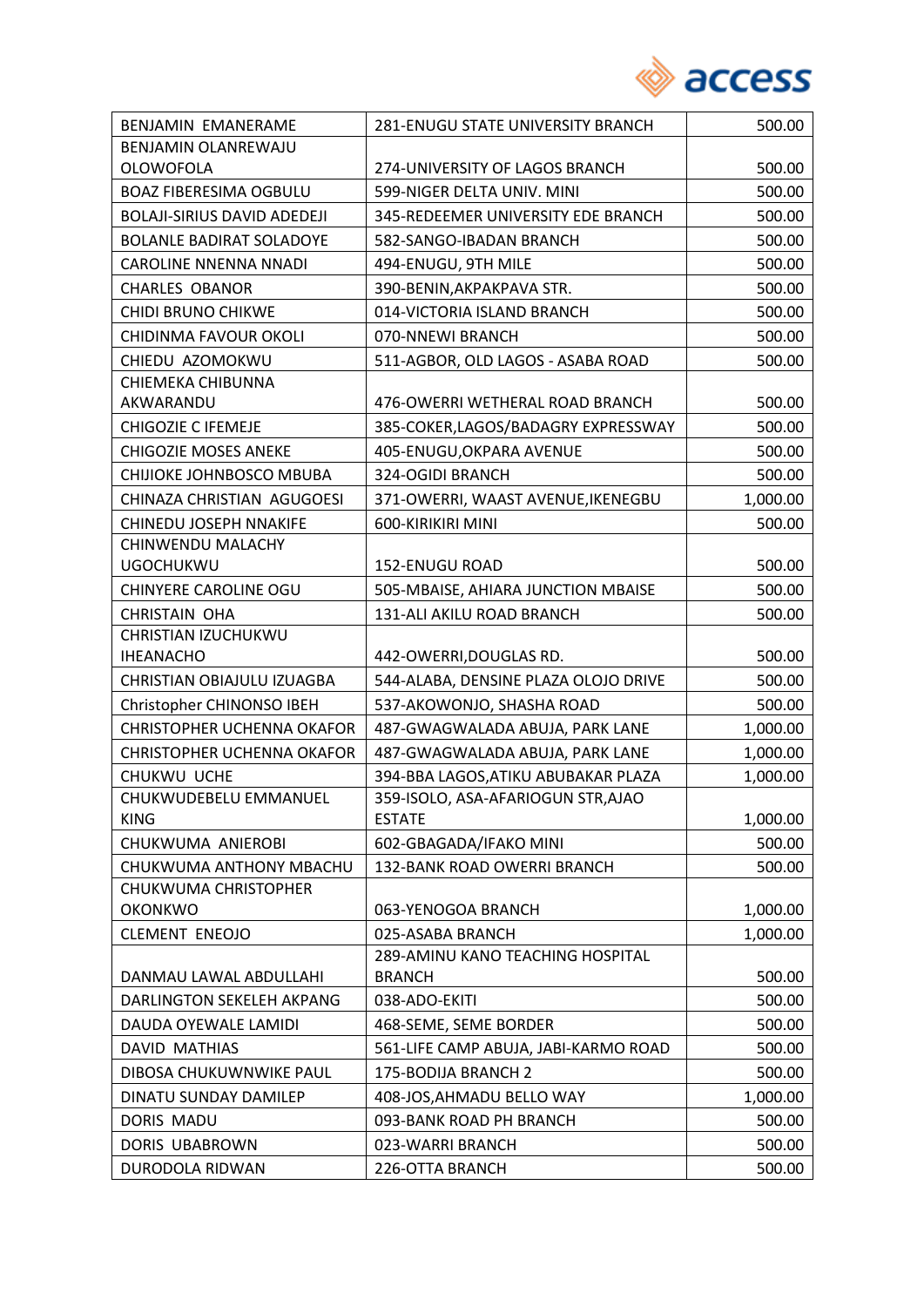| BENJAMIN EMANERAME | 281-ENUGU STATE UNIVERSITY BRANCH | 500.00 |
|---|---|---|
| BENJAMIN OLANREWAJU OLOWOFOLA | 274-UNIVERSITY OF LAGOS BRANCH | 500.00 |
| BOAZ FIBERESIMA OGBULU | 599-NIGER DELTA UNIV. MINI | 500.00 |
| BOLAJI-SIRIUS DAVID ADEDEJI | 345-REDEEMER UNIVERSITY EDE BRANCH | 500.00 |
| BOLANLE BADIRAT SOLADOYE | 582-SANGO-IBADAN BRANCH | 500.00 |
| CAROLINE NNENNA NNADI | 494-ENUGU, 9TH MILE | 500.00 |
| CHARLES OBANOR | 390-BENIN,AKPAKPAVA STR. | 500.00 |
| CHIDI BRUNO CHIKWE | 014-VICTORIA ISLAND BRANCH | 500.00 |
| CHIDINMA FAVOUR OKOLI | 070-NNEWI BRANCH | 500.00 |
| CHIEDU AZOMOKWU | 511-AGBOR, OLD LAGOS - ASABA ROAD | 500.00 |
| CHIEMEKA CHIBUNNA AKWARANDU | 476-OWERRI WETHERAL ROAD BRANCH | 500.00 |
| CHIGOZIE C IFEMEJE | 385-COKER,LAGOS/BADAGRY EXPRESSWAY | 500.00 |
| CHIGOZIE MOSES ANEKE | 405-ENUGU,OKPARA AVENUE | 500.00 |
| CHIJIOKE JOHNBOSCO MBUBA | 324-OGIDI BRANCH | 500.00 |
| CHINAZA CHRISTIAN AGUGOESI | 371-OWERRI, WAAST AVENUE,IKENEGBU | 1,000.00 |
| CHINEDU JOSEPH NNAKIFE | 600-KIRIKIRI MINI | 500.00 |
| CHINWENDU MALACHY UGOCHUKWU | 152-ENUGU ROAD | 500.00 |
| CHINYERE CAROLINE OGU | 505-MBAISE, AHIARA JUNCTION MBAISE | 500.00 |
| CHRISTAIN OHA | 131-ALI AKILU ROAD BRANCH | 500.00 |
| CHRISTIAN IZUCHUKWU IHEANACHO | 442-OWERRI,DOUGLAS RD. | 500.00 |
| CHRISTIAN OBIAJULU IZUAGBA | 544-ALABA, DENSINE PLAZA OLOJO DRIVE | 500.00 |
| Christopher CHINONSO IBEH | 537-AKOWONJO, SHASHA ROAD | 500.00 |
| CHRISTOPHER UCHENNA OKAFOR | 487-GWAGWALADA ABUJA, PARK LANE | 1,000.00 |
| CHRISTOPHER UCHENNA OKAFOR | 487-GWAGWALADA ABUJA, PARK LANE | 1,000.00 |
| CHUKWU UCHE | 394-BBA LAGOS,ATIKU ABUBAKAR PLAZA | 1,000.00 |
| CHUKWUDEBELU EMMANUEL KING | 359-ISOLO, ASA-AFARIOGUN STR,AJAO ESTATE | 1,000.00 |
| CHUKWUMA ANIEROBI | 602-GBAGADA/IFAKO MINI | 500.00 |
| CHUKWUMA ANTHONY MBACHU | 132-BANK ROAD OWERRI BRANCH | 500.00 |
| CHUKWUMA CHRISTOPHER OKONKWO | 063-YENOGOA BRANCH | 1,000.00 |
| CLEMENT ENEOJO | 025-ASABA BRANCH | 1,000.00 |
| DANMAU LAWAL ABDULLAHI | 289-AMINU KANO TEACHING HOSPITAL BRANCH | 500.00 |
| DARLINGTON SEKELEH AKPANG | 038-ADO-EKITI | 500.00 |
| DAUDA OYEWALE LAMIDI | 468-SEME, SEME BORDER | 500.00 |
| DAVID MATHIAS | 561-LIFE CAMP ABUJA, JABI-KARMO ROAD | 500.00 |
| DIBOSA CHUKUWNWIKE PAUL | 175-BODIJA BRANCH 2 | 500.00 |
| DINATU SUNDAY DAMILEP | 408-JOS,AHMADU BELLO WAY | 1,000.00 |
| DORIS MADU | 093-BANK ROAD PH BRANCH | 500.00 |
| DORIS UBABROWN | 023-WARRI BRANCH | 500.00 |
| DURODOLA RIDWAN | 226-OTTA BRANCH | 500.00 |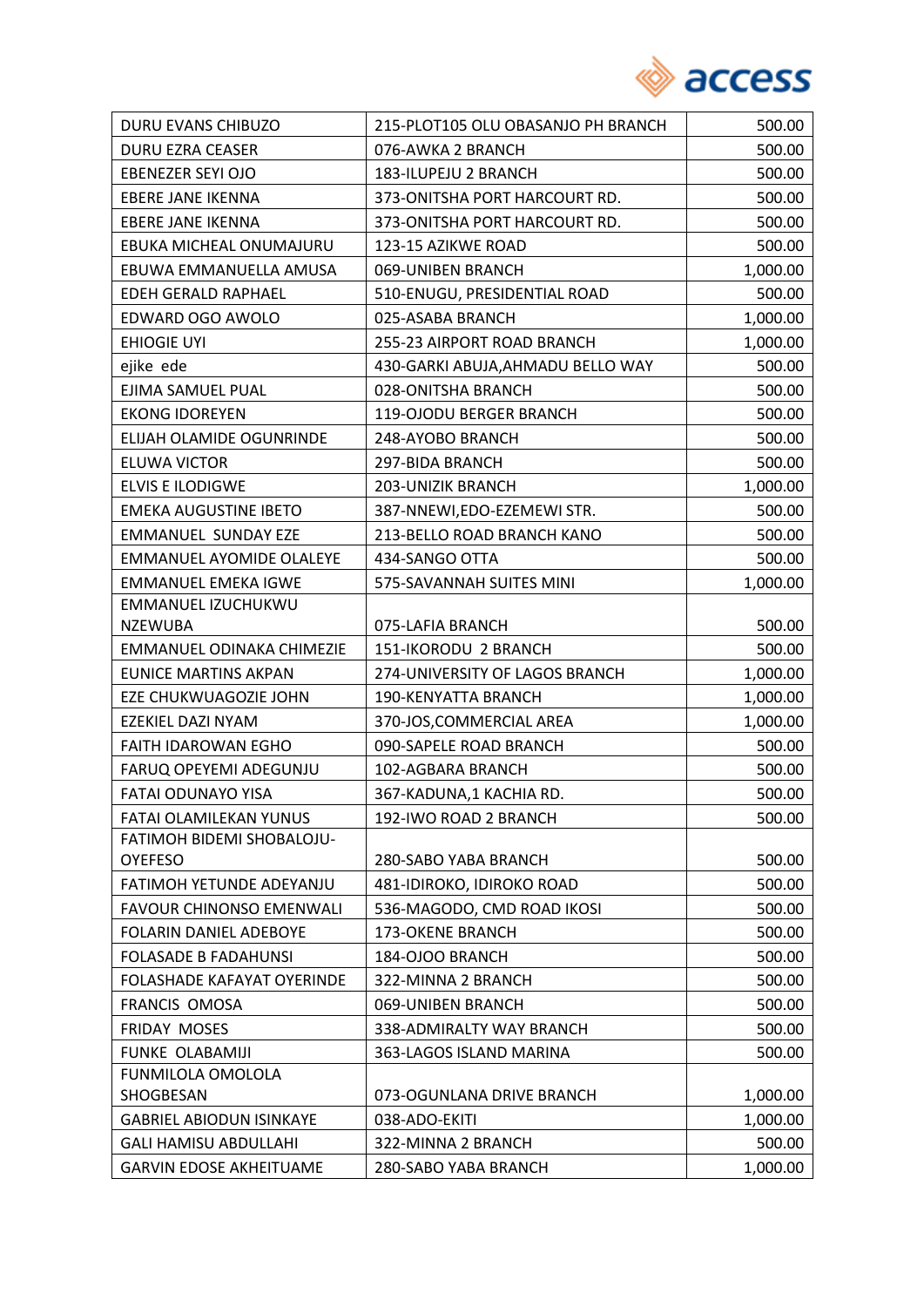| DURU EVANS CHIBUZO | 215-PLOT105 OLU OBASANJO PH BRANCH | 500.00 |
|---|---|---|
| DURU EZRA CEASER | 076-AWKA 2 BRANCH | 500.00 |
| EBENEZER SEYI OJO | 183-ILUPEJU 2 BRANCH | 500.00 |
| EBERE JANE IKENNA | 373-ONITSHA PORT HARCOURT RD. | 500.00 |
| EBERE JANE IKENNA | 373-ONITSHA PORT HARCOURT RD. | 500.00 |
| EBUKA MICHEAL ONUMAJURU | 123-15 AZIKWE ROAD | 500.00 |
| EBUWA EMMANUELLA AMUSA | 069-UNIBEN BRANCH | 1,000.00 |
| EDEH GERALD RAPHAEL | 510-ENUGU, PRESIDENTIAL ROAD | 500.00 |
| EDWARD OGO AWOLO | 025-ASABA BRANCH | 1,000.00 |
| EHIOGIE UYI | 255-23 AIRPORT ROAD BRANCH | 1,000.00 |
| ejike ede | 430-GARKI ABUJA,AHMADU BELLO WAY | 500.00 |
| EJIMA SAMUEL PUAL | 028-ONITSHA BRANCH | 500.00 |
| EKONG IDOREYEN | 119-OJODU BERGER BRANCH | 500.00 |
| ELIJAH OLAMIDE OGUNRINDE | 248-AYOBO BRANCH | 500.00 |
| ELUWA VICTOR | 297-BIDA BRANCH | 500.00 |
| ELVIS E ILODIGWE | 203-UNIZIK BRANCH | 1,000.00 |
| EMEKA AUGUSTINE IBETO | 387-NNEWI,EDO-EZEMEWI STR. | 500.00 |
| EMMANUEL SUNDAY EZE | 213-BELLO ROAD BRANCH KANO | 500.00 |
| EMMANUEL AYOMIDE OLALEYE | 434-SANGO OTTA | 500.00 |
| EMMANUEL EMEKA IGWE | 575-SAVANNAH SUITES MINI | 1,000.00 |
| EMMANUEL IZUCHUKWU NZEWUBA | 075-LAFIA BRANCH | 500.00 |
| EMMANUEL ODINAKA CHIMEZIE | 151-IKORODU 2 BRANCH | 500.00 |
| EUNICE MARTINS AKPAN | 274-UNIVERSITY OF LAGOS BRANCH | 1,000.00 |
| EZE CHUKWUAGOZIE JOHN | 190-KENYATTA BRANCH | 1,000.00 |
| EZEKIEL DAZI NYAM | 370-JOS,COMMERCIAL AREA | 1,000.00 |
| FAITH IDAROWAN EGHO | 090-SAPELE ROAD BRANCH | 500.00 |
| FARUQ OPEYEMI ADEGUNJU | 102-AGBARA BRANCH | 500.00 |
| FATAI ODUNAYO YISA | 367-KADUNA,1 KACHIA RD. | 500.00 |
| FATAI OLAMILEKAN YUNUS | 192-IWO ROAD 2 BRANCH | 500.00 |
| FATIMOH BIDEMI SHOBALOJU-OYEFESO | 280-SABO YABA BRANCH | 500.00 |
| FATIMOH YETUNDE ADEYANJU | 481-IDIROKO, IDIROKO ROAD | 500.00 |
| FAVOUR CHINONSO EMENWALI | 536-MAGODO, CMD ROAD IKOSI | 500.00 |
| FOLARIN DANIEL ADEBOYE | 173-OKENE BRANCH | 500.00 |
| FOLASADE B FADAHUNSI | 184-OJOO BRANCH | 500.00 |
| FOLASHADE KAFAYAT OYERINDE | 322-MINNA 2 BRANCH | 500.00 |
| FRANCIS OMOSA | 069-UNIBEN BRANCH | 500.00 |
| FRIDAY MOSES | 338-ADMIRALTY WAY BRANCH | 500.00 |
| FUNKE OLABAMIJI | 363-LAGOS ISLAND MARINA | 500.00 |
| FUNMILOLA OMOLOLA SHOGBESAN | 073-OGUNLANA DRIVE BRANCH | 1,000.00 |
| GABRIEL ABIODUN ISINKAYE | 038-ADO-EKITI | 1,000.00 |
| GALI HAMISU ABDULLAHI | 322-MINNA 2 BRANCH | 500.00 |
| GARVIN EDOSE AKHEITUAME | 280-SABO YABA BRANCH | 1,000.00 |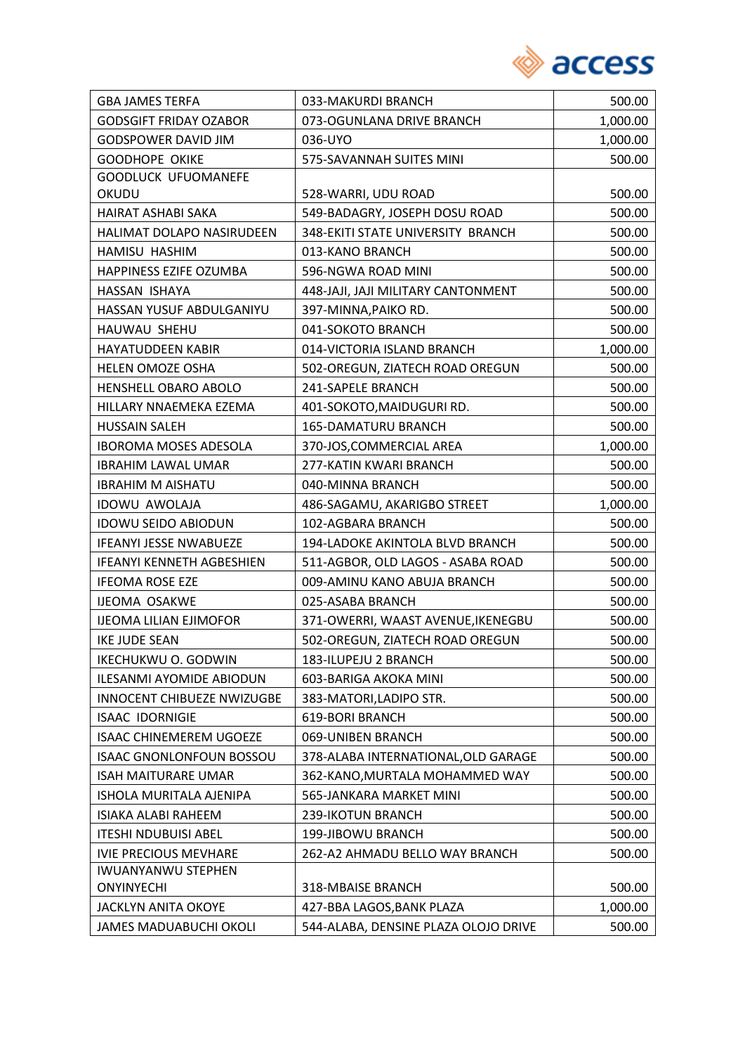| GBA JAMES TERFA | 033-MAKURDI BRANCH | 500.00 |
|---|---|---|
| GODSGIFT FRIDAY OZABOR | 073-OGUNLANA DRIVE BRANCH | 1,000.00 |
| GODSPOWER DAVID JIM | 036-UYO | 1,000.00 |
| GOODHOPE OKIKE | 575-SAVANNAH SUITES MINI | 500.00 |
| GOODLUCK UFUOMANEFE OKUDU | 528-WARRI, UDU ROAD | 500.00 |
| HAIRAT ASHABI SAKA | 549-BADAGRY, JOSEPH DOSU ROAD | 500.00 |
| HALIMAT DOLAPO NASIRUDEEN | 348-EKITI STATE UNIVERSITY BRANCH | 500.00 |
| HAMISU HASHIM | 013-KANO BRANCH | 500.00 |
| HAPPINESS EZIFE OZUMBA | 596-NGWA ROAD MINI | 500.00 |
| HASSAN ISHAYA | 448-JAJI, JAJI MILITARY CANTONMENT | 500.00 |
| HASSAN YUSUF ABDULGANIYU | 397-MINNA,PAIKO RD. | 500.00 |
| HAUWAU SHEHU | 041-SOKOTO BRANCH | 500.00 |
| HAYATUDDEEN KABIR | 014-VICTORIA ISLAND BRANCH | 1,000.00 |
| HELEN OMOZE OSHA | 502-OREGUN, ZIATECH ROAD OREGUN | 500.00 |
| HENSHELL OBARO ABOLO | 241-SAPELE BRANCH | 500.00 |
| HILLARY NNAEMEKA EZEMA | 401-SOKOTO,MAIDUGURI RD. | 500.00 |
| HUSSAIN SALEH | 165-DAMATURU BRANCH | 500.00 |
| IBOROMA MOSES ADESOLA | 370-JOS,COMMERCIAL AREA | 1,000.00 |
| IBRAHIM LAWAL UMAR | 277-KATIN KWARI BRANCH | 500.00 |
| IBRAHIM M AISHATU | 040-MINNA BRANCH | 500.00 |
| IDOWU AWOLAJA | 486-SAGAMU, AKARIGBO STREET | 1,000.00 |
| IDOWU SEIDO ABIODUN | 102-AGBARA BRANCH | 500.00 |
| IFEANYI JESSE NWABUEZE | 194-LADOKE AKINTOLA BLVD BRANCH | 500.00 |
| IFEANYI KENNETH AGBESHIEN | 511-AGBOR, OLD LAGOS - ASABA ROAD | 500.00 |
| IFEOMA ROSE EZE | 009-AMINU KANO ABUJA BRANCH | 500.00 |
| IJEOMA OSAKWE | 025-ASABA BRANCH | 500.00 |
| IJEOMA LILIAN EJIMOFOR | 371-OWERRI, WAAST AVENUE,IKENEGBU | 500.00 |
| IKE JUDE SEAN | 502-OREGUN, ZIATECH ROAD OREGUN | 500.00 |
| IKECHUKWU O. GODWIN | 183-ILUPEJU 2 BRANCH | 500.00 |
| ILESANMI AYOMIDE ABIODUN | 603-BARIGA AKOKA MINI | 500.00 |
| INNOCENT CHIBUEZE NWIZUGBE | 383-MATORI,LADIPO STR. | 500.00 |
| ISAAC IDORNIGIE | 619-BORI BRANCH | 500.00 |
| ISAAC CHINEMEREM UGOEZE | 069-UNIBEN BRANCH | 500.00 |
| ISAAC GNONLONFOUN BOSSOU | 378-ALABA INTERNATIONAL,OLD GARAGE | 500.00 |
| ISAH MAITURARE UMAR | 362-KANO,MURTALA MOHAMMED WAY | 500.00 |
| ISHOLA MURITALA AJENIPA | 565-JANKARA MARKET MINI | 500.00 |
| ISIAKA ALABI RAHEEM | 239-IKOTUN BRANCH | 500.00 |
| ITESHI NDUBUISI ABEL | 199-JIBOWU BRANCH | 500.00 |
| IVIE PRECIOUS MEVHARE | 262-A2 AHMADU BELLO WAY BRANCH | 500.00 |
| IWUANYANWU STEPHEN ONYINYECHI | 318-MBAISE BRANCH | 500.00 |
| JACKLYN ANITA OKOYE | 427-BBA LAGOS,BANK PLAZA | 1,000.00 |
| JAMES MADUABUCHI OKOLI | 544-ALABA, DENSINE PLAZA OLOJO DRIVE | 500.00 |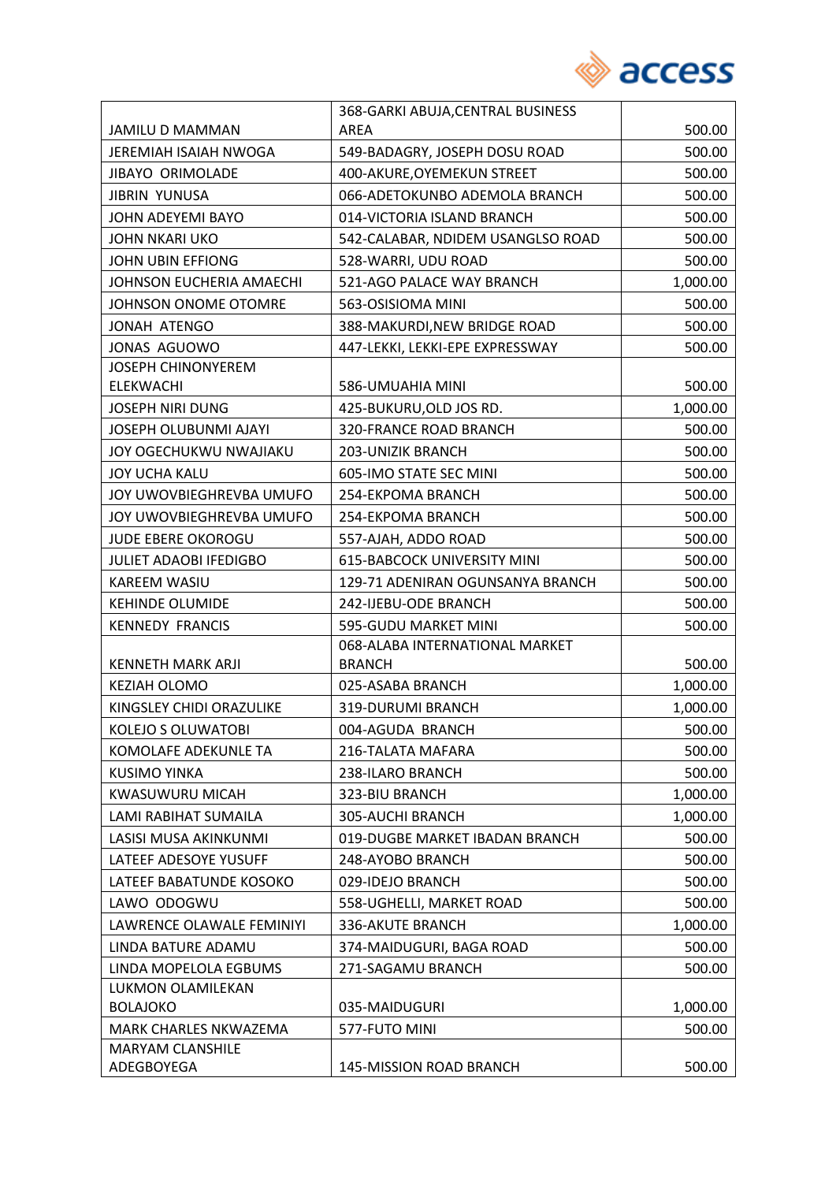| | | |
|---|---|---|
| JAMILU D MAMMAN | 368-GARKI ABUJA,CENTRAL BUSINESS AREA | 500.00 |
| JEREMIAH ISAIAH NWOGA | 549-BADAGRY, JOSEPH DOSU ROAD | 500.00 |
| JIBAYO ORIMOLADE | 400-AKURE,OYEMEKUN STREET | 500.00 |
| JIBRIN YUNUSA | 066-ADETOKUNBO ADEMOLA BRANCH | 500.00 |
| JOHN ADEYEMI BAYO | 014-VICTORIA ISLAND BRANCH | 500.00 |
| JOHN NKARI UKO | 542-CALABAR, NDIDEM USANGLSO ROAD | 500.00 |
| JOHN UBIN EFFIONG | 528-WARRI, UDU ROAD | 500.00 |
| JOHNSON EUCHERIA AMAECHI | 521-AGO PALACE WAY BRANCH | 1,000.00 |
| JOHNSON ONOME OTOMRE | 563-OSISIOMA MINI | 500.00 |
| JONAH ATENGO | 388-MAKURDI,NEW BRIDGE ROAD | 500.00 |
| JONAS AGUOWO | 447-LEKKI, LEKKI-EPE EXPRESSWAY | 500.00 |
| JOSEPH CHINONYEREM ELEKWACHI | 586-UMUAHIA MINI | 500.00 |
| JOSEPH NIRI DUNG | 425-BUKURU,OLD JOS RD. | 1,000.00 |
| JOSEPH OLUBUNMI AJAYI | 320-FRANCE ROAD BRANCH | 500.00 |
| JOY OGECHUKWU NWAJIAKU | 203-UNIZIK BRANCH | 500.00 |
| JOY UCHA KALU | 605-IMO STATE SEC MINI | 500.00 |
| JOY UWOVBIEGHREVBA UMUFO | 254-EKPOMA BRANCH | 500.00 |
| JOY UWOVBIEGHREVBA UMUFO | 254-EKPOMA BRANCH | 500.00 |
| JUDE EBERE OKOROGU | 557-AJAH, ADDO ROAD | 500.00 |
| JULIET ADAOBI IFEDIGBO | 615-BABCOCK UNIVERSITY MINI | 500.00 |
| KAREEM WASIU | 129-71 ADENIRAN OGUNSANYA BRANCH | 500.00 |
| KEHINDE OLUMIDE | 242-IJEBU-ODE BRANCH | 500.00 |
| KENNEDY FRANCIS | 595-GUDU MARKET MINI | 500.00 |
| KENNETH MARK ARJI | 068-ALABA INTERNATIONAL MARKET BRANCH | 500.00 |
| KEZIAH OLOMO | 025-ASABA BRANCH | 1,000.00 |
| KINGSLEY CHIDI ORAZULIKE | 319-DURUMI BRANCH | 1,000.00 |
| KOLEJO S OLUWATOBI | 004-AGUDA BRANCH | 500.00 |
| KOMOLAFE ADEKUNLE TA | 216-TALATA MAFARA | 500.00 |
| KUSIMO YINKA | 238-ILARO BRANCH | 500.00 |
| KWASUWURU MICAH | 323-BIU BRANCH | 1,000.00 |
| LAMI RABIHAT SUMAILA | 305-AUCHI BRANCH | 1,000.00 |
| LASISI MUSA AKINKUNMI | 019-DUGBE MARKET IBADAN BRANCH | 500.00 |
| LATEEF ADESOYE YUSUFF | 248-AYOBO BRANCH | 500.00 |
| LATEEF BABATUNDE KOSOKO | 029-IDEJO BRANCH | 500.00 |
| LAWO ODOGWU | 558-UGHELLI, MARKET ROAD | 500.00 |
| LAWRENCE OLAWALE FEMINIYI | 336-AKUTE BRANCH | 1,000.00 |
| LINDA BATURE ADAMU | 374-MAIDUGURI, BAGA ROAD | 500.00 |
| LINDA MOPELOLA EGBUMS | 271-SAGAMU BRANCH | 500.00 |
| LUKMON OLAMILEKAN BOLAJOKO | 035-MAIDUGURI | 1,000.00 |
| MARK CHARLES NKWAZEMA | 577-FUTO MINI | 500.00 |
| MARYAM CLANSHILE ADEGBOYEGA | 145-MISSION ROAD BRANCH | 500.00 |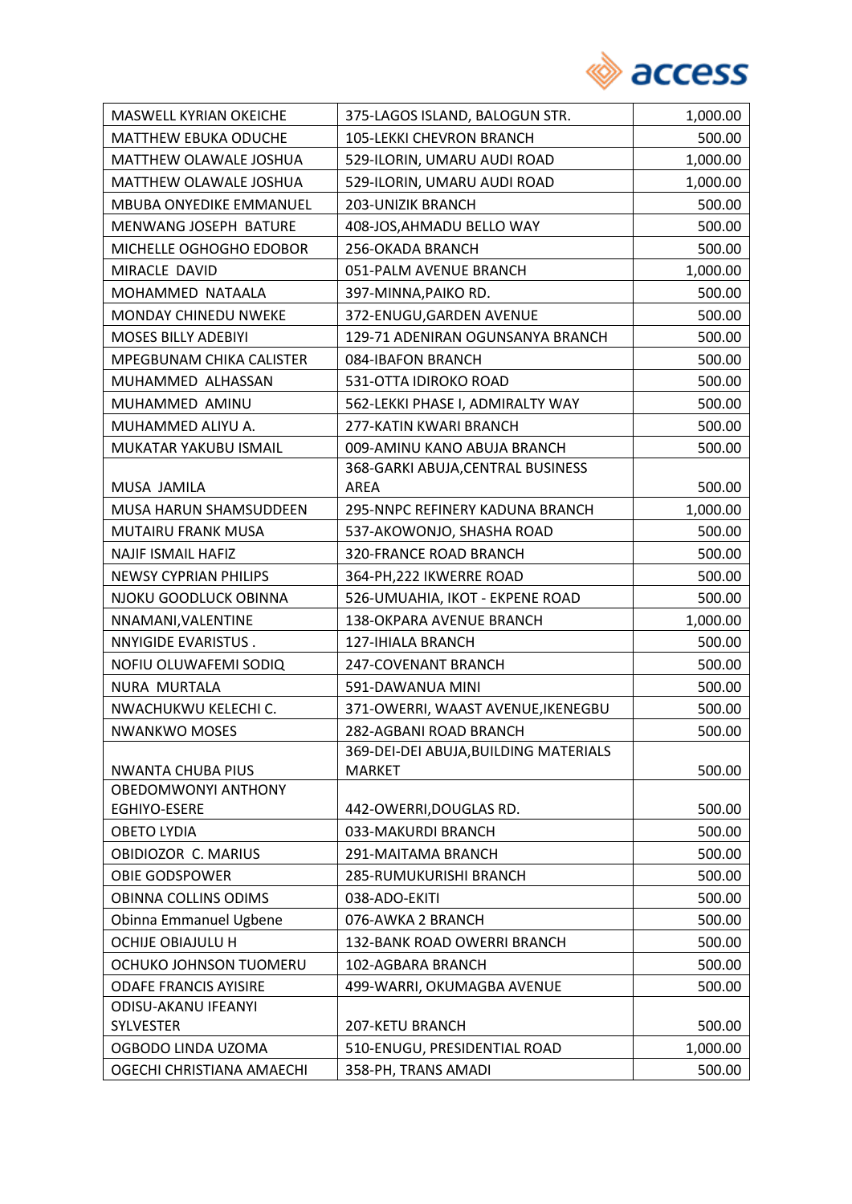| MASWELL KYRIAN OKEICHE | 375-LAGOS ISLAND, BALOGUN STR. | 1,000.00 |
|---|---|---|
| MATTHEW EBUKA ODUCHE | 105-LEKKI CHEVRON BRANCH | 500.00 |
| MATTHEW OLAWALE JOSHUA | 529-ILORIN, UMARU AUDI ROAD | 1,000.00 |
| MATTHEW OLAWALE JOSHUA | 529-ILORIN, UMARU AUDI ROAD | 1,000.00 |
| MBUBA ONYEDIKE EMMANUEL | 203-UNIZIK BRANCH | 500.00 |
| MENWANG JOSEPH BATURE | 408-JOS,AHMADU BELLO WAY | 500.00 |
| MICHELLE OGHOGHO EDOBOR | 256-OKADA BRANCH | 500.00 |
| MIRACLE DAVID | 051-PALM AVENUE BRANCH | 1,000.00 |
| MOHAMMED NATAALA | 397-MINNA,PAIKO RD. | 500.00 |
| MONDAY CHINEDU NWEKE | 372-ENUGU,GARDEN AVENUE | 500.00 |
| MOSES BILLY ADEBIYI | 129-71 ADENIRAN OGUNSANYA BRANCH | 500.00 |
| MPEGBUNAM CHIKA CALISTER | 084-IBAFON BRANCH | 500.00 |
| MUHAMMED ALHASSAN | 531-OTTA IDIROKO ROAD | 500.00 |
| MUHAMMED AMINU | 562-LEKKI PHASE I, ADMIRALTY WAY | 500.00 |
| MUHAMMED ALIYU A. | 277-KATIN KWARI BRANCH | 500.00 |
| MUKATAR YAKUBU ISMAIL | 009-AMINU KANO ABUJA BRANCH | 500.00 |
| MUSA JAMILA | 368-GARKI ABUJA,CENTRAL BUSINESS AREA | 500.00 |
| MUSA HARUN SHAMSUDDEEN | 295-NNPC REFINERY KADUNA BRANCH | 1,000.00 |
| MUTAIRU FRANK MUSA | 537-AKOWONJO, SHASHA ROAD | 500.00 |
| NAJIF ISMAIL HAFIZ | 320-FRANCE ROAD BRANCH | 500.00 |
| NEWSY CYPRIAN PHILIPS | 364-PH,222 IKWERRE ROAD | 500.00 |
| NJOKU GOODLUCK OBINNA | 526-UMUAHIA, IKOT - EKPENE ROAD | 500.00 |
| NNAMANI,VALENTINE | 138-OKPARA AVENUE BRANCH | 1,000.00 |
| NNYIGIDE EVARISTUS . | 127-IHIALA BRANCH | 500.00 |
| NOFIU OLUWAFEMI SODIQ | 247-COVENANT BRANCH | 500.00 |
| NURA MURTALA | 591-DAWANUA MINI | 500.00 |
| NWACHUKWU KELECHI C. | 371-OWERRI, WAAST AVENUE,IKENEGBU | 500.00 |
| NWANKWO MOSES | 282-AGBANI ROAD BRANCH | 500.00 |
| NWANTA CHUBA PIUS | 369-DEI-DEI ABUJA,BUILDING MATERIALS MARKET | 500.00 |
| OBEDOMWONYI ANTHONY EGHIYO-ESERE | 442-OWERRI,DOUGLAS RD. | 500.00 |
| OBETO LYDIA | 033-MAKURDI BRANCH | 500.00 |
| OBIDIOZOR C. MARIUS | 291-MAITAMA BRANCH | 500.00 |
| OBIE GODSPOWER | 285-RUMUKURISHI BRANCH | 500.00 |
| OBINNA COLLINS ODIMS | 038-ADO-EKITI | 500.00 |
| Obinna Emmanuel Ugbene | 076-AWKA 2 BRANCH | 500.00 |
| OCHIJE OBIAJULU H | 132-BANK ROAD OWERRI BRANCH | 500.00 |
| OCHUKO JOHNSON TUOMERU | 102-AGBARA BRANCH | 500.00 |
| ODAFE FRANCIS AYISIRE | 499-WARRI, OKUMAGBA AVENUE | 500.00 |
| ODISU-AKANU IFEANYI SYLVESTER | 207-KETU BRANCH | 500.00 |
| OGBODO LINDA UZOMA | 510-ENUGU, PRESIDENTIAL ROAD | 1,000.00 |
| OGECHI CHRISTIANA AMAECHI | 358-PH, TRANS AMADI | 500.00 |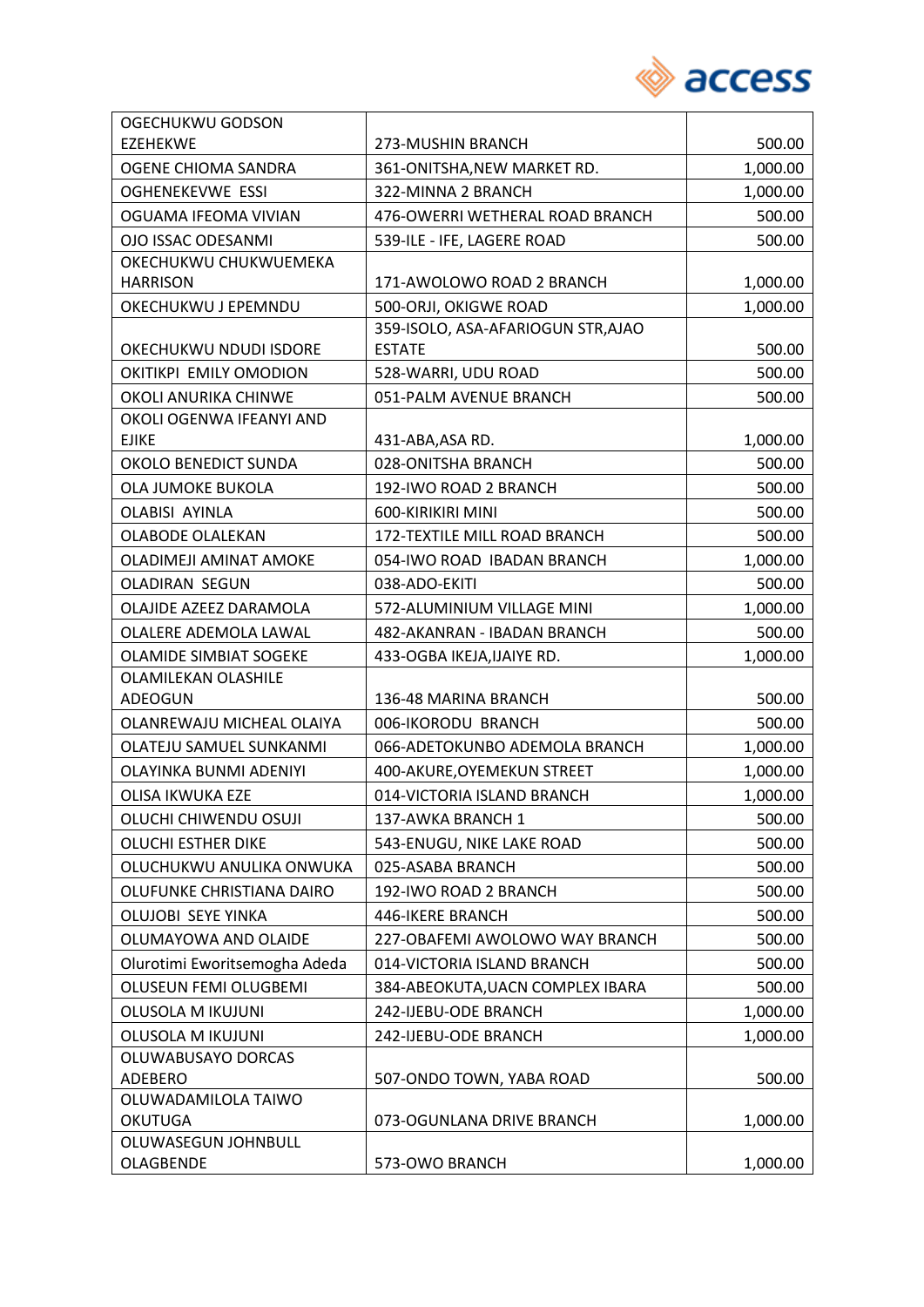| OGECHUKWU GODSON EZEHEKWE | 273-MUSHIN BRANCH | 500.00 |
|---|---|---|
| OGENE CHIOMA SANDRA | 361-ONITSHA,NEW MARKET RD. | 1,000.00 |
| OGHENEKEVWE ESSI | 322-MINNA 2 BRANCH | 1,000.00 |
| OGUAMA IFEOMA VIVIAN | 476-OWERRI WETHERAL ROAD BRANCH | 500.00 |
| OJO ISSAC ODESANMI | 539-ILE - IFE, LAGERE ROAD | 500.00 |
| OKECHUKWU CHUKWUEMEKA HARRISON | 171-AWOLOWO ROAD 2 BRANCH | 1,000.00 |
| OKECHUKWU J EPEMNDU | 500-ORJI, OKIGWE ROAD | 1,000.00 |
| OKECHUKWU NDUDI ISDORE | 359-ISOLO, ASA-AFARIOGUN STR,AJAO ESTATE | 500.00 |
| OKITIKPI EMILY OMODION | 528-WARRI, UDU ROAD | 500.00 |
| OKOLI ANURIKA CHINWE | 051-PALM AVENUE BRANCH | 500.00 |
| OKOLI OGENWA IFEANYI AND EJIKE | 431-ABA,ASA RD. | 1,000.00 |
| OKOLO BENEDICT SUNDA | 028-ONITSHA BRANCH | 500.00 |
| OLA JUMOKE BUKOLA | 192-IWO ROAD 2 BRANCH | 500.00 |
| OLABISI AYINLA | 600-KIRIKIRI MINI | 500.00 |
| OLABODE OLALEKAN | 172-TEXTILE MILL ROAD BRANCH | 500.00 |
| OLADIMEJI AMINAT AMOKE | 054-IWO ROAD IBADAN BRANCH | 1,000.00 |
| OLADIRAN SEGUN | 038-ADO-EKITI | 500.00 |
| OLAJIDE AZEEZ DARAMOLA | 572-ALUMINIUM VILLAGE MINI | 1,000.00 |
| OLALERE ADEMOLA LAWAL | 482-AKANRAN - IBADAN BRANCH | 500.00 |
| OLAMIDE SIMBIAT SOGEKE | 433-OGBA IKEJA,IJAIYE RD. | 1,000.00 |
| OLAMILEKAN OLASHILE ADEOGUN | 136-48 MARINA BRANCH | 500.00 |
| OLANREWAJU MICHEAL OLAIYA | 006-IKORODU BRANCH | 500.00 |
| OLATEJU SAMUEL SUNKANMI | 066-ADETOKUNBO ADEMOLA BRANCH | 1,000.00 |
| OLAYINKA BUNMI ADENIYI | 400-AKURE,OYEMEKUN STREET | 1,000.00 |
| OLISA IKWUKA EZE | 014-VICTORIA ISLAND BRANCH | 1,000.00 |
| OLUCHI CHIWENDU OSUJI | 137-AWKA BRANCH 1 | 500.00 |
| OLUCHI ESTHER DIKE | 543-ENUGU, NIKE LAKE ROAD | 500.00 |
| OLUCHUKWU ANULIKA ONWUKA | 025-ASABA BRANCH | 500.00 |
| OLUFUNKE CHRISTIANA DAIRO | 192-IWO ROAD 2 BRANCH | 500.00 |
| OLUJOBI SEYE YINKA | 446-IKERE BRANCH | 500.00 |
| OLUMAYOWA AND OLAIDE | 227-OBAFEMI AWOLOWO WAY BRANCH | 500.00 |
| Olurotimi Eworitsemogha Adeda | 014-VICTORIA ISLAND BRANCH | 500.00 |
| OLUSEUN FEMI OLUGBEMI | 384-ABEOKUTA,UACN COMPLEX IBARA | 500.00 |
| OLUSOLA M IKUJUNI | 242-IJEBU-ODE BRANCH | 1,000.00 |
| OLUSOLA M IKUJUNI | 242-IJEBU-ODE BRANCH | 1,000.00 |
| OLUWABUSAYO DORCAS ADEBERO | 507-ONDO TOWN, YABA ROAD | 500.00 |
| OLUWADAMILOLA TAIWO OKUTUGA | 073-OGUNLANA DRIVE BRANCH | 1,000.00 |
| OLUWASEGUN JOHNBULL OLAGBENDE | 573-OWO BRANCH | 1,000.00 |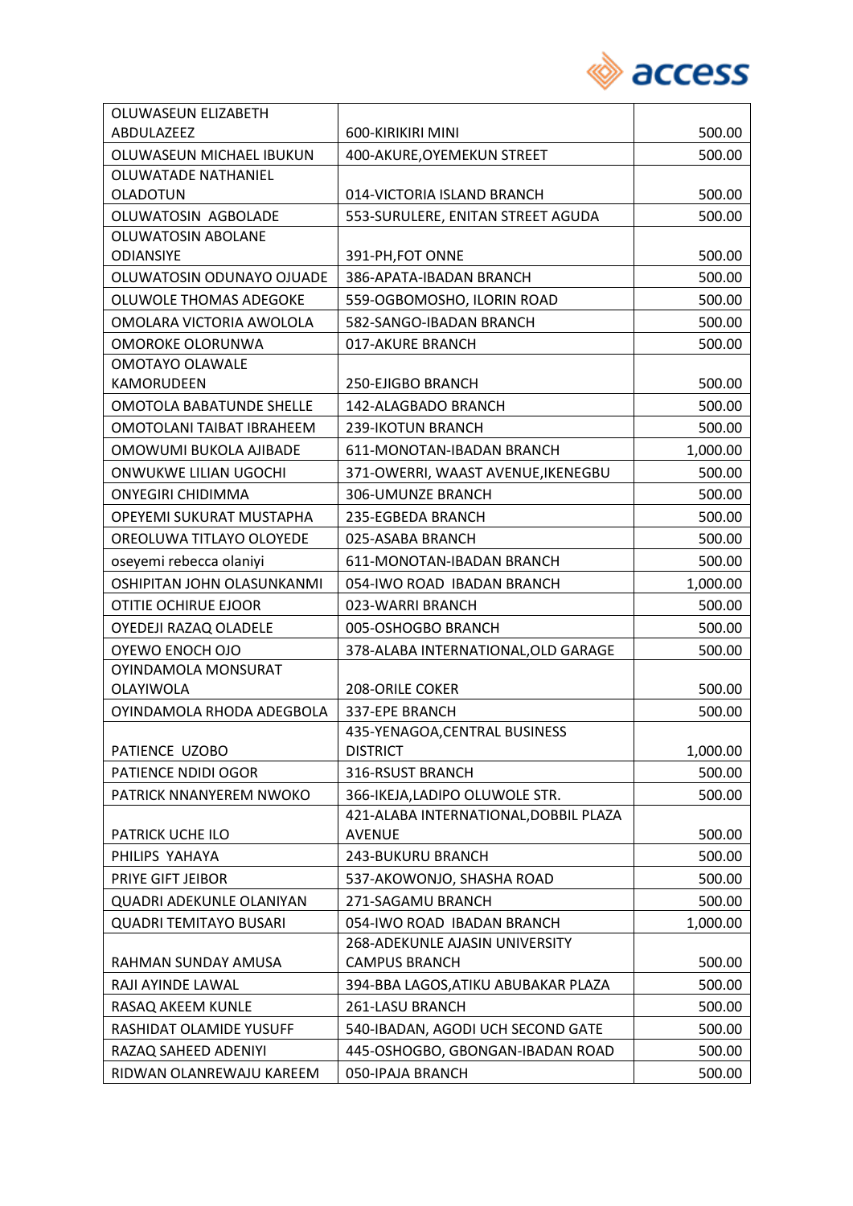| OLUWASEUN ELIZABETH ABDULAZEEZ | 600-KIRIKIRI MINI | 500.00 |
|---|---|---|
| OLUWASEUN MICHAEL IBUKUN | 400-AKURE,OYEMEKUN STREET | 500.00 |
| OLUWATADE NATHANIEL OLADOTUN | 014-VICTORIA ISLAND BRANCH | 500.00 |
| OLUWATOSIN AGBOLADE | 553-SURULERE, ENITAN STREET AGUDA | 500.00 |
| OLUWATOSIN ABOLANE ODIANSIYE | 391-PH,FOT ONNE | 500.00 |
| OLUWATOSIN ODUNAYO OJUADE | 386-APATA-IBADAN BRANCH | 500.00 |
| OLUWOLE THOMAS ADEGOKE | 559-OGBOMOSHO, ILORIN ROAD | 500.00 |
| OMOLARA VICTORIA AWOLOLA | 582-SANGO-IBADAN BRANCH | 500.00 |
| OMOROKE OLORUNWA | 017-AKURE BRANCH | 500.00 |
| OMOTAYO OLAWALE KAMORUDEEN | 250-EJIGBO BRANCH | 500.00 |
| OMOTOLA BABATUNDE SHELLE | 142-ALAGBADO BRANCH | 500.00 |
| OMOTOLANI TAIBAT IBRAHEEM | 239-IKOTUN BRANCH | 500.00 |
| OMOWUMI BUKOLA AJIBADE | 611-MONOTAN-IBADAN BRANCH | 1,000.00 |
| ONWUKWE LILIAN UGOCHI | 371-OWERRI, WAAST AVENUE,IKENEGBU | 500.00 |
| ONYEGIRI CHIDIMMA | 306-UMUNZE BRANCH | 500.00 |
| OPEYEMI SUKURAT MUSTAPHA | 235-EGBEDA BRANCH | 500.00 |
| OREOLUWA TITLAYO OLOYEDE | 025-ASABA BRANCH | 500.00 |
| oseyemi rebecca olaniyi | 611-MONOTAN-IBADAN BRANCH | 500.00 |
| OSHIPITAN JOHN OLASUNKANMI | 054-IWO ROAD IBADAN BRANCH | 1,000.00 |
| OTITIE OCHIRUE EJOOR | 023-WARRI BRANCH | 500.00 |
| OYEDEJI RAZAQ OLADELE | 005-OSHOGBO BRANCH | 500.00 |
| OYEWO ENOCH OJO | 378-ALABA INTERNATIONAL,OLD GARAGE | 500.00 |
| OYINDAMOLA MONSURAT OLAYIWOLA | 208-ORILE COKER | 500.00 |
| OYINDAMOLA RHODA ADEGBOLA | 337-EPE BRANCH | 500.00 |
| PATIENCE UZOBO | 435-YENAGOA,CENTRAL BUSINESS DISTRICT | 1,000.00 |
| PATIENCE NDIDI OGOR | 316-RSUST BRANCH | 500.00 |
| PATRICK NNANYEREM NWOKO | 366-IKEJA,LADIPO OLUWOLE STR. | 500.00 |
| PATRICK UCHE ILO | 421-ALABA INTERNATIONAL,DOBBIL PLAZA AVENUE | 500.00 |
| PHILIPS YAHAYA | 243-BUKURU BRANCH | 500.00 |
| PRIYE GIFT JEIBOR | 537-AKOWONJO, SHASHA ROAD | 500.00 |
| QUADRI ADEKUNLE OLANIYAN | 271-SAGAMU BRANCH | 500.00 |
| QUADRI TEMITAYO BUSARI | 054-IWO ROAD IBADAN BRANCH | 1,000.00 |
| RAHMAN SUNDAY AMUSA | 268-ADEKUNLE AJASIN UNIVERSITY CAMPUS BRANCH | 500.00 |
| RAJI AYINDE LAWAL | 394-BBA LAGOS,ATIKU ABUBAKAR PLAZA | 500.00 |
| RASAQ AKEEM KUNLE | 261-LASU BRANCH | 500.00 |
| RASHIDAT OLAMIDE YUSUFF | 540-IBADAN, AGODI UCH SECOND GATE | 500.00 |
| RAZAQ SAHEED ADENIYI | 445-OSHOGBO, GBONGAN-IBADAN ROAD | 500.00 |
| RIDWAN OLANREWAJU KAREEM | 050-IPAJA BRANCH | 500.00 |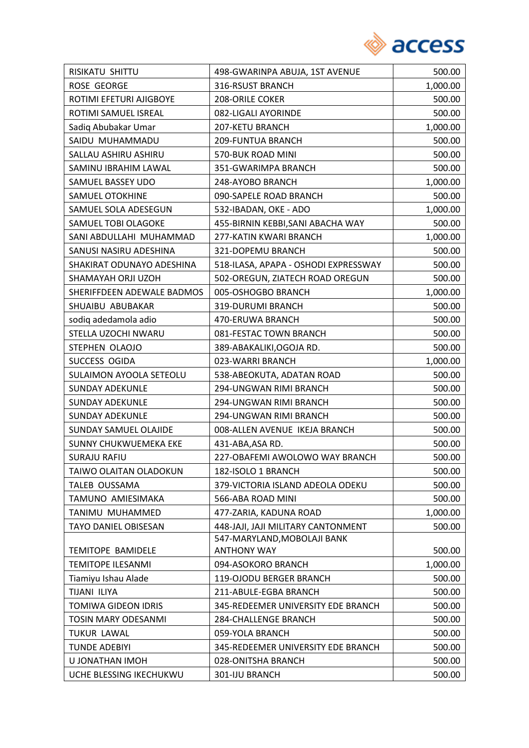| RISIKATU SHITTU | 498-GWARINPA ABUJA, 1ST AVENUE | 500.00 |
|---|---|---|
| ROSE GEORGE | 316-RSUST BRANCH | 1,000.00 |
| ROTIMI EFETURI AJIGBOYE | 208-ORILE COKER | 500.00 |
| ROTIMI SAMUEL ISREAL | 082-LIGALI AYORINDE | 500.00 |
| Sadiq Abubakar Umar | 207-KETU BRANCH | 1,000.00 |
| SAIDU MUHAMMADU | 209-FUNTUA BRANCH | 500.00 |
| SALLAU ASHIRU ASHIRU | 570-BUK ROAD MINI | 500.00 |
| SAMINU IBRAHIM LAWAL | 351-GWARIMPA BRANCH | 500.00 |
| SAMUEL BASSEY UDO | 248-AYOBO BRANCH | 1,000.00 |
| SAMUEL OTOKHINE | 090-SAPELE ROAD BRANCH | 500.00 |
| SAMUEL SOLA ADESEGUN | 532-IBADAN, OKE - ADO | 1,000.00 |
| SAMUEL TOBI OLAGOKE | 455-BIRNIN KEBBI,SANI ABACHA WAY | 500.00 |
| SANI ABDULLAHI MUHAMMAD | 277-KATIN KWARI BRANCH | 1,000.00 |
| SANUSI NASIRU ADESHINA | 321-DOPEMU BRANCH | 500.00 |
| SHAKIRAT ODUNAYO ADESHINA | 518-ILASA, APAPA - OSHODI EXPRESSWAY | 500.00 |
| SHAMAYAH ORJI UZOH | 502-OREGUN, ZIATECH ROAD OREGUN | 500.00 |
| SHERIFFDEEN ADEWALE BADMOS | 005-OSHOGBO BRANCH | 1,000.00 |
| SHUAIBU ABUBAKAR | 319-DURUMI BRANCH | 500.00 |
| sodiq adedamola adio | 470-ERUWA BRANCH | 500.00 |
| STELLA UZOCHI NWARU | 081-FESTAC TOWN BRANCH | 500.00 |
| STEPHEN OLAOJO | 389-ABAKALIKI,OGOJA RD. | 500.00 |
| SUCCESS OGIDA | 023-WARRI BRANCH | 1,000.00 |
| SULAIMON AYOOLA SETEOLU | 538-ABEOKUTA, ADATAN ROAD | 500.00 |
| SUNDAY ADEKUNLE | 294-UNGWAN RIMI BRANCH | 500.00 |
| SUNDAY ADEKUNLE | 294-UNGWAN RIMI BRANCH | 500.00 |
| SUNDAY ADEKUNLE | 294-UNGWAN RIMI BRANCH | 500.00 |
| SUNDAY SAMUEL OLAJIDE | 008-ALLEN AVENUE IKEJA BRANCH | 500.00 |
| SUNNY CHUKWUEMEKA EKE | 431-ABA,ASA RD. | 500.00 |
| SURAJU RAFIU | 227-OBAFEMI AWOLOWO WAY BRANCH | 500.00 |
| TAIWO OLAITAN OLADOKUN | 182-ISOLO 1 BRANCH | 500.00 |
| TALEB OUSSAMA | 379-VICTORIA ISLAND ADEOLA ODEKU | 500.00 |
| TAMUNO AMIESIMAKA | 566-ABA ROAD MINI | 500.00 |
| TANIMU MUHAMMED | 477-ZARIA, KADUNA ROAD | 1,000.00 |
| TAYO DANIEL OBISESAN | 448-JAJI, JAJI MILITARY CANTONMENT | 500.00 |
| TEMITOPE BAMIDELE | 547-MARYLAND,MOBOLAJI BANK ANTHONY WAY | 500.00 |
| TEMITOPE ILESANMI | 094-ASOKORO BRANCH | 1,000.00 |
| Tiamiyu Ishau Alade | 119-OJODU BERGER BRANCH | 500.00 |
| TIJANI ILIYA | 211-ABULE-EGBA BRANCH | 500.00 |
| TOMIWA GIDEON IDRIS | 345-REDEEMER UNIVERSITY EDE BRANCH | 500.00 |
| TOSIN MARY ODESANMI | 284-CHALLENGE BRANCH | 500.00 |
| TUKUR LAWAL | 059-YOLA BRANCH | 500.00 |
| TUNDE ADEBIYI | 345-REDEEMER UNIVERSITY EDE BRANCH | 500.00 |
| U JONATHAN IMOH | 028-ONITSHA BRANCH | 500.00 |
| UCHE BLESSING IKECHUKWU | 301-IJU BRANCH | 500.00 |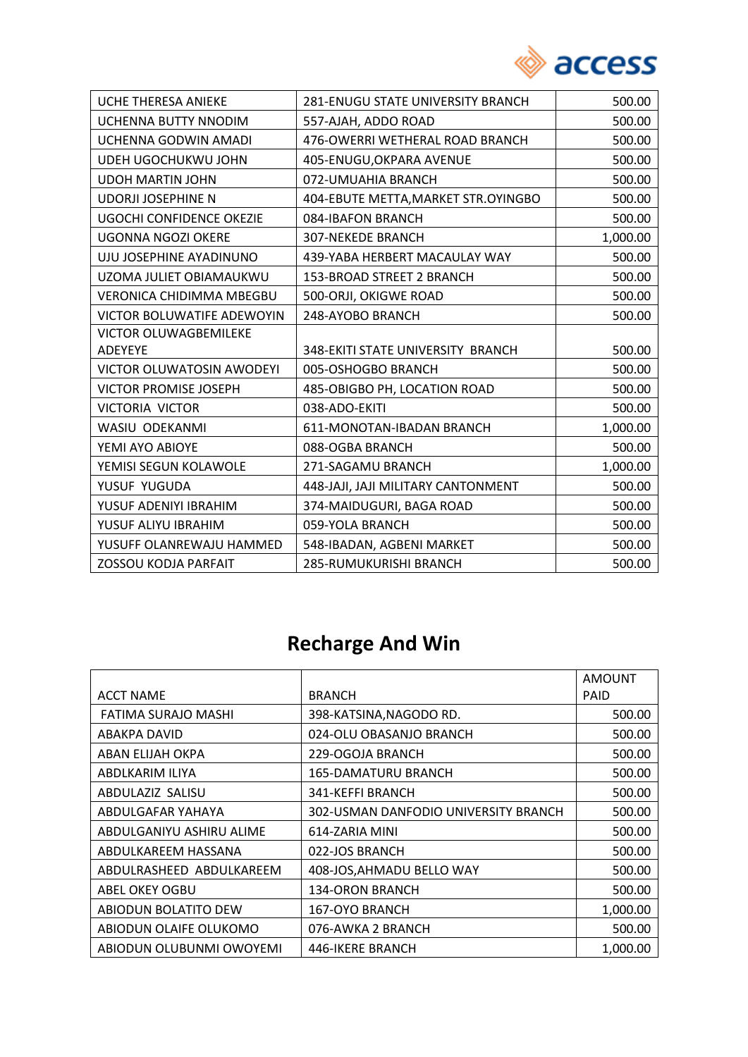| | | |
|---|---|---|
| UCHE THERESA ANIEKE | 281-ENUGU STATE UNIVERSITY BRANCH | 500.00 |
| UCHENNA BUTTY NNODIM | 557-AJAH, ADDO ROAD | 500.00 |
| UCHENNA GODWIN AMADI | 476-OWERRI WETHERAL ROAD BRANCH | 500.00 |
| UDEH UGOCHUKWU JOHN | 405-ENUGU,OKPARA AVENUE | 500.00 |
| UDOH MARTIN JOHN | 072-UMUAHIA BRANCH | 500.00 |
| UDORJI JOSEPHINE N | 404-EBUTE METTA,MARKET STR.OYINGBO | 500.00 |
| UGOCHI CONFIDENCE OKEZIE | 084-IBAFON BRANCH | 500.00 |
| UGONNA NGOZI OKERE | 307-NEKEDE BRANCH | 1,000.00 |
| UJU JOSEPHINE AYADINUNO | 439-YABA HERBERT MACAULAY WAY | 500.00 |
| UZOMA JULIET OBIAMAUKWU | 153-BROAD STREET 2 BRANCH | 500.00 |
| VERONICA CHIDIMMA MBEGBU | 500-ORJI, OKIGWE ROAD | 500.00 |
| VICTOR BOLUWATIFE ADEWOYIN | 248-AYOBO BRANCH | 500.00 |
| VICTOR OLUWAGBEMILEKE ADEYEYE | 348-EKITI STATE UNIVERSITY BRANCH | 500.00 |
| VICTOR OLUWATOSIN AWODEYI | 005-OSHOGBO BRANCH | 500.00 |
| VICTOR PROMISE JOSEPH | 485-OBIGBO PH, LOCATION ROAD | 500.00 |
| VICTORIA VICTOR | 038-ADO-EKITI | 500.00 |
| WASIU ODEKANMI | 611-MONOTAN-IBADAN BRANCH | 1,000.00 |
| YEMI AYO ABIOYE | 088-OGBA BRANCH | 500.00 |
| YEMISI SEGUN KOLAWOLE | 271-SAGAMU BRANCH | 1,000.00 |
| YUSUF YUGUDA | 448-JAJI, JAJI MILITARY CANTONMENT | 500.00 |
| YUSUF ADENIYI IBRAHIM | 374-MAIDUGURI, BAGA ROAD | 500.00 |
| YUSUF ALIYU IBRAHIM | 059-YOLA BRANCH | 500.00 |
| YUSUFF OLANREWAJU HAMMED | 548-IBADAN, AGBENI MARKET | 500.00 |
| ZOSSOU KODJA PARFAIT | 285-RUMUKURISHI BRANCH | 500.00 |

# Recharge And Win

| ACCT NAME | BRANCH | AMOUNT PAID |
|---|---|---|
| FATIMA SURAJO MASHI | 398-KATSINA,NAGODO RD. | 500.00 |
| ABAKPA DAVID | 024-OLU OBASANJO BRANCH | 500.00 |
| ABAN ELIJAH OKPA | 229-OGOJA BRANCH | 500.00 |
| ABDLKARIM ILIYA | 165-DAMATURU BRANCH | 500.00 |
| ABDULAZIZ SALISU | 341-KEFFI BRANCH | 500.00 |
| ABDULGAFAR YAHAYA | 302-USMAN DANFODIO UNIVERSITY BRANCH | 500.00 |
| ABDULGANIYU ASHIRU ALIME | 614-ZARIA MINI | 500.00 |
| ABDULKAREEM HASSANA | 022-JOS BRANCH | 500.00 |
| ABDULRASHEED ABDULKAREEM | 408-JOS,AHMADU BELLO WAY | 500.00 |
| ABEL OKEY OGBU | 134-ORON BRANCH | 500.00 |
| ABIODUN BOLATITO DEW | 167-OYO BRANCH | 1,000.00 |
| ABIODUN OLAIFE OLUKOMO | 076-AWKA 2 BRANCH | 500.00 |
| ABIODUN OLUBUNMI OWOYEMI | 446-IKERE BRANCH | 1,000.00 |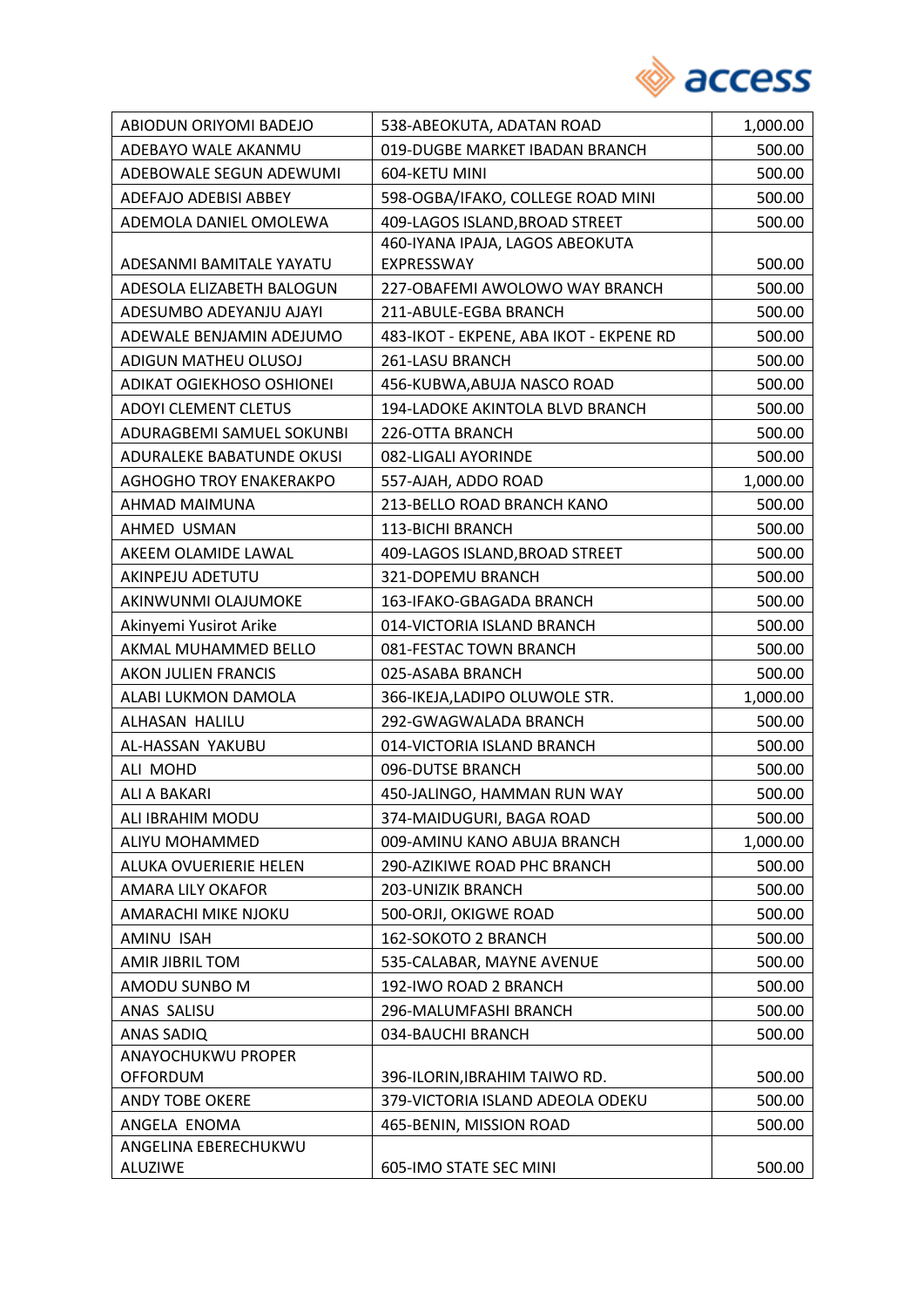| ABIODUN ORIYOMI BADEJO | 538-ABEOKUTA, ADATAN ROAD | 1,000.00 |
|---|---|---|
| ADEBAYO WALE AKANMU | 019-DUGBE MARKET IBADAN BRANCH | 500.00 |
| ADEBOWALE SEGUN ADEWUMI | 604-KETU MINI | 500.00 |
| ADEFAJO ADEBISI ABBEY | 598-OGBA/IFAKO, COLLEGE ROAD MINI | 500.00 |
| ADEMOLA DANIEL OMOLEWA | 409-LAGOS ISLAND,BROAD STREET | 500.00 |
| ADESANMI BAMITALE YAYATU | 460-IYANA IPAJA, LAGOS ABEOKUTA EXPRESSWAY | 500.00 |
| ADESOLA ELIZABETH BALOGUN | 227-OBAFEMI AWOLOWO WAY BRANCH | 500.00 |
| ADESUMBO ADEYANJU AJAYI | 211-ABULE-EGBA BRANCH | 500.00 |
| ADEWALE BENJAMIN ADEJUMO | 483-IKOT - EKPENE, ABA IKOT - EKPENE RD | 500.00 |
| ADIGUN MATHEU OLUSOJ | 261-LASU BRANCH | 500.00 |
| ADIKAT OGIEKHOSO OSHIONEI | 456-KUBWA,ABUJA NASCO ROAD | 500.00 |
| ADOYI CLEMENT CLETUS | 194-LADOKE AKINTOLA BLVD BRANCH | 500.00 |
| ADURAGBEMI SAMUEL SOKUNBI | 226-OTTA BRANCH | 500.00 |
| ADURALEKE BABATUNDE OKUSI | 082-LIGALI AYORINDE | 500.00 |
| AGHOGHO TROY ENAKERAKPO | 557-AJAH, ADDO ROAD | 1,000.00 |
| AHMAD MAIMUNA | 213-BELLO ROAD BRANCH KANO | 500.00 |
| AHMED USMAN | 113-BICHI BRANCH | 500.00 |
| AKEEM OLAMIDE LAWAL | 409-LAGOS ISLAND,BROAD STREET | 500.00 |
| AKINPEJU ADETUTU | 321-DOPEMU BRANCH | 500.00 |
| AKINWUNMI OLAJUMOKE | 163-IFAKO-GBAGADA BRANCH | 500.00 |
| Akinyemi Yusirot Arike | 014-VICTORIA ISLAND BRANCH | 500.00 |
| AKMAL MUHAMMED BELLO | 081-FESTAC TOWN BRANCH | 500.00 |
| AKON JULIEN FRANCIS | 025-ASABA BRANCH | 500.00 |
| ALABI LUKMON DAMOLA | 366-IKEJA,LADIPO OLUWOLE STR. | 1,000.00 |
| ALHASAN HALILU | 292-GWAGWALADA BRANCH | 500.00 |
| AL-HASSAN YAKUBU | 014-VICTORIA ISLAND BRANCH | 500.00 |
| ALI MOHD | 096-DUTSE BRANCH | 500.00 |
| ALI A BAKARI | 450-JALINGO, HAMMAN RUN WAY | 500.00 |
| ALI IBRAHIM MODU | 374-MAIDUGURI, BAGA ROAD | 500.00 |
| ALIYU MOHAMMED | 009-AMINU KANO ABUJA BRANCH | 1,000.00 |
| ALUKA OVUERIERIE HELEN | 290-AZIKIWE ROAD PHC BRANCH | 500.00 |
| AMARA LILY OKAFOR | 203-UNIZIK BRANCH | 500.00 |
| AMARACHI MIKE NJOKU | 500-ORJI, OKIGWE ROAD | 500.00 |
| AMINU ISAH | 162-SOKOTO 2 BRANCH | 500.00 |
| AMIR JIBRIL TOM | 535-CALABAR, MAYNE AVENUE | 500.00 |
| AMODU SUNBO M | 192-IWO ROAD 2 BRANCH | 500.00 |
| ANAS SALISU | 296-MALUMFASHI BRANCH | 500.00 |
| ANAS SADIQ | 034-BAUCHI BRANCH | 500.00 |
| ANAYOCHUKWU PROPER OFFORDUM | 396-ILORIN,IBRAHIM TAIWO RD. | 500.00 |
| ANDY TOBE OKERE | 379-VICTORIA ISLAND ADEOLA ODEKU | 500.00 |
| ANGELA ENOMA | 465-BENIN, MISSION ROAD | 500.00 |
| ANGELINA EBERECHUKWU ALUZIWE | 605-IMO STATE SEC MINI | 500.00 |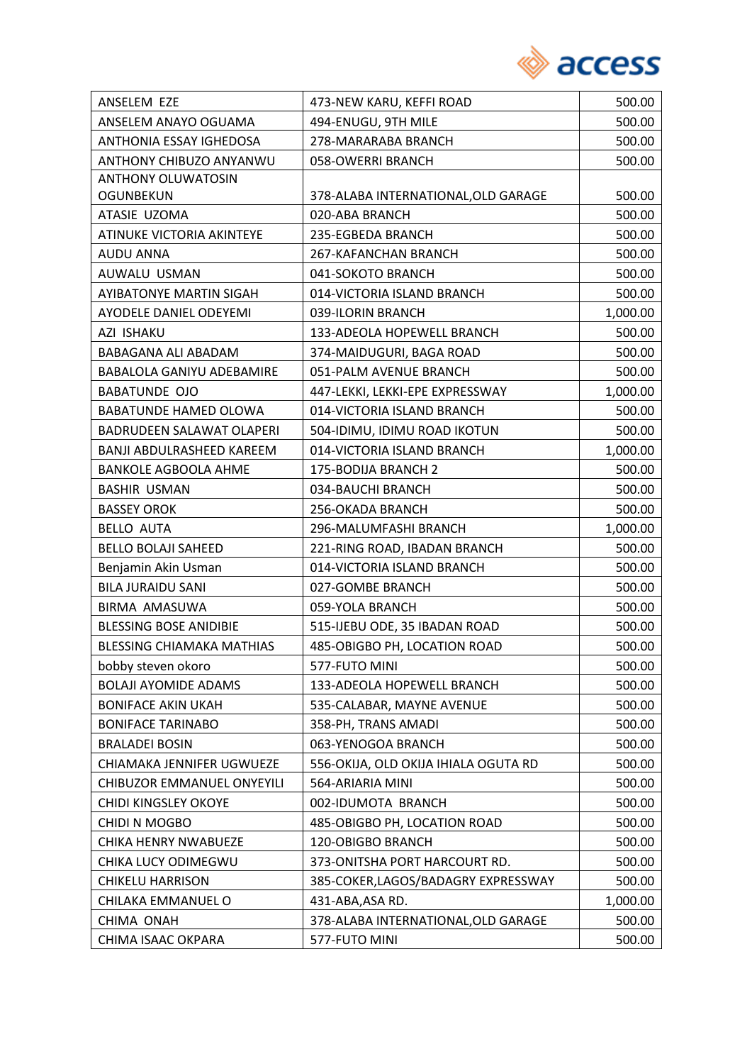| ANSELEM EZE | 473-NEW KARU, KEFFI ROAD | 500.00 |
|---|---|---|
| ANSELEM ANAYO OGUAMA | 494-ENUGU, 9TH MILE | 500.00 |
| ANTHONIA ESSAY IGHEDOSA | 278-MARARABA BRANCH | 500.00 |
| ANTHONY CHIBUZO ANYANWU | 058-OWERRI BRANCH | 500.00 |
| ANTHONY OLUWATOSIN OGUNBEKUN | 378-ALABA INTERNATIONAL,OLD GARAGE | 500.00 |
| ATASIE UZOMA | 020-ABA BRANCH | 500.00 |
| ATINUKE VICTORIA AKINTEYE | 235-EGBEDA BRANCH | 500.00 |
| AUDU ANNA | 267-KAFANCHAN BRANCH | 500.00 |
| AUWALU USMAN | 041-SOKOTO BRANCH | 500.00 |
| AYIBATONYE MARTIN SIGAH | 014-VICTORIA ISLAND BRANCH | 500.00 |
| AYODELE DANIEL ODEYEMI | 039-ILORIN BRANCH | 1,000.00 |
| AZI ISHAKU | 133-ADEOLA HOPEWELL BRANCH | 500.00 |
| BABAGANA ALI ABADAM | 374-MAIDUGURI, BAGA ROAD | 500.00 |
| BABALOLA GANIYU ADEBAMIRE | 051-PALM AVENUE BRANCH | 500.00 |
| BABATUNDE OJO | 447-LEKKI, LEKKI-EPE EXPRESSWAY | 1,000.00 |
| BABATUNDE HAMED OLOWA | 014-VICTORIA ISLAND BRANCH | 500.00 |
| BADRUDEEN SALAWAT OLAPERI | 504-IDIMU, IDIMU ROAD IKOTUN | 500.00 |
| BANJI ABDULRASHEED KAREEM | 014-VICTORIA ISLAND BRANCH | 1,000.00 |
| BANKOLE AGBOOLA AHME | 175-BODIJA BRANCH 2 | 500.00 |
| BASHIR USMAN | 034-BAUCHI BRANCH | 500.00 |
| BASSEY OROK | 256-OKADA BRANCH | 500.00 |
| BELLO AUTA | 296-MALUMFASHI BRANCH | 1,000.00 |
| BELLO BOLAJI SAHEED | 221-RING ROAD, IBADAN BRANCH | 500.00 |
| Benjamin Akin Usman | 014-VICTORIA ISLAND BRANCH | 500.00 |
| BILA JURAIDU SANI | 027-GOMBE BRANCH | 500.00 |
| BIRMA AMASUWA | 059-YOLA BRANCH | 500.00 |
| BLESSING BOSE ANIDIBIE | 515-IJEBU ODE, 35 IBADAN ROAD | 500.00 |
| BLESSING CHIAMAKA MATHIAS | 485-OBIGBO PH, LOCATION ROAD | 500.00 |
| bobby steven okoro | 577-FUTO MINI | 500.00 |
| BOLAJI AYOMIDE ADAMS | 133-ADEOLA HOPEWELL BRANCH | 500.00 |
| BONIFACE AKIN UKAH | 535-CALABAR, MAYNE AVENUE | 500.00 |
| BONIFACE TARINABO | 358-PH, TRANS AMADI | 500.00 |
| BRALADEI BOSIN | 063-YENOGOA BRANCH | 500.00 |
| CHIAMAKA JENNIFER UGWUEZE | 556-OKIJA, OLD OKIJA IHIALA OGUTA RD | 500.00 |
| CHIBUZOR EMMANUEL ONYEYILI | 564-ARIARIA MINI | 500.00 |
| CHIDI KINGSLEY OKOYE | 002-IDUMOTA BRANCH | 500.00 |
| CHIDI N MOGBO | 485-OBIGBO PH, LOCATION ROAD | 500.00 |
| CHIKA HENRY NWABUEZE | 120-OBIGBO BRANCH | 500.00 |
| CHIKA LUCY ODIMEGWU | 373-ONITSHA PORT HARCOURT RD. | 500.00 |
| CHIKELU HARRISON | 385-COKER,LAGOS/BADAGRY EXPRESSWAY | 500.00 |
| CHILAKA EMMANUEL O | 431-ABA,ASA RD. | 1,000.00 |
| CHIMA ONAH | 378-ALABA INTERNATIONAL,OLD GARAGE | 500.00 |
| CHIMA ISAAC OKPARA | 577-FUTO MINI | 500.00 |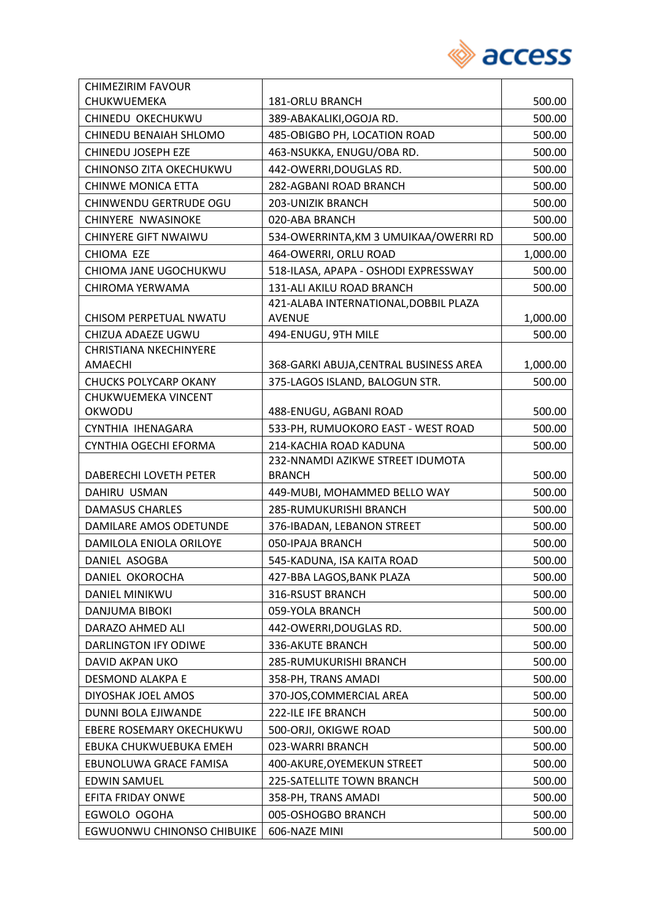| | | |
|---|---|---|
| CHIMEZIRIM FAVOUR CHUKWUEMEKA | 181-ORLU BRANCH | 500.00 |
| CHINEDU OKECHUKWU | 389-ABAKALIKI,OGOJA RD. | 500.00 |
| CHINEDU BENAIAH SHLOMO | 485-OBIGBO PH, LOCATION ROAD | 500.00 |
| CHINEDU JOSEPH EZE | 463-NSUKKA, ENUGU/OBA RD. | 500.00 |
| CHINONSO ZITA OKECHUKWU | 442-OWERRI,DOUGLAS RD. | 500.00 |
| CHINWE MONICA ETTA | 282-AGBANI ROAD BRANCH | 500.00 |
| CHINWENDU GERTRUDE OGU | 203-UNIZIK BRANCH | 500.00 |
| CHINYERE NWASINOKE | 020-ABA BRANCH | 500.00 |
| CHINYERE GIFT NWAIWU | 534-OWERRINTA,KM 3 UMUIKAA/OWERRI RD | 500.00 |
| CHIOMA EZE | 464-OWERRI, ORLU ROAD | 1,000.00 |
| CHIOMA JANE UGOCHUKWU | 518-ILASA, APAPA - OSHODI EXPRESSWAY | 500.00 |
| CHIROMA YERWAMA | 131-ALI AKILU ROAD BRANCH | 500.00 |
| CHISOM PERPETUAL NWATU | 421-ALABA INTERNATIONAL,DOBBIL PLAZA AVENUE | 1,000.00 |
| CHIZUA ADAEZE UGWU | 494-ENUGU, 9TH MILE | 500.00 |
| CHRISTIANA NKECHINYERE AMAECHI | 368-GARKI ABUJA,CENTRAL BUSINESS AREA | 1,000.00 |
| CHUCKS POLYCARP OKANY | 375-LAGOS ISLAND, BALOGUN STR. | 500.00 |
| CHUKWUEMEKA VINCENT OKWODU | 488-ENUGU, AGBANI ROAD | 500.00 |
| CYNTHIA IHENAGARA | 533-PH, RUMUOKORO EAST - WEST ROAD | 500.00 |
| CYNTHIA OGECHI EFORMA | 214-KACHIA ROAD KADUNA | 500.00 |
| DABERECHI LOVETH PETER | 232-NNAMDI AZIKWE STREET IDUMOTA BRANCH | 500.00 |
| DAHIRU USMAN | 449-MUBI, MOHAMMED BELLO WAY | 500.00 |
| DAMASUS CHARLES | 285-RUMUKURISHI BRANCH | 500.00 |
| DAMILARE AMOS ODETUNDE | 376-IBADAN, LEBANON STREET | 500.00 |
| DAMILOLA ENIOLA ORILOYE | 050-IPAJA BRANCH | 500.00 |
| DANIEL ASOGBA | 545-KADUNA, ISA KAITA ROAD | 500.00 |
| DANIEL OKOROCHA | 427-BBA LAGOS,BANK PLAZA | 500.00 |
| DANIEL MINIKWU | 316-RSUST BRANCH | 500.00 |
| DANJUMA BIBOKI | 059-YOLA BRANCH | 500.00 |
| DARAZO AHMED ALI | 442-OWERRI,DOUGLAS RD. | 500.00 |
| DARLINGTON IFY ODIWE | 336-AKUTE BRANCH | 500.00 |
| DAVID AKPAN UKO | 285-RUMUKURISHI BRANCH | 500.00 |
| DESMOND ALAKPA E | 358-PH, TRANS AMADI | 500.00 |
| DIYOSHAK JOEL AMOS | 370-JOS,COMMERCIAL AREA | 500.00 |
| DUNNI BOLA EJIWANDE | 222-ILE IFE BRANCH | 500.00 |
| EBERE ROSEMARY OKECHUKWU | 500-ORJI, OKIGWE ROAD | 500.00 |
| EBUKA CHUKWUEBUKA EMEH | 023-WARRI BRANCH | 500.00 |
| EBUNOLUWA GRACE FAMISA | 400-AKURE,OYEMEKUN STREET | 500.00 |
| EDWIN SAMUEL | 225-SATELLITE TOWN BRANCH | 500.00 |
| EFITA FRIDAY ONWE | 358-PH, TRANS AMADI | 500.00 |
| EGWOLO OGOHA | 005-OSHOGBO BRANCH | 500.00 |
| EGWUONWU CHINONSO CHIBUIKE | 606-NAZE MINI | 500.00 |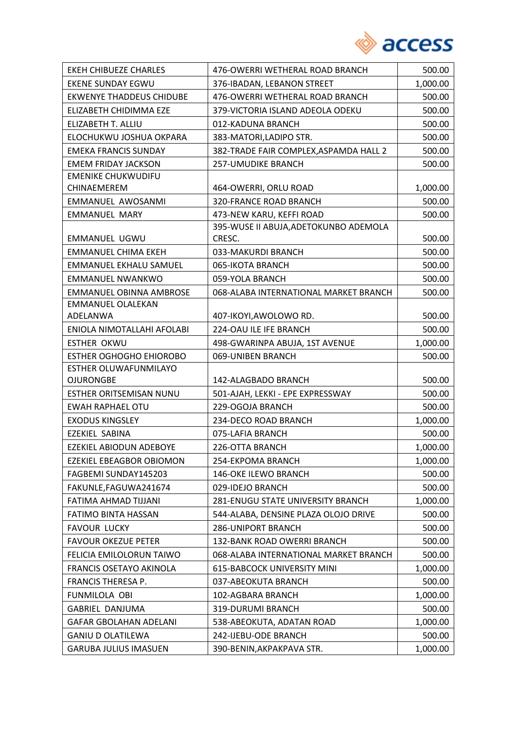| | | |
|---|---|---|
| EKEH CHIBUEZE CHARLES | 476-OWERRI WETHERAL ROAD BRANCH | 500.00 |
| EKENE SUNDAY EGWU | 376-IBADAN, LEBANON STREET | 1,000.00 |
| EKWENYE THADDEUS CHIDUBE | 476-OWERRI WETHERAL ROAD BRANCH | 500.00 |
| ELIZABETH CHIDIMMA EZE | 379-VICTORIA ISLAND ADEOLA ODEKU | 500.00 |
| ELIZABETH T. ALLIU | 012-KADUNA BRANCH | 500.00 |
| ELOCHUKWU JOSHUA OKPARA | 383-MATORI,LADIPO STR. | 500.00 |
| EMEKA FRANCIS SUNDAY | 382-TRADE FAIR COMPLEX,ASPAMDA HALL 2 | 500.00 |
| EMEM FRIDAY JACKSON | 257-UMUDIKE BRANCH | 500.00 |
| EMENIKE CHUKWUDIFU CHINAEMEREM | 464-OWERRI, ORLU ROAD | 1,000.00 |
| EMMANUEL AWOSANMI | 320-FRANCE ROAD BRANCH | 500.00 |
| EMMANUEL MARY | 473-NEW KARU, KEFFI ROAD | 500.00 |
| EMMANUEL UGWU | 395-WUSE II ABUJA,ADETOKUNBO ADEMOLA CRESC. | 500.00 |
| EMMANUEL CHIMA EKEH | 033-MAKURDI BRANCH | 500.00 |
| EMMANUEL EKHALU SAMUEL | 065-IKOTA BRANCH | 500.00 |
| EMMANUEL NWANKWO | 059-YOLA BRANCH | 500.00 |
| EMMANUEL OBINNA AMBROSE | 068-ALABA INTERNATIONAL MARKET BRANCH | 500.00 |
| EMMANUEL OLALEKAN ADELANWA | 407-IKOYI,AWOLOWO RD. | 500.00 |
| ENIOLA NIMOTALLAHI AFOLABI | 224-OAU ILE IFE BRANCH | 500.00 |
| ESTHER OKWU | 498-GWARINPA ABUJA, 1ST AVENUE | 1,000.00 |
| ESTHER OGHOGHO EHIOROBO | 069-UNIBEN BRANCH | 500.00 |
| ESTHER OLUWAFUNMILAYO OJURONGBE | 142-ALAGBADO BRANCH | 500.00 |
| ESTHER ORITSEMISAN NUNU | 501-AJAH, LEKKI - EPE EXPRESSWAY | 500.00 |
| EWAH RAPHAEL OTU | 229-OGOJA BRANCH | 500.00 |
| EXODUS KINGSLEY | 234-DECO ROAD BRANCH | 1,000.00 |
| EZEKIEL SABINA | 075-LAFIA BRANCH | 500.00 |
| EZEKIEL ABIODUN ADEBOYE | 226-OTTA BRANCH | 1,000.00 |
| EZEKIEL EBEAGBOR OBIOMON | 254-EKPOMA BRANCH | 1,000.00 |
| FAGBEMI SUNDAY145203 | 146-OKE ILEWO BRANCH | 500.00 |
| FAKUNLE,FAGUWA241674 | 029-IDEJO BRANCH | 500.00 |
| FATIMA AHMAD TIJJANI | 281-ENUGU STATE UNIVERSITY BRANCH | 1,000.00 |
| FATIMO BINTA HASSAN | 544-ALABA, DENSINE PLAZA OLOJO DRIVE | 500.00 |
| FAVOUR LUCKY | 286-UNIPORT BRANCH | 500.00 |
| FAVOUR OKEZUE PETER | 132-BANK ROAD OWERRI BRANCH | 500.00 |
| FELICIA EMILOLORUN TAIWO | 068-ALABA INTERNATIONAL MARKET BRANCH | 500.00 |
| FRANCIS OSETAYO AKINOLA | 615-BABCOCK UNIVERSITY MINI | 1,000.00 |
| FRANCIS THERESA P. | 037-ABEOKUTA BRANCH | 500.00 |
| FUNMILOLA OBI | 102-AGBARA BRANCH | 1,000.00 |
| GABRIEL DANJUMA | 319-DURUMI BRANCH | 500.00 |
| GAFAR GBOLAHAN ADELANI | 538-ABEOKUTA, ADATAN ROAD | 1,000.00 |
| GANIU D OLATILEWA | 242-IJEBU-ODE BRANCH | 500.00 |
| GARUBA JULIUS IMASUEN | 390-BENIN,AKPAKPAVA STR. | 1,000.00 |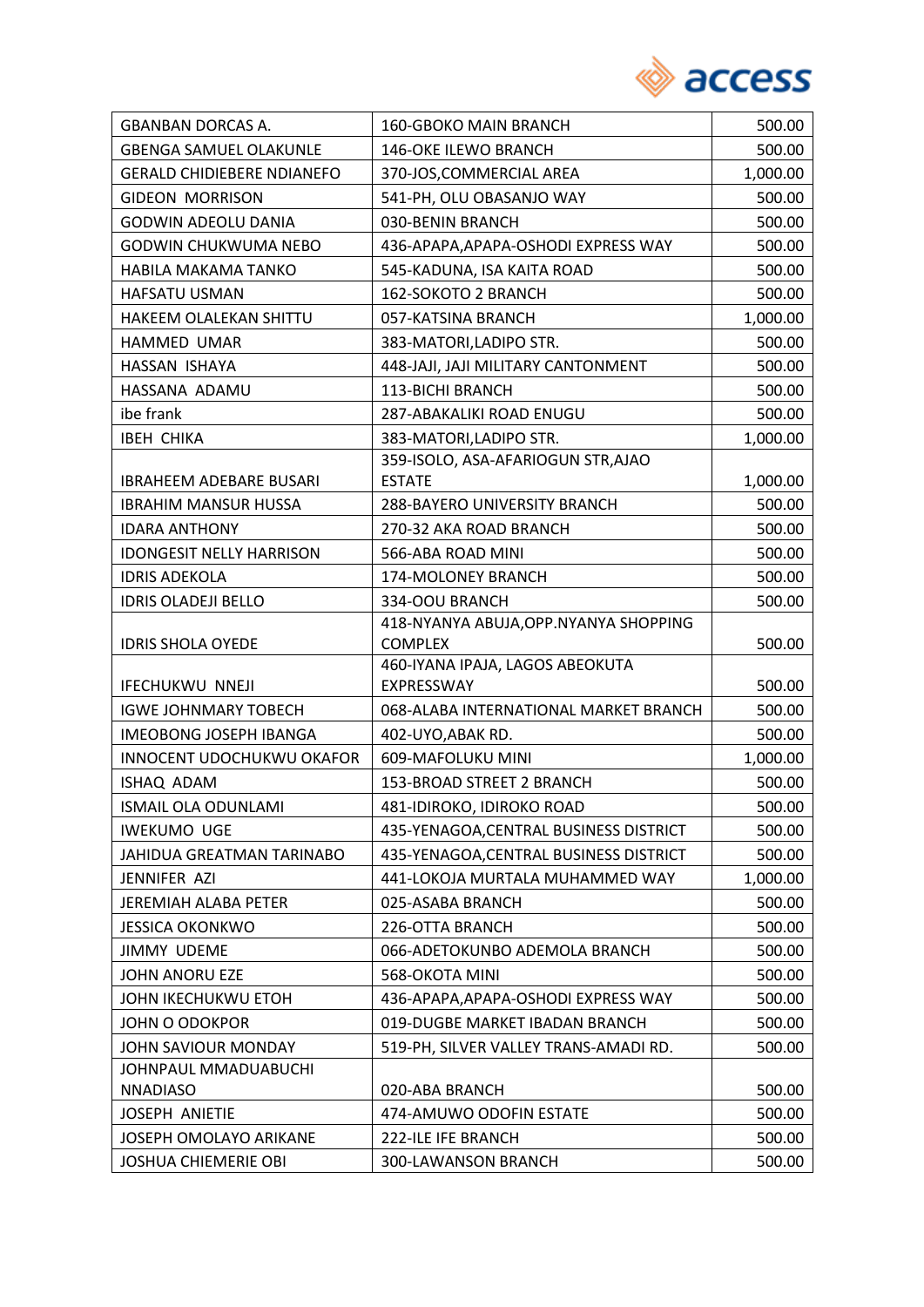| | | |
|---|---|---|
| GBANBAN DORCAS A. | 160-GBOKO MAIN BRANCH | 500.00 |
| GBENGA SAMUEL OLAKUNLE | 146-OKE ILEWO BRANCH | 500.00 |
| GERALD CHIDIEBERE NDIANEFO | 370-JOS,COMMERCIAL AREA | 1,000.00 |
| GIDEON MORRISON | 541-PH, OLU OBASANJO WAY | 500.00 |
| GODWIN ADEOLU DANIA | 030-BENIN BRANCH | 500.00 |
| GODWIN CHUKWUMA NEBO | 436-APAPA,APAPA-OSHODI EXPRESS WAY | 500.00 |
| HABILA MAKAMA TANKO | 545-KADUNA, ISA KAITA ROAD | 500.00 |
| HAFSATU USMAN | 162-SOKOTO 2 BRANCH | 500.00 |
| HAKEEM OLALEKAN SHITTU | 057-KATSINA BRANCH | 1,000.00 |
| HAMMED UMAR | 383-MATORI,LADIPO STR. | 500.00 |
| HASSAN ISHAYA | 448-JAJI, JAJI MILITARY CANTONMENT | 500.00 |
| HASSANA ADAMU | 113-BICHI BRANCH | 500.00 |
| ibe frank | 287-ABAKALIKI ROAD ENUGU | 500.00 |
| IBEH CHIKA | 383-MATORI,LADIPO STR. | 1,000.00 |
| IBRAHEEM ADEBARE BUSARI | 359-ISOLO, ASA-AFARIOGUN STR,AJAO ESTATE | 1,000.00 |
| IBRAHIM MANSUR HUSSA | 288-BAYERO UNIVERSITY BRANCH | 500.00 |
| IDARA ANTHONY | 270-32 AKA ROAD BRANCH | 500.00 |
| IDONGESIT NELLY HARRISON | 566-ABA ROAD MINI | 500.00 |
| IDRIS ADEKOLA | 174-MOLONEY BRANCH | 500.00 |
| IDRIS OLADEJI BELLO | 334-OOU BRANCH | 500.00 |
| IDRIS SHOLA OYEDE | 418-NYANYA ABUJA,OPP.NYANYA SHOPPING COMPLEX | 500.00 |
| IFECHUKWU NNEJI | 460-IYANA IPAJA, LAGOS ABEOKUTA EXPRESSWAY | 500.00 |
| IGWE JOHNMARY TOBECH | 068-ALABA INTERNATIONAL MARKET BRANCH | 500.00 |
| IMEOBONG JOSEPH IBANGA | 402-UYO,ABAK RD. | 500.00 |
| INNOCENT UDOCHUKWU OKAFOR | 609-MAFOLUKU MINI | 1,000.00 |
| ISHAQ ADAM | 153-BROAD STREET 2 BRANCH | 500.00 |
| ISMAIL OLA ODUNLAMI | 481-IDIROKO, IDIROKO ROAD | 500.00 |
| IWEKUMO UGE | 435-YENAGOA,CENTRAL BUSINESS DISTRICT | 500.00 |
| JAHIDUA GREATMAN TARINABO | 435-YENAGOA,CENTRAL BUSINESS DISTRICT | 500.00 |
| JENNIFER AZI | 441-LOKOJA MURTALA MUHAMMED WAY | 1,000.00 |
| JEREMIAH ALABA PETER | 025-ASABA BRANCH | 500.00 |
| JESSICA OKONKWO | 226-OTTA BRANCH | 500.00 |
| JIMMY UDEME | 066-ADETOKUNBO ADEMOLA BRANCH | 500.00 |
| JOHN ANORU EZE | 568-OKOTA MINI | 500.00 |
| JOHN IKECHUKWU ETOH | 436-APAPA,APAPA-OSHODI EXPRESS WAY | 500.00 |
| JOHN O ODOKPOR | 019-DUGBE MARKET IBADAN BRANCH | 500.00 |
| JOHN SAVIOUR MONDAY | 519-PH, SILVER VALLEY TRANS-AMADI RD. | 500.00 |
| JOHNPAUL MMADUABUCHI NNADIASO | 020-ABA BRANCH | 500.00 |
| JOSEPH ANIETIE | 474-AMUWO ODOFIN ESTATE | 500.00 |
| JOSEPH OMOLAYO ARIKANE | 222-ILE IFE BRANCH | 500.00 |
| JOSHUA CHIEMERIE OBI | 300-LAWANSON BRANCH | 500.00 |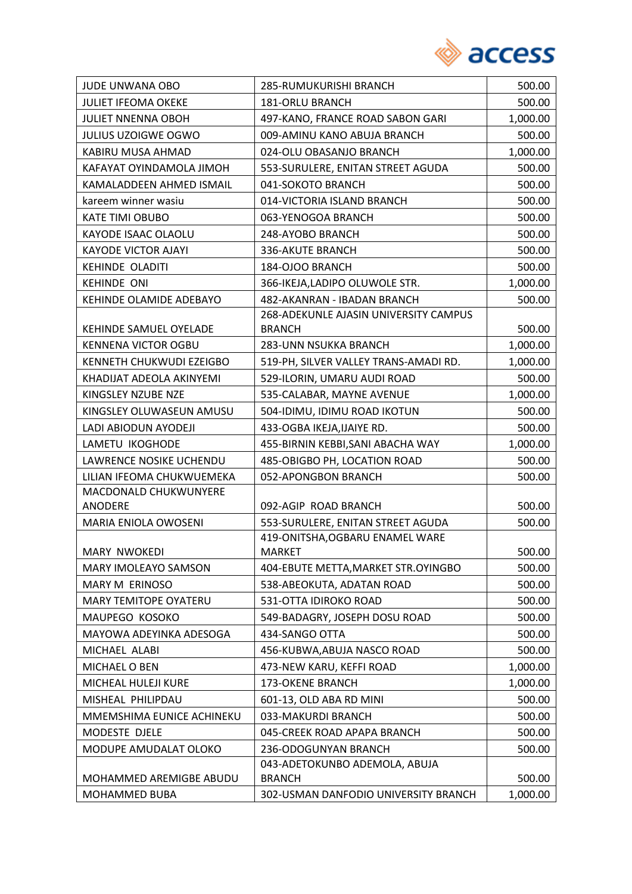| | | |
|---|---|---|
| JUDE UNWANA OBO | 285-RUMUKURISHI BRANCH | 500.00 |
| JULIET IFEOMA OKEKE | 181-ORLU BRANCH | 500.00 |
| JULIET NNENNA OBOH | 497-KANO, FRANCE ROAD SABON GARI | 1,000.00 |
| JULIUS UZOIGWE OGWO | 009-AMINU KANO ABUJA BRANCH | 500.00 |
| KABIRU MUSA AHMAD | 024-OLU OBASANJO BRANCH | 1,000.00 |
| KAFAYAT OYINDAMOLA JIMOH | 553-SURULERE, ENITAN STREET AGUDA | 500.00 |
| KAMALADDEEN AHMED ISMAIL | 041-SOKOTO BRANCH | 500.00 |
| kareem winner wasiu | 014-VICTORIA ISLAND BRANCH | 500.00 |
| KATE TIMI OBUBO | 063-YENOGOA BRANCH | 500.00 |
| KAYODE ISAAC OLAOLU | 248-AYOBO BRANCH | 500.00 |
| KAYODE VICTOR AJAYI | 336-AKUTE BRANCH | 500.00 |
| KEHINDE OLADITI | 184-OJOO BRANCH | 500.00 |
| KEHINDE ONI | 366-IKEJA,LADIPO OLUWOLE STR. | 1,000.00 |
| KEHINDE OLAMIDE ADEBAYO | 482-AKANRAN - IBADAN BRANCH | 500.00 |
| KEHINDE SAMUEL OYELADE | 268-ADEKUNLE AJASIN UNIVERSITY CAMPUS BRANCH | 500.00 |
| KENNENA VICTOR OGBU | 283-UNN NSUKKA BRANCH | 1,000.00 |
| KENNETH CHUKWUDI EZEIGBO | 519-PH, SILVER VALLEY TRANS-AMADI RD. | 1,000.00 |
| KHADIJAT ADEOLA AKINYEMI | 529-ILORIN, UMARU AUDI ROAD | 500.00 |
| KINGSLEY NZUBE NZE | 535-CALABAR, MAYNE AVENUE | 1,000.00 |
| KINGSLEY OLUWASEUN AMUSU | 504-IDIMU, IDIMU ROAD IKOTUN | 500.00 |
| LADI ABIODUN AYODEJI | 433-OGBA IKEJA,IJAIYE RD. | 500.00 |
| LAMETU IKOGHODE | 455-BIRNIN KEBBI,SANI ABACHA WAY | 1,000.00 |
| LAWRENCE NOSIKE UCHENDU | 485-OBIGBO PH, LOCATION ROAD | 500.00 |
| LILIAN IFEOMA CHUKWUEMEKA | 052-APONGBON BRANCH | 500.00 |
| MACDONALD CHUKWUNYERE ANODERE | 092-AGIP ROAD BRANCH | 500.00 |
| MARIA ENIOLA OWOSENI | 553-SURULERE, ENITAN STREET AGUDA | 500.00 |
| MARY NWOKEDI | 419-ONITSHA,OGBARU ENAMEL WARE MARKET | 500.00 |
| MARY IMOLEAYO SAMSON | 404-EBUTE METTA,MARKET STR.OYINGBO | 500.00 |
| MARY M ERINOSO | 538-ABEOKUTA, ADATAN ROAD | 500.00 |
| MARY TEMITOPE OYATERU | 531-OTTA IDIROKO ROAD | 500.00 |
| MAUPEGO KOSOKO | 549-BADAGRY, JOSEPH DOSU ROAD | 500.00 |
| MAYOWA ADEYINKA ADESOGA | 434-SANGO OTTA | 500.00 |
| MICHAEL ALABI | 456-KUBWA,ABUJA NASCO ROAD | 500.00 |
| MICHAEL O BEN | 473-NEW KARU, KEFFI ROAD | 1,000.00 |
| MICHEAL HULEJI KURE | 173-OKENE BRANCH | 1,000.00 |
| MISHEAL PHILIPDAU | 601-13, OLD ABA RD MINI | 500.00 |
| MMEMSHIMA EUNICE ACHINEKU | 033-MAKURDI BRANCH | 500.00 |
| MODESTE DJELE | 045-CREEK ROAD APAPA BRANCH | 500.00 |
| MODUPE AMUDALAT OLOKO | 236-ODOGUNYAN BRANCH | 500.00 |
| MOHAMMED AREMIGBE ABUDU | 043-ADETOKUNBO ADEMOLA, ABUJA BRANCH | 500.00 |
| MOHAMMED BUBA | 302-USMAN DANFODIO UNIVERSITY BRANCH | 1,000.00 |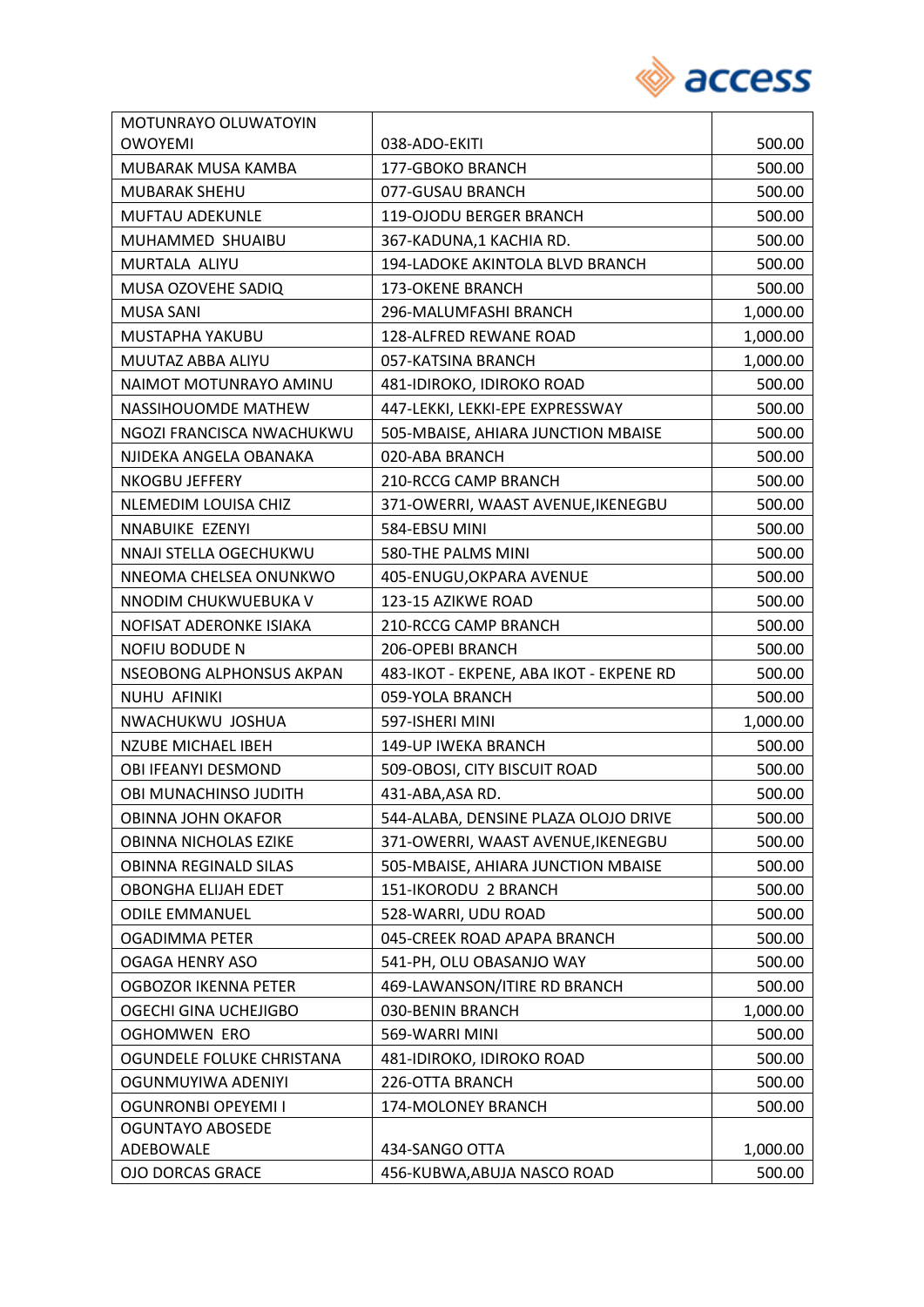| | | |
|---|---|---|
| MOTUNRAYO OLUWATOYIN OWOYEMI | 038-ADO-EKITI | 500.00 |
| MUBARAK MUSA KAMBA | 177-GBOKO BRANCH | 500.00 |
| MUBARAK SHEHU | 077-GUSAU BRANCH | 500.00 |
| MUFTAU ADEKUNLE | 119-OJODU BERGER BRANCH | 500.00 |
| MUHAMMED SHUAIBU | 367-KADUNA,1 KACHIA RD. | 500.00 |
| MURTALA ALIYU | 194-LADOKE AKINTOLA BLVD BRANCH | 500.00 |
| MUSA OZOVEHE SADIQ | 173-OKENE BRANCH | 500.00 |
| MUSA SANI | 296-MALUMFASHI BRANCH | 1,000.00 |
| MUSTAPHA YAKUBU | 128-ALFRED REWANE ROAD | 1,000.00 |
| MUUTAZ ABBA ALIYU | 057-KATSINA BRANCH | 1,000.00 |
| NAIMOT MOTUNRAYO AMINU | 481-IDIROKO, IDIROKO ROAD | 500.00 |
| NASSIHOUOMDE MATHEW | 447-LEKKI, LEKKI-EPE EXPRESSWAY | 500.00 |
| NGOZI FRANCISCA NWACHUKWU | 505-MBAISE, AHIARA JUNCTION MBAISE | 500.00 |
| NJIDEKA ANGELA OBANAKA | 020-ABA BRANCH | 500.00 |
| NKOGBU JEFFERY | 210-RCCG CAMP BRANCH | 500.00 |
| NLEMEDIM LOUISA CHIZ | 371-OWERRI, WAAST AVENUE,IKENEGBU | 500.00 |
| NNABUIKE EZENYI | 584-EBSU MINI | 500.00 |
| NNAJI STELLA OGECHUKWU | 580-THE PALMS MINI | 500.00 |
| NNEOMA CHELSEA ONUNKWO | 405-ENUGU,OKPARA AVENUE | 500.00 |
| NNODIM CHUKWUEBUKA V | 123-15 AZIKWE ROAD | 500.00 |
| NOFISAT ADERONKE ISIAKA | 210-RCCG CAMP BRANCH | 500.00 |
| NOFIU BODUDE N | 206-OPEBI BRANCH | 500.00 |
| NSEOBONG ALPHONSUS AKPAN | 483-IKOT - EKPENE, ABA IKOT - EKPENE RD | 500.00 |
| NUHU AFINIKI | 059-YOLA BRANCH | 500.00 |
| NWACHUKWU JOSHUA | 597-ISHERI MINI | 1,000.00 |
| NZUBE MICHAEL IBEH | 149-UP IWEKA BRANCH | 500.00 |
| OBI IFEANYI DESMOND | 509-OBOSI, CITY BISCUIT ROAD | 500.00 |
| OBI MUNACHINSO JUDITH | 431-ABA,ASA RD. | 500.00 |
| OBINNA JOHN OKAFOR | 544-ALABA, DENSINE PLAZA OLOJO DRIVE | 500.00 |
| OBINNA NICHOLAS EZIKE | 371-OWERRI, WAAST AVENUE,IKENEGBU | 500.00 |
| OBINNA REGINALD SILAS | 505-MBAISE, AHIARA JUNCTION MBAISE | 500.00 |
| OBONGHA ELIJAH EDET | 151-IKORODU 2 BRANCH | 500.00 |
| ODILE EMMANUEL | 528-WARRI, UDU ROAD | 500.00 |
| OGADIMMA PETER | 045-CREEK ROAD APAPA BRANCH | 500.00 |
| OGAGA HENRY ASO | 541-PH, OLU OBASANJO WAY | 500.00 |
| OGBOZOR IKENNA PETER | 469-LAWANSON/ITIRE RD BRANCH | 500.00 |
| OGECHI GINA UCHEJIGBO | 030-BENIN BRANCH | 1,000.00 |
| OGHOMWEN ERO | 569-WARRI MINI | 500.00 |
| OGUNDELE FOLUKE CHRISTANA | 481-IDIROKO, IDIROKO ROAD | 500.00 |
| OGUNMUYIWA ADENIYI | 226-OTTA BRANCH | 500.00 |
| OGUNRONBI OPEYEMI I | 174-MOLONEY BRANCH | 500.00 |
| OGUNTAYO ABOSEDE ADEBOWALE | 434-SANGO OTTA | 1,000.00 |
| OJO DORCAS GRACE | 456-KUBWA,ABUJA NASCO ROAD | 500.00 |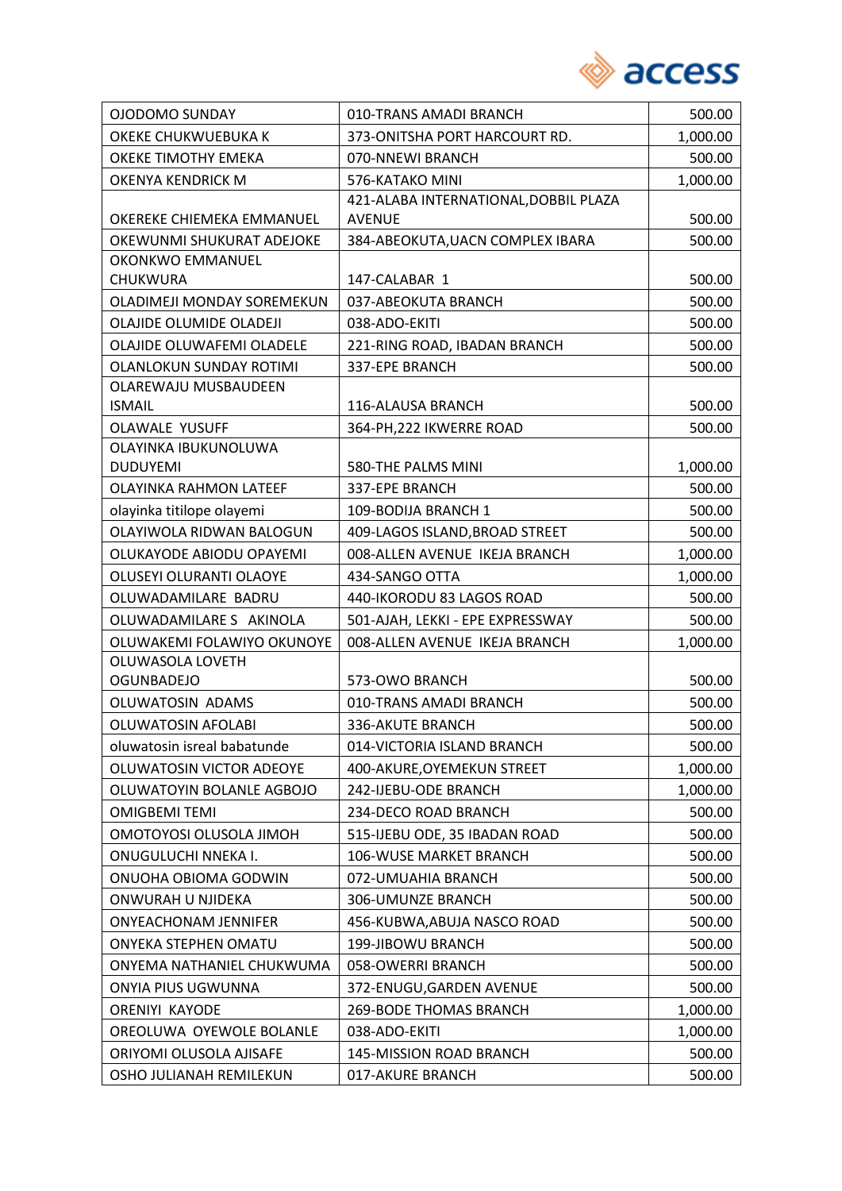| | | |
|---|---|---|
| OJODOMO SUNDAY | 010-TRANS AMADI BRANCH | 500.00 |
| OKEKE CHUKWUEBUKA K | 373-ONITSHA PORT HARCOURT RD. | 1,000.00 |
| OKEKE TIMOTHY EMEKA | 070-NNEWI BRANCH | 500.00 |
| OKENYA KENDRICK M | 576-KATAKO MINI | 1,000.00 |
| OKEREKE CHIEMEKA EMMANUEL | 421-ALABA INTERNATIONAL,DOBBIL PLAZA AVENUE | 500.00 |
| OKEWUNMI SHUKURAT ADEJOKE | 384-ABEOKUTA,UACN COMPLEX IBARA | 500.00 |
| OKONKWO EMMANUEL CHUKWURA | 147-CALABAR 1 | 500.00 |
| OLADIMEJI MONDAY SOREMEKUN | 037-ABEOKUTA BRANCH | 500.00 |
| OLAJIDE OLUMIDE OLADEJI | 038-ADO-EKITI | 500.00 |
| OLAJIDE OLUWAFEMI OLADELE | 221-RING ROAD, IBADAN BRANCH | 500.00 |
| OLANLOKUN SUNDAY ROTIMI | 337-EPE BRANCH | 500.00 |
| OLAREWAJU MUSBAUDEEN ISMAIL | 116-ALAUSA BRANCH | 500.00 |
| OLAWALE YUSUFF | 364-PH,222 IKWERRE ROAD | 500.00 |
| OLAYINKA IBUKUNOLUWA DUDUYEMI | 580-THE PALMS MINI | 1,000.00 |
| OLAYINKA RAHMON LATEEF | 337-EPE BRANCH | 500.00 |
| olayinka titilope olayemi | 109-BODIJA BRANCH 1 | 500.00 |
| OLAYIWOLA RIDWAN BALOGUN | 409-LAGOS ISLAND,BROAD STREET | 500.00 |
| OLUKAYODE ABIODU OPAYEMI | 008-ALLEN AVENUE IKEJA BRANCH | 1,000.00 |
| OLUSEYI OLURANTI OLAOYE | 434-SANGO OTTA | 1,000.00 |
| OLUWADAMILARE BADRU | 440-IKORODU 83 LAGOS ROAD | 500.00 |
| OLUWADAMILARE S AKINOLA | 501-AJAH, LEKKI - EPE EXPRESSWAY | 500.00 |
| OLUWAKEMI FOLAWIYO OKUNOYE | 008-ALLEN AVENUE IKEJA BRANCH | 1,000.00 |
| OLUWASOLA LOVETH OGUNBADEJO | 573-OWO BRANCH | 500.00 |
| OLUWATOSIN ADAMS | 010-TRANS AMADI BRANCH | 500.00 |
| OLUWATOSIN AFOLABI | 336-AKUTE BRANCH | 500.00 |
| oluwatosin isreal babatunde | 014-VICTORIA ISLAND BRANCH | 500.00 |
| OLUWATOSIN VICTOR ADEOYE | 400-AKURE,OYEMEKUN STREET | 1,000.00 |
| OLUWATOYIN BOLANLE AGBOJO | 242-IJEBU-ODE BRANCH | 1,000.00 |
| OMIGBEMI TEMI | 234-DECO ROAD BRANCH | 500.00 |
| OMOTOYOSI OLUSOLA JIMOH | 515-IJEBU ODE, 35 IBADAN ROAD | 500.00 |
| ONUGULUCHI NNEKA I. | 106-WUSE MARKET BRANCH | 500.00 |
| ONUOHA OBIOMA GODWIN | 072-UMUAHIA BRANCH | 500.00 |
| ONWURAH U NJIDEKA | 306-UMUNZE BRANCH | 500.00 |
| ONYEACHONAM JENNIFER | 456-KUBWA,ABUJA NASCO ROAD | 500.00 |
| ONYEKA STEPHEN OMATU | 199-JIBOWU BRANCH | 500.00 |
| ONYEMA NATHANIEL CHUKWUMA | 058-OWERRI BRANCH | 500.00 |
| ONYIA PIUS UGWUNNA | 372-ENUGU,GARDEN AVENUE | 500.00 |
| ORENIYI KAYODE | 269-BODE THOMAS BRANCH | 1,000.00 |
| OREOLUWA OYEWOLE BOLANLE | 038-ADO-EKITI | 1,000.00 |
| ORIYOMI OLUSOLA AJISAFE | 145-MISSION ROAD BRANCH | 500.00 |
| OSHO JULIANAH REMILEKUN | 017-AKURE BRANCH | 500.00 |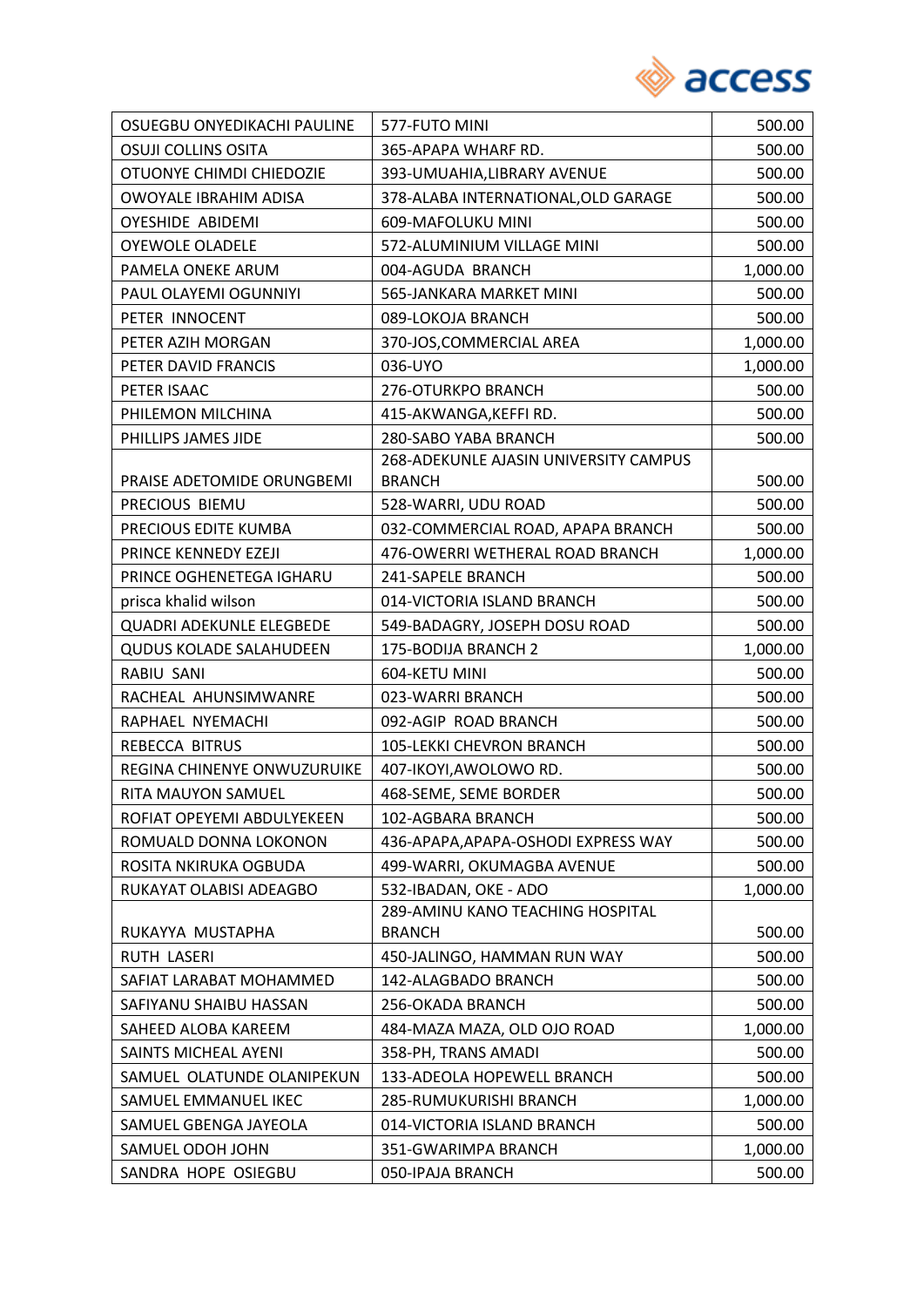| | | |
|---|---|---|
| OSUEGBU ONYEDIKACHI PAULINE | 577-FUTO MINI | 500.00 |
| OSUJI COLLINS OSITA | 365-APAPA WHARF RD. | 500.00 |
| OTUONYE CHIMDI CHIEDOZIE | 393-UMUAHIA,LIBRARY AVENUE | 500.00 |
| OWOYALE IBRAHIM ADISA | 378-ALABA INTERNATIONAL,OLD GARAGE | 500.00 |
| OYESHIDE ABIDEMI | 609-MAFOLUKU MINI | 500.00 |
| OYEWOLE OLADELE | 572-ALUMINIUM VILLAGE MINI | 500.00 |
| PAMELA ONEKE ARUM | 004-AGUDA BRANCH | 1,000.00 |
| PAUL OLAYEMI OGUNNIYI | 565-JANKARA MARKET MINI | 500.00 |
| PETER INNOCENT | 089-LOKOJA BRANCH | 500.00 |
| PETER AZIH MORGAN | 370-JOS,COMMERCIAL AREA | 1,000.00 |
| PETER DAVID FRANCIS | 036-UYO | 1,000.00 |
| PETER ISAAC | 276-OTURKPO BRANCH | 500.00 |
| PHILEMON MILCHINA | 415-AKWANGA,KEFFI RD. | 500.00 |
| PHILLIPS JAMES JIDE | 280-SABO YABA BRANCH | 500.00 |
| PRAISE ADETOMIDE ORUNGBEMI | 268-ADEKUNLE AJASIN UNIVERSITY CAMPUS BRANCH | 500.00 |
| PRECIOUS BIEMU | 528-WARRI, UDU ROAD | 500.00 |
| PRECIOUS EDITE KUMBA | 032-COMMERCIAL ROAD, APAPA BRANCH | 500.00 |
| PRINCE KENNEDY EZEJI | 476-OWERRI WETHERAL ROAD BRANCH | 1,000.00 |
| PRINCE OGHENETEGA IGHARU | 241-SAPELE BRANCH | 500.00 |
| prisca khalid wilson | 014-VICTORIA ISLAND BRANCH | 500.00 |
| QUADRI ADEKUNLE ELEGBEDE | 549-BADAGRY, JOSEPH DOSU ROAD | 500.00 |
| QUDUS KOLADE SALAHUDEEN | 175-BODIJA BRANCH 2 | 1,000.00 |
| RABIU SANI | 604-KETU MINI | 500.00 |
| RACHEAL AHUNSIMWANRE | 023-WARRI BRANCH | 500.00 |
| RAPHAEL NYEMACHI | 092-AGIP ROAD BRANCH | 500.00 |
| REBECCA BITRUS | 105-LEKKI CHEVRON BRANCH | 500.00 |
| REGINA CHINENYE ONWUZURUIKE | 407-IKOYI,AWOLOWO RD. | 500.00 |
| RITA MAUYON SAMUEL | 468-SEME, SEME BORDER | 500.00 |
| ROFIAT OPEYEMI ABDULYEKEEN | 102-AGBARA BRANCH | 500.00 |
| ROMUALD DONNA LOKONON | 436-APAPA,APAPA-OSHODI EXPRESS WAY | 500.00 |
| ROSITA NKIRUKA OGBUDA | 499-WARRI, OKUMAGBA AVENUE | 500.00 |
| RUKAYAT OLABISI ADEAGBO | 532-IBADAN, OKE - ADO | 1,000.00 |
| RUKAYYA MUSTAPHA | 289-AMINU KANO TEACHING HOSPITAL BRANCH | 500.00 |
| RUTH LASERI | 450-JALINGO, HAMMAN RUN WAY | 500.00 |
| SAFIAT LARABAT MOHAMMED | 142-ALAGBADO BRANCH | 500.00 |
| SAFIYANU SHAIBU HASSAN | 256-OKADA BRANCH | 500.00 |
| SAHEED ALOBA KAREEM | 484-MAZA MAZA, OLD OJO ROAD | 1,000.00 |
| SAINTS MICHEAL AYENI | 358-PH, TRANS AMADI | 500.00 |
| SAMUEL OLATUNDE OLANIPEKUN | 133-ADEOLA HOPEWELL BRANCH | 500.00 |
| SAMUEL EMMANUEL IKEC | 285-RUMUKURISHI BRANCH | 1,000.00 |
| SAMUEL GBENGA JAYEOLA | 014-VICTORIA ISLAND BRANCH | 500.00 |
| SAMUEL ODOH JOHN | 351-GWARIMPA BRANCH | 1,000.00 |
| SANDRA HOPE OSIEGBU | 050-IPAJA BRANCH | 500.00 |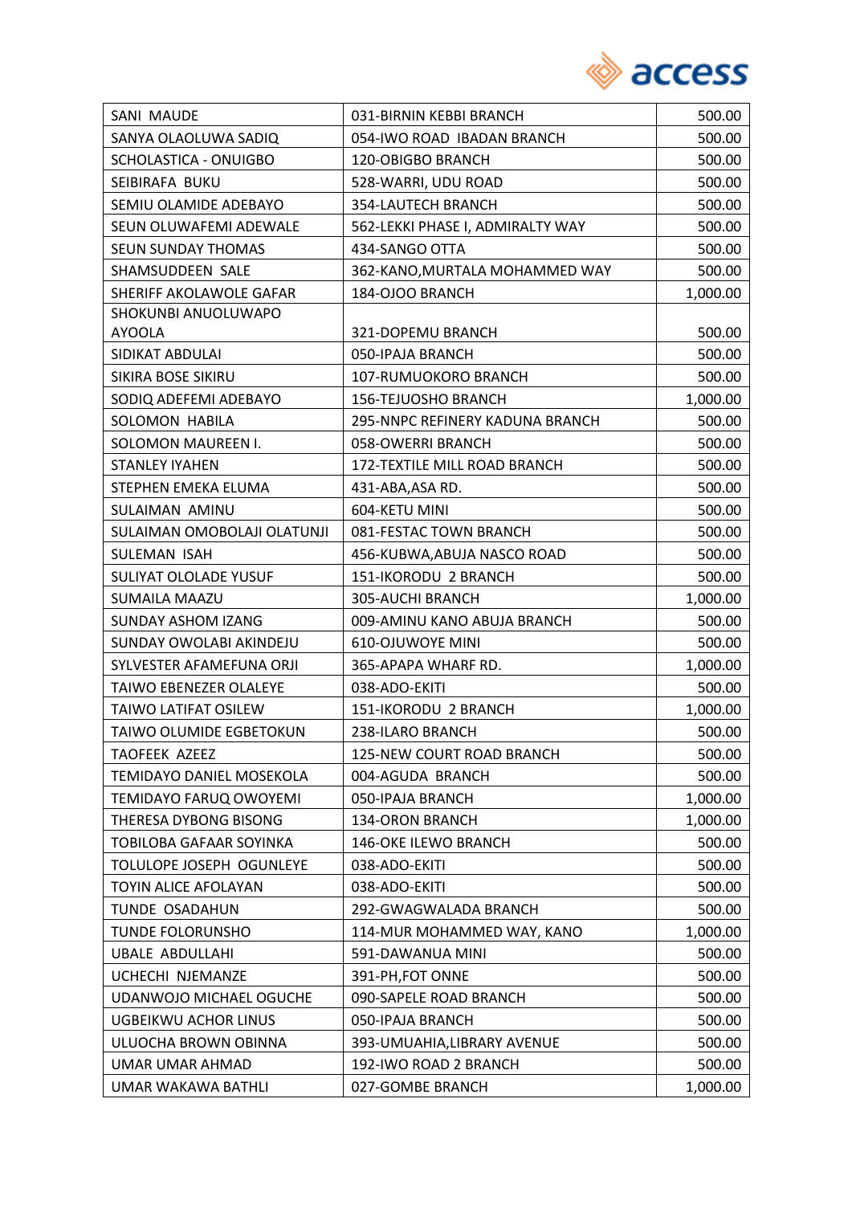| SANI MAUDE | 031-BIRNIN KEBBI BRANCH | 500.00 |
|---|---|---|
| SANYA OLAOLUWA SADIQ | 054-IWO ROAD IBADAN BRANCH | 500.00 |
| SCHOLASTICA - ONUIGBO | 120-OBIGBO BRANCH | 500.00 |
| SEIBIRAFA BUKU | 528-WARRI, UDU ROAD | 500.00 |
| SEMIU OLAMIDE ADEBAYO | 354-LAUTECH BRANCH | 500.00 |
| SEUN OLUWAFEMI ADEWALE | 562-LEKKI PHASE I, ADMIRALTY WAY | 500.00 |
| SEUN SUNDAY THOMAS | 434-SANGO OTTA | 500.00 |
| SHAMSUDDEEN SALE | 362-KANO,MURTALA MOHAMMED WAY | 500.00 |
| SHERIFF AKOLAWOLE GAFAR | 184-OJOO BRANCH | 1,000.00 |
| SHOKUNBI ANUOLUWAPO AYOOLA | 321-DOPEMU BRANCH | 500.00 |
| SIDIKAT ABDULAI | 050-IPAJA BRANCH | 500.00 |
| SIKIRA BOSE SIKIRU | 107-RUMUOKORO BRANCH | 500.00 |
| SODIQ ADEFEMI ADEBAYO | 156-TEJUOSHO BRANCH | 1,000.00 |
| SOLOMON HABILA | 295-NNPC REFINERY KADUNA BRANCH | 500.00 |
| SOLOMON MAUREEN I. | 058-OWERRI BRANCH | 500.00 |
| STANLEY IYAHEN | 172-TEXTILE MILL ROAD BRANCH | 500.00 |
| STEPHEN EMEKA ELUMA | 431-ABA,ASA RD. | 500.00 |
| SULAIMAN AMINU | 604-KETU MINI | 500.00 |
| SULAIMAN OMOBOLAJI OLATUNJI | 081-FESTAC TOWN BRANCH | 500.00 |
| SULEMAN ISAH | 456-KUBWA,ABUJA NASCO ROAD | 500.00 |
| SULIYAT OLOLADE YUSUF | 151-IKORODU 2 BRANCH | 500.00 |
| SUMAILA MAAZU | 305-AUCHI BRANCH | 1,000.00 |
| SUNDAY ASHOM IZANG | 009-AMINU KANO ABUJA BRANCH | 500.00 |
| SUNDAY OWOLABI AKINDEJU | 610-OJUWOYE MINI | 500.00 |
| SYLVESTER AFAMEFUNA ORJI | 365-APAPA WHARF RD. | 1,000.00 |
| TAIWO EBENEZER OLALEYE | 038-ADO-EKITI | 500.00 |
| TAIWO LATIFAT OSILEW | 151-IKORODU 2 BRANCH | 1,000.00 |
| TAIWO OLUMIDE EGBETOKUN | 238-ILARO BRANCH | 500.00 |
| TAOFEEK AZEEZ | 125-NEW COURT ROAD BRANCH | 500.00 |
| TEMIDAYO DANIEL MOSEKOLA | 004-AGUDA BRANCH | 500.00 |
| TEMIDAYO FARUQ OWOYEMI | 050-IPAJA BRANCH | 1,000.00 |
| THERESA DYBONG BISONG | 134-ORON BRANCH | 1,000.00 |
| TOBILOBA GAFAAR SOYINKA | 146-OKE ILEWO BRANCH | 500.00 |
| TOLULOPE JOSEPH OGUNLEYE | 038-ADO-EKITI | 500.00 |
| TOYIN ALICE AFOLAYAN | 038-ADO-EKITI | 500.00 |
| TUNDE OSADAHUN | 292-GWAGWALADA BRANCH | 500.00 |
| TUNDE FOLORUNSHO | 114-MUR MOHAMMED WAY, KANO | 1,000.00 |
| UBALE ABDULLAHI | 591-DAWANUA MINI | 500.00 |
| UCHECHI NJEMANZE | 391-PH,FOT ONNE | 500.00 |
| UDANWOJO MICHAEL OGUCHE | 090-SAPELE ROAD BRANCH | 500.00 |
| UGBEIKWU ACHOR LINUS | 050-IPAJA BRANCH | 500.00 |
| ULUOCHA BROWN OBINNA | 393-UMUAHIA,LIBRARY AVENUE | 500.00 |
| UMAR UMAR AHMAD | 192-IWO ROAD 2 BRANCH | 500.00 |
| UMAR WAKAWA BATHLI | 027-GOMBE BRANCH | 1,000.00 |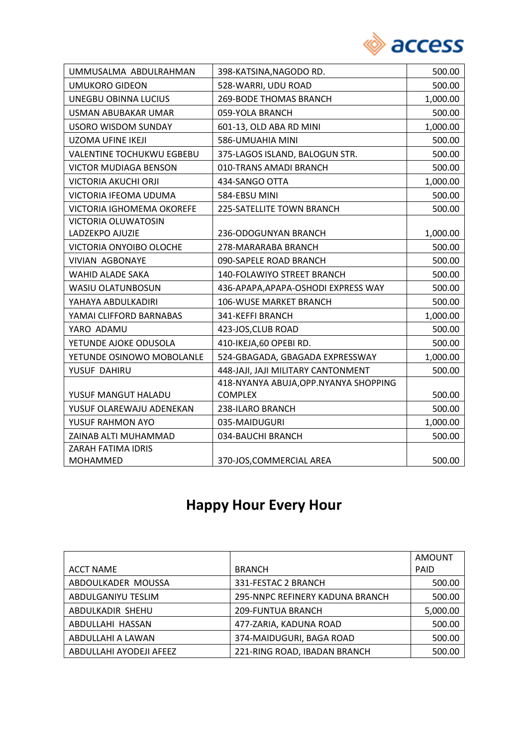| | | |
|---|---|---|
| UMMUSALMA ABDULRAHMAN | 398-KATSINA,NAGODO RD. | 500.00 |
| UMUKORO GIDEON | 528-WARRI, UDU ROAD | 500.00 |
| UNEGBU OBINNA LUCIUS | 269-BODE THOMAS BRANCH | 1,000.00 |
| USMAN ABUBAKAR UMAR | 059-YOLA BRANCH | 500.00 |
| USORO WISDOM SUNDAY | 601-13, OLD ABA RD MINI | 1,000.00 |
| UZOMA UFINE IKEJI | 586-UMUAHIA MINI | 500.00 |
| VALENTINE TOCHUKWU EGBEBU | 375-LAGOS ISLAND, BALOGUN STR. | 500.00 |
| VICTOR MUDIAGA BENSON | 010-TRANS AMADI BRANCH | 500.00 |
| VICTORIA AKUCHI ORJI | 434-SANGO OTTA | 1,000.00 |
| VICTORIA IFEOMA UDUMA | 584-EBSU MINI | 500.00 |
| VICTORIA IGHOMEMA OKOREFE | 225-SATELLITE TOWN BRANCH | 500.00 |
| VICTORIA OLUWATOSIN LADZEKPO AJUZIE | 236-ODOGUNYAN BRANCH | 1,000.00 |
| VICTORIA ONYOIBO OLOCHE | 278-MARARABA BRANCH | 500.00 |
| VIVIAN AGBONAYE | 090-SAPELE ROAD BRANCH | 500.00 |
| WAHID ALADE SAKA | 140-FOLAWIYO STREET BRANCH | 500.00 |
| WASIU OLATUNBOSUN | 436-APAPA,APAPA-OSHODI EXPRESS WAY | 500.00 |
| YAHAYA ABDULKADIRI | 106-WUSE MARKET BRANCH | 500.00 |
| YAMAI CLIFFORD BARNABAS | 341-KEFFI BRANCH | 1,000.00 |
| YARO ADAMU | 423-JOS,CLUB ROAD | 500.00 |
| YETUNDE AJOKE ODUSOLA | 410-IKEJA,60 OPEBI RD. | 500.00 |
| YETUNDE OSINOWO MOBOLANLE | 524-GBAGADA, GBAGADA EXPRESSWAY | 1,000.00 |
| YUSUF DAHIRU | 448-JAJI, JAJI MILITARY CANTONMENT | 500.00 |
| YUSUF MANGUT HALADU | 418-NYANYA ABUJA,OPP.NYANYA SHOPPING COMPLEX | 500.00 |
| YUSUF OLAREWAJU ADENEKAN | 238-ILARO BRANCH | 500.00 |
| YUSUF RAHMON AYO | 035-MAIDUGURI | 1,000.00 |
| ZAINAB ALTI MUHAMMAD | 034-BAUCHI BRANCH | 500.00 |
| ZARAH FATIMA IDRIS MOHAMMED | 370-JOS,COMMERCIAL AREA | 500.00 |

## Happy Hour Every Hour

| ACCT NAME | BRANCH | AMOUNT PAID |
|---|---|---|
| ABDOULKADER MOUSSA | 331-FESTAC 2 BRANCH | 500.00 |
| ABDULGANIYU TESLIM | 295-NNPC REFINERY KADUNA BRANCH | 500.00 |
| ABDULKADIR SHEHU | 209-FUNTUA BRANCH | 5,000.00 |
| ABDULLAHI HASSAN | 477-ZARIA, KADUNA ROAD | 500.00 |
| ABDULLAHI A LAWAN | 374-MAIDUGURI, BAGA ROAD | 500.00 |
| ABDULLAHI AYODEJI AFEEZ | 221-RING ROAD, IBADAN BRANCH | 500.00 |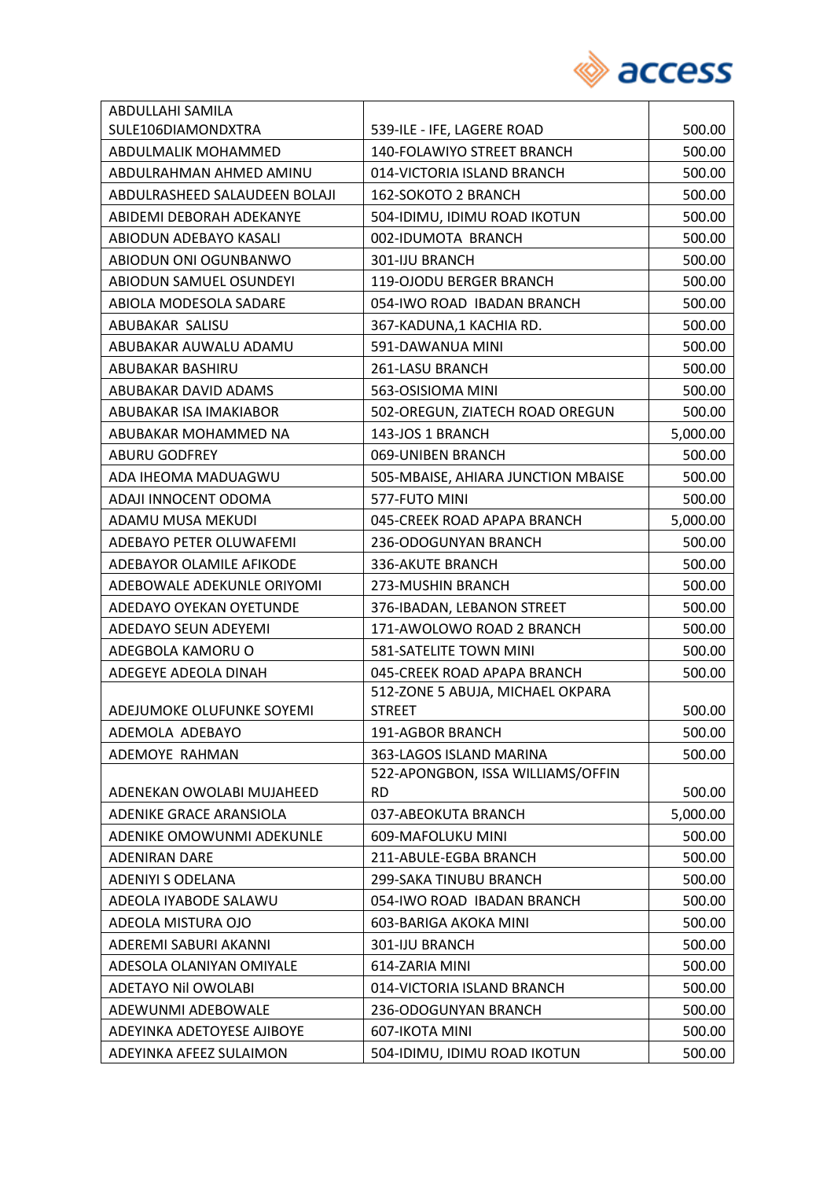| | | |
|---|---|---|
| ABDULLAHI SAMILA SULE106DIAMONDXTRA | 539-ILE - IFE, LAGERE ROAD | 500.00 |
| ABDULMALIK MOHAMMED | 140-FOLAWIYO STREET BRANCH | 500.00 |
| ABDULRAHMAN AHMED AMINU | 014-VICTORIA ISLAND BRANCH | 500.00 |
| ABDULRASHEED SALAUDEEN BOLAJI | 162-SOKOTO 2 BRANCH | 500.00 |
| ABIDEMI DEBORAH ADEKANYE | 504-IDIMU, IDIMU ROAD IKOTUN | 500.00 |
| ABIODUN ADEBAYO KASALI | 002-IDUMOTA BRANCH | 500.00 |
| ABIODUN ONI OGUNBANWO | 301-IJU BRANCH | 500.00 |
| ABIODUN SAMUEL OSUNDEYI | 119-OJODU BERGER BRANCH | 500.00 |
| ABIOLA MODESOLA SADARE | 054-IWO ROAD IBADAN BRANCH | 500.00 |
| ABUBAKAR SALISU | 367-KADUNA,1 KACHIA RD. | 500.00 |
| ABUBAKAR AUWALU ADAMU | 591-DAWANUA MINI | 500.00 |
| ABUBAKAR BASHIRU | 261-LASU BRANCH | 500.00 |
| ABUBAKAR DAVID ADAMS | 563-OSISIOMA MINI | 500.00 |
| ABUBAKAR ISA IMAKIABOR | 502-OREGUN, ZIATECH ROAD OREGUN | 500.00 |
| ABUBAKAR MOHAMMED NA | 143-JOS 1 BRANCH | 5,000.00 |
| ABURU GODFREY | 069-UNIBEN BRANCH | 500.00 |
| ADA IHEOMA MADUAGWU | 505-MBAISE, AHIARA JUNCTION MBAISE | 500.00 |
| ADAJI INNOCENT ODOMA | 577-FUTO MINI | 500.00 |
| ADAMU MUSA MEKUDI | 045-CREEK ROAD APAPA BRANCH | 5,000.00 |
| ADEBAYO PETER OLUWAFEMI | 236-ODOGUNYAN BRANCH | 500.00 |
| ADEBAYOR OLAMILE AFIKODE | 336-AKUTE BRANCH | 500.00 |
| ADEBOWALE ADEKUNLE ORIYOMI | 273-MUSHIN BRANCH | 500.00 |
| ADEDAYO OYEKAN OYETUNDE | 376-IBADAN, LEBANON STREET | 500.00 |
| ADEDAYO SEUN ADEYEMI | 171-AWOLOWO ROAD 2 BRANCH | 500.00 |
| ADEGBOLA KAMORU O | 581-SATELITE TOWN MINI | 500.00 |
| ADEGEYE ADEOLA DINAH | 045-CREEK ROAD APAPA BRANCH | 500.00 |
| ADEJUMOKE OLUFUNKE SOYEMI | 512-ZONE 5 ABUJA, MICHAEL OKPARA STREET | 500.00 |
| ADEMOLA ADEBAYO | 191-AGBOR BRANCH | 500.00 |
| ADEMOYE RAHMAN | 363-LAGOS ISLAND MARINA | 500.00 |
| ADENEKAN OWOLABI MUJAHEED | 522-APONGBON, ISSA WILLIAMS/OFFIN RD | 500.00 |
| ADENIKE GRACE ARANSIOLA | 037-ABEOKUTA BRANCH | 5,000.00 |
| ADENIKE OMOWUNMI ADEKUNLE | 609-MAFOLUKU MINI | 500.00 |
| ADENIRAN DARE | 211-ABULE-EGBA BRANCH | 500.00 |
| ADENIYI S ODELANA | 299-SAKA TINUBU BRANCH | 500.00 |
| ADEOLA IYABODE SALAWU | 054-IWO ROAD IBADAN BRANCH | 500.00 |
| ADEOLA MISTURA OJO | 603-BARIGA AKOKA MINI | 500.00 |
| ADEREMI SABURI AKANNI | 301-IJU BRANCH | 500.00 |
| ADESOLA OLANIYAN OMIYALE | 614-ZARIA MINI | 500.00 |
| ADETAYO Nil OWOLABI | 014-VICTORIA ISLAND BRANCH | 500.00 |
| ADEWUNMI ADEBOWALE | 236-ODOGUNYAN BRANCH | 500.00 |
| ADEYINKA ADETOYESE AJIBOYE | 607-IKOTA MINI | 500.00 |
| ADEYINKA AFEEZ SULAIMON | 504-IDIMU, IDIMU ROAD IKOTUN | 500.00 |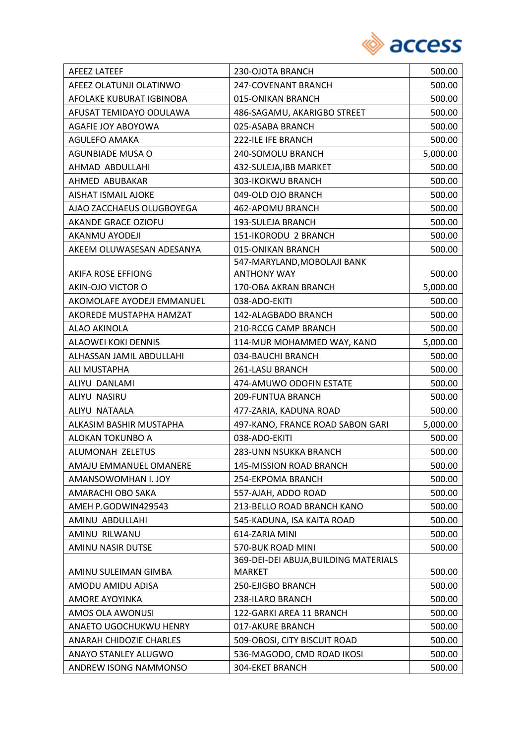| AFEEZ LATEEF | 230-OJOTA BRANCH | 500.00 |
|---|---|---|
| AFEEZ OLATUNJI OLATINWO | 247-COVENANT BRANCH | 500.00 |
| AFOLAKE KUBURAT IGBINOBA | 015-ONIKAN BRANCH | 500.00 |
| AFUSAT TEMIDAYO ODULAWA | 486-SAGAMU, AKARIGBO STREET | 500.00 |
| AGAFIE JOY ABOYOWA | 025-ASABA BRANCH | 500.00 |
| AGULEFO AMAKA | 222-ILE IFE BRANCH | 500.00 |
| AGUNBIADE MUSA O | 240-SOMOLU BRANCH | 5,000.00 |
| AHMAD ABDULLAHI | 432-SULEJA,IBB MARKET | 500.00 |
| AHMED ABUBAKAR | 303-IKOKWU BRANCH | 500.00 |
| AISHAT ISMAIL AJOKE | 049-OLD OJO BRANCH | 500.00 |
| AJAO ZACCHAEUS OLUGBOYEGA | 462-APOMU BRANCH | 500.00 |
| AKANDE GRACE OZIOFU | 193-SULEJA BRANCH | 500.00 |
| AKANMU AYODEJI | 151-IKORODU 2 BRANCH | 500.00 |
| AKEEM OLUWASESAN ADESANYA | 015-ONIKAN BRANCH | 500.00 |
| AKIFA ROSE EFFIONG | 547-MARYLAND,MOBOLAJI BANK ANTHONY WAY | 500.00 |
| AKIN-OJO VICTOR O | 170-OBA AKRAN BRANCH | 5,000.00 |
| AKOMOLAFE AYODEJI EMMANUEL | 038-ADO-EKITI | 500.00 |
| AKOREDE MUSTAPHA HAMZAT | 142-ALAGBADO BRANCH | 500.00 |
| ALAO AKINOLA | 210-RCCG CAMP BRANCH | 500.00 |
| ALAOWEI KOKI DENNIS | 114-MUR MOHAMMED WAY, KANO | 5,000.00 |
| ALHASSAN JAMIL ABDULLAHI | 034-BAUCHI BRANCH | 500.00 |
| ALI MUSTAPHA | 261-LASU BRANCH | 500.00 |
| ALIYU DANLAMI | 474-AMUWO ODOFIN ESTATE | 500.00 |
| ALIYU NASIRU | 209-FUNTUA BRANCH | 500.00 |
| ALIYU NATAALA | 477-ZARIA, KADUNA ROAD | 500.00 |
| ALKASIM BASHIR MUSTAPHA | 497-KANO, FRANCE ROAD SABON GARI | 5,000.00 |
| ALOKAN TOKUNBO A | 038-ADO-EKITI | 500.00 |
| ALUMONAH ZELETUS | 283-UNN NSUKKA BRANCH | 500.00 |
| AMAJU EMMANUEL OMANERE | 145-MISSION ROAD BRANCH | 500.00 |
| AMANSOWOMHAN I. JOY | 254-EKPOMA BRANCH | 500.00 |
| AMARACHI OBO SAKA | 557-AJAH, ADDO ROAD | 500.00 |
| AMEH P.GODWIN429543 | 213-BELLO ROAD BRANCH KANO | 500.00 |
| AMINU ABDULLAHI | 545-KADUNA, ISA KAITA ROAD | 500.00 |
| AMINU RILWANU | 614-ZARIA MINI | 500.00 |
| AMINU NASIR DUTSE | 570-BUK ROAD MINI | 500.00 |
| AMINU SULEIMAN GIMBA | 369-DEI-DEI ABUJA,BUILDING MATERIALS MARKET | 500.00 |
| AMODU AMIDU ADISA | 250-EJIGBO BRANCH | 500.00 |
| AMORE AYOYINKA | 238-ILARO BRANCH | 500.00 |
| AMOS OLA AWONUSI | 122-GARKI AREA 11 BRANCH | 500.00 |
| ANAETO UGOCHUKWU HENRY | 017-AKURE BRANCH | 500.00 |
| ANARAH CHIDOZIE CHARLES | 509-OBOSI, CITY BISCUIT ROAD | 500.00 |
| ANAYO STANLEY ALUGWO | 536-MAGODO, CMD ROAD IKOSI | 500.00 |
| ANDREW ISONG NAMMONSO | 304-EKET BRANCH | 500.00 |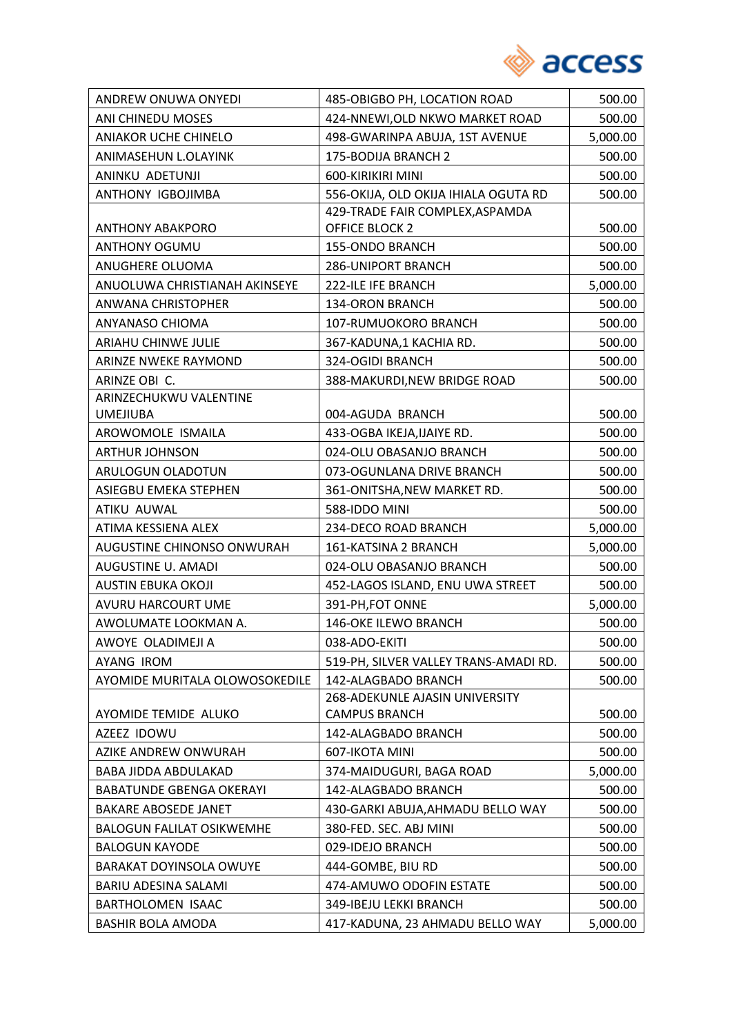| ANDREW ONUWA ONYEDI | 485-OBIGBO PH, LOCATION ROAD | 500.00 |
|---|---|---|
| ANI CHINEDU MOSES | 424-NNEWI,OLD NKWO MARKET ROAD | 500.00 |
| ANIAKOR UCHE CHINELO | 498-GWARINPA ABUJA, 1ST AVENUE | 5,000.00 |
| ANIMASEHUN L.OLAYINK | 175-BODIJA BRANCH 2 | 500.00 |
| ANINKU ADETUNJI | 600-KIRIKIRI MINI | 500.00 |
| ANTHONY IGBOJIMBA | 556-OKIJA, OLD OKIJA IHIALA OGUTA RD | 500.00 |
| ANTHONY ABAKPORO | 429-TRADE FAIR COMPLEX,ASPAMDA OFFICE BLOCK 2 | 500.00 |
| ANTHONY OGUMU | 155-ONDO BRANCH | 500.00 |
| ANUGHERE OLUOMA | 286-UNIPORT BRANCH | 500.00 |
| ANUOLUWA CHRISTIANAH AKINSEYE | 222-ILE IFE BRANCH | 5,000.00 |
| ANWANA CHRISTOPHER | 134-ORON BRANCH | 500.00 |
| ANYANASO CHIOMA | 107-RUMUOKORO BRANCH | 500.00 |
| ARIAHU CHINWE JULIE | 367-KADUNA,1 KACHIA RD. | 500.00 |
| ARINZE NWEKE RAYMOND | 324-OGIDI BRANCH | 500.00 |
| ARINZE OBI C. | 388-MAKURDI,NEW BRIDGE ROAD | 500.00 |
| ARINZECHUKWU VALENTINE UMEJIUBA | 004-AGUDA BRANCH | 500.00 |
| AROWOMOLE ISMAILA | 433-OGBA IKEJA,IJAIYE RD. | 500.00 |
| ARTHUR JOHNSON | 024-OLU OBASANJO BRANCH | 500.00 |
| ARULOGUN OLADOTUN | 073-OGUNLANA DRIVE BRANCH | 500.00 |
| ASIEGBU EMEKA STEPHEN | 361-ONITSHA,NEW MARKET RD. | 500.00 |
| ATIKU AUWAL | 588-IDDO MINI | 500.00 |
| ATIMA KESSIENA ALEX | 234-DECO ROAD BRANCH | 5,000.00 |
| AUGUSTINE CHINONSO ONWURAH | 161-KATSINA 2 BRANCH | 5,000.00 |
| AUGUSTINE U. AMADI | 024-OLU OBASANJO BRANCH | 500.00 |
| AUSTIN EBUKA OKOJI | 452-LAGOS ISLAND, ENU UWA STREET | 500.00 |
| AVURU HARCOURT UME | 391-PH,FOT ONNE | 5,000.00 |
| AWOLUMATE LOOKMAN A. | 146-OKE ILEWO BRANCH | 500.00 |
| AWOYE OLADIMEJI A | 038-ADO-EKITI | 500.00 |
| AYANG IROM | 519-PH, SILVER VALLEY TRANS-AMADI RD. | 500.00 |
| AYOMIDE MURITALA OLOWOSOKEDILE | 142-ALAGBADO BRANCH | 500.00 |
| AYOMIDE TEMIDE ALUKO | 268-ADEKUNLE AJASIN UNIVERSITY CAMPUS BRANCH | 500.00 |
| AZEEZ IDOWU | 142-ALAGBADO BRANCH | 500.00 |
| AZIKE ANDREW ONWURAH | 607-IKOTA MINI | 500.00 |
| BABA JIDDA ABDULAKAD | 374-MAIDUGURI, BAGA ROAD | 5,000.00 |
| BABATUNDE GBENGA OKERAYI | 142-ALAGBADO BRANCH | 500.00 |
| BAKARE ABOSEDE JANET | 430-GARKI ABUJA,AHMADU BELLO WAY | 500.00 |
| BALOGUN FALILAT OSIKWEMHE | 380-FED. SEC. ABJ MINI | 500.00 |
| BALOGUN KAYODE | 029-IDEJO BRANCH | 500.00 |
| BARAKAT DOYINSOLA OWUYE | 444-GOMBE, BIU RD | 500.00 |
| BARIU ADESINA SALAMI | 474-AMUWO ODOFIN ESTATE | 500.00 |
| BARTHOLOMEN ISAAC | 349-IBEJU LEKKI BRANCH | 500.00 |
| BASHIR BOLA AMODA | 417-KADUNA, 23 AHMADU BELLO WAY | 5,000.00 |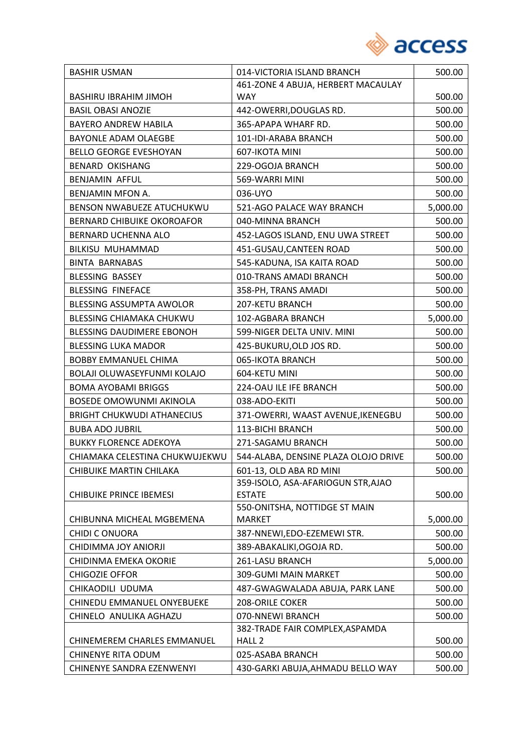| BASHIR USMAN | 014-VICTORIA ISLAND BRANCH | 500.00 |
|---|---|---|
| BASHIRU IBRAHIM JIMOH | 461-ZONE 4 ABUJA, HERBERT MACAULAY WAY | 500.00 |
| BASIL OBASI ANOZIE | 442-OWERRI,DOUGLAS RD. | 500.00 |
| BAYERO ANDREW HABILA | 365-APAPA WHARF RD. | 500.00 |
| BAYONLE ADAM OLAEGBE | 101-IDI-ARABA BRANCH | 500.00 |
| BELLO GEORGE EVESHOYAN | 607-IKOTA MINI | 500.00 |
| BENARD OKISHANG | 229-OGOJA BRANCH | 500.00 |
| BENJAMIN AFFUL | 569-WARRI MINI | 500.00 |
| BENJAMIN MFON A. | 036-UYO | 500.00 |
| BENSON NWABUEZE ATUCHUKWU | 521-AGO PALACE WAY BRANCH | 5,000.00 |
| BERNARD CHIBUIKE OKOROAFOR | 040-MINNA BRANCH | 500.00 |
| BERNARD UCHENNA ALO | 452-LAGOS ISLAND, ENU UWA STREET | 500.00 |
| BILKISU MUHAMMAD | 451-GUSAU,CANTEEN ROAD | 500.00 |
| BINTA BARNABAS | 545-KADUNA, ISA KAITA ROAD | 500.00 |
| BLESSING BASSEY | 010-TRANS AMADI BRANCH | 500.00 |
| BLESSING FINEFACE | 358-PH, TRANS AMADI | 500.00 |
| BLESSING ASSUMPTA AWOLOR | 207-KETU BRANCH | 500.00 |
| BLESSING CHIAMAKA CHUKWU | 102-AGBARA BRANCH | 5,000.00 |
| BLESSING DAUDIMERE EBONOH | 599-NIGER DELTA UNIV. MINI | 500.00 |
| BLESSING LUKA MADOR | 425-BUKURU,OLD JOS RD. | 500.00 |
| BOBBY EMMANUEL CHIMA | 065-IKOTA BRANCH | 500.00 |
| BOLAJI OLUWASEYFUNMI KOLAJO | 604-KETU MINI | 500.00 |
| BOMA AYOBAMI BRIGGS | 224-OAU ILE IFE BRANCH | 500.00 |
| BOSEDE OMOWUNMI AKINOLA | 038-ADO-EKITI | 500.00 |
| BRIGHT CHUKWUDI ATHANECIUS | 371-OWERRI, WAAST AVENUE,IKENEGBU | 500.00 |
| BUBA ADO JUBRIL | 113-BICHI BRANCH | 500.00 |
| BUKKY FLORENCE ADEKOYA | 271-SAGAMU BRANCH | 500.00 |
| CHIAMAKA CELESTINA CHUKWUJEKWU | 544-ALABA, DENSINE PLAZA OLOJO DRIVE | 500.00 |
| CHIBUIKE MARTIN CHILAKA | 601-13, OLD ABA RD MINI | 500.00 |
| CHIBUIKE PRINCE IBEMESI | 359-ISOLO, ASA-AFARIOGUN STR,AJAO ESTATE | 500.00 |
| CHIBUNNA MICHEAL MGBEMENA | 550-ONITSHA, NOTTIDGE ST MAIN MARKET | 5,000.00 |
| CHIDI C ONUORA | 387-NNEWI,EDO-EZEMEWI STR. | 500.00 |
| CHIDIMMA JOY ANIORJI | 389-ABAKALIKI,OGOJA RD. | 500.00 |
| CHIDINMA EMEKA OKORIE | 261-LASU BRANCH | 5,000.00 |
| CHIGOZIE OFFOR | 309-GUMI MAIN MARKET | 500.00 |
| CHIKAODILI UDUMA | 487-GWAGWALADA ABUJA, PARK LANE | 500.00 |
| CHINEDU EMMANUEL ONYEBUEKE | 208-ORILE COKER | 500.00 |
| CHINELO ANULIKA AGHAZU | 070-NNEWI BRANCH | 500.00 |
| CHINEMEREM CHARLES EMMANUEL | 382-TRADE FAIR COMPLEX,ASPAMDA HALL 2 | 500.00 |
| CHINENYE RITA ODUM | 025-ASABA BRANCH | 500.00 |
| CHINENYE SANDRA EZENWENYI | 430-GARKI ABUJA,AHMADU BELLO WAY | 500.00 |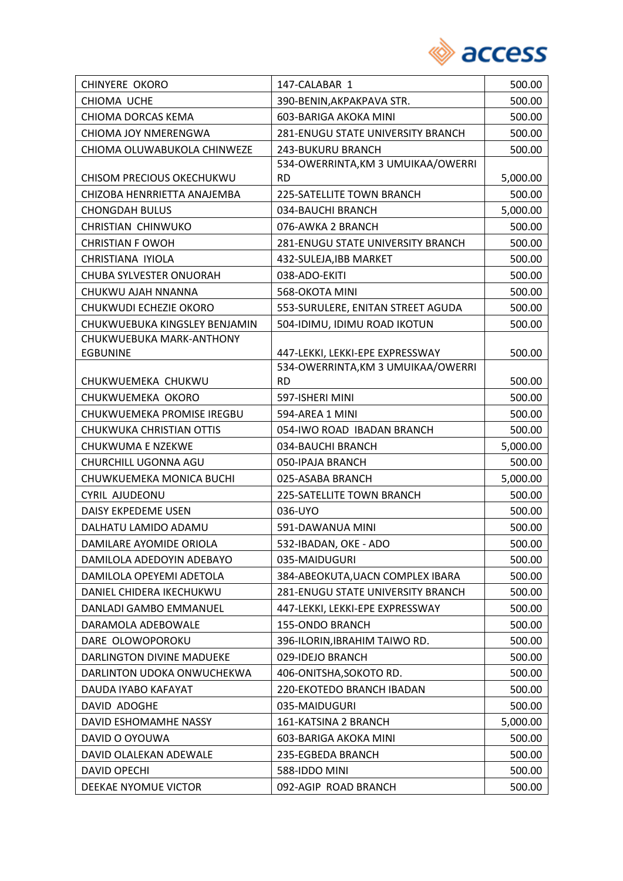| CHINYERE OKORO | 147-CALABAR 1 | 500.00 |
|---|---|---|
| CHIOMA UCHE | 390-BENIN,AKPAKPAVA STR. | 500.00 |
| CHIOMA DORCAS KEMA | 603-BARIGA AKOKA MINI | 500.00 |
| CHIOMA JOY NMERENGWA | 281-ENUGU STATE UNIVERSITY BRANCH | 500.00 |
| CHIOMA OLUWABUKOLA CHINWEZE | 243-BUKURU BRANCH | 500.00 |
| CHISOM PRECIOUS OKECHUKWU | 534-OWERRINTA,KM 3 UMUIKAA/OWERRI RD | 5,000.00 |
| CHIZOBA HENRRIETTA ANAJEMBA | 225-SATELLITE TOWN BRANCH | 500.00 |
| CHONGDAH BULUS | 034-BAUCHI BRANCH | 5,000.00 |
| CHRISTIAN CHINWUKO | 076-AWKA 2 BRANCH | 500.00 |
| CHRISTIAN F OWOH | 281-ENUGU STATE UNIVERSITY BRANCH | 500.00 |
| CHRISTIANA IYIOLA | 432-SULEJA,IBB MARKET | 500.00 |
| CHUBA SYLVESTER ONUORAH | 038-ADO-EKITI | 500.00 |
| CHUKWU AJAH NNANNA | 568-OKOTA MINI | 500.00 |
| CHUKWUDI ECHEZIE OKORO | 553-SURULERE, ENITAN STREET AGUDA | 500.00 |
| CHUKWUEBUKA KINGSLEY BENJAMIN | 504-IDIMU, IDIMU ROAD IKOTUN | 500.00 |
| CHUKWUEBUKA MARK-ANTHONY EGBUNINE | 447-LEKKI, LEKKI-EPE EXPRESSWAY | 500.00 |
| CHUKWUEMEKA CHUKWU | 534-OWERRINTA,KM 3 UMUIKAA/OWERRI RD | 500.00 |
| CHUKWUEMEKA OKORO | 597-ISHERI MINI | 500.00 |
| CHUKWUEMEKA PROMISE IREGBU | 594-AREA 1 MINI | 500.00 |
| CHUKWUKA CHRISTIAN OTTIS | 054-IWO ROAD IBADAN BRANCH | 500.00 |
| CHUKWUMA E NZEKWE | 034-BAUCHI BRANCH | 5,000.00 |
| CHURCHILL UGONNA AGU | 050-IPAJA BRANCH | 500.00 |
| CHUWKUEMEKA MONICA BUCHI | 025-ASABA BRANCH | 5,000.00 |
| CYRIL AJUDEONU | 225-SATELLITE TOWN BRANCH | 500.00 |
| DAISY EKPEDEME USEN | 036-UYO | 500.00 |
| DALHATU LAMIDO ADAMU | 591-DAWANUA MINI | 500.00 |
| DAMILARE AYOMIDE ORIOLA | 532-IBADAN, OKE - ADO | 500.00 |
| DAMILOLA ADEDOYIN ADEBAYO | 035-MAIDUGURI | 500.00 |
| DAMILOLA OPEYEMI ADETOLA | 384-ABEOKUTA,UACN COMPLEX IBARA | 500.00 |
| DANIEL CHIDERA IKECHUKWU | 281-ENUGU STATE UNIVERSITY BRANCH | 500.00 |
| DANLADI GAMBO EMMANUEL | 447-LEKKI, LEKKI-EPE EXPRESSWAY | 500.00 |
| DARAMOLA ADEBOWALE | 155-ONDO BRANCH | 500.00 |
| DARE OLOWOPOROKU | 396-ILORIN,IBRAHIM TAIWO RD. | 500.00 |
| DARLINGTON DIVINE MADUEKE | 029-IDEJO BRANCH | 500.00 |
| DARLINTON UDOKA ONWUCHEKWA | 406-ONITSHA,SOKOTO RD. | 500.00 |
| DAUDA IYABO KAFAYAT | 220-EKOTEDO BRANCH IBADAN | 500.00 |
| DAVID ADOGHE | 035-MAIDUGURI | 500.00 |
| DAVID ESHOMAMHE NASSY | 161-KATSINA 2 BRANCH | 5,000.00 |
| DAVID O OYOUWA | 603-BARIGA AKOKA MINI | 500.00 |
| DAVID OLALEKAN ADEWALE | 235-EGBEDA BRANCH | 500.00 |
| DAVID OPECHI | 588-IDDO MINI | 500.00 |
| DEEKAE NYOMUE VICTOR | 092-AGIP ROAD BRANCH | 500.00 |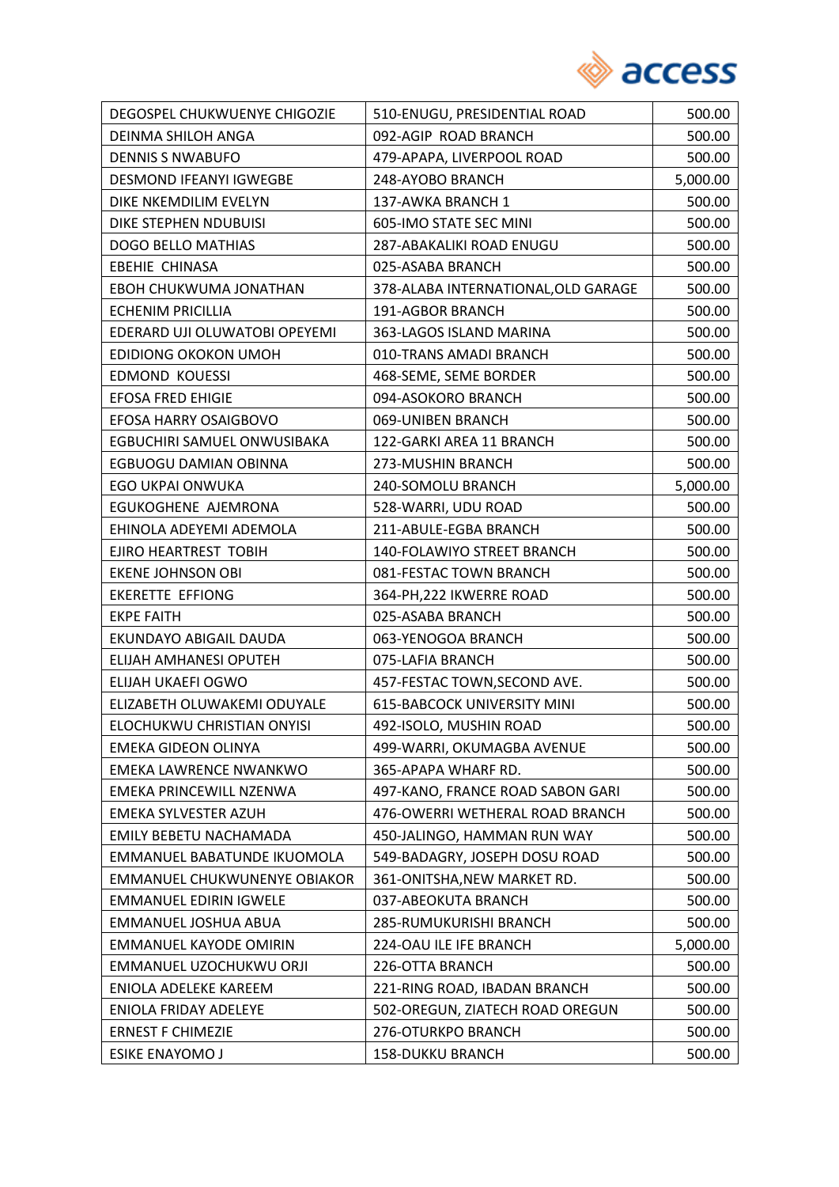| DEGOSPEL CHUKWUENYE CHIGOZIE | 510-ENUGU, PRESIDENTIAL ROAD | 500.00 |
|---|---|---|
| DEINMA SHILOH ANGA | 092-AGIP ROAD BRANCH | 500.00 |
| DENNIS S NWABUFO | 479-APAPA, LIVERPOOL ROAD | 500.00 |
| DESMOND IFEANYI IGWEGBE | 248-AYOBO BRANCH | 5,000.00 |
| DIKE NKEMDILIM EVELYN | 137-AWKA BRANCH 1 | 500.00 |
| DIKE STEPHEN NDUBUISI | 605-IMO STATE SEC MINI | 500.00 |
| DOGO BELLO MATHIAS | 287-ABAKALIKI ROAD ENUGU | 500.00 |
| EBEHIE CHINASA | 025-ASABA BRANCH | 500.00 |
| EBOH CHUKWUMA JONATHAN | 378-ALABA INTERNATIONAL,OLD GARAGE | 500.00 |
| ECHENIM PRICILLIA | 191-AGBOR BRANCH | 500.00 |
| EDERARD UJI OLUWATOBI OPEYEMI | 363-LAGOS ISLAND MARINA | 500.00 |
| EDIDIONG OKOKON UMOH | 010-TRANS AMADI BRANCH | 500.00 |
| EDMOND KOUESSI | 468-SEME, SEME BORDER | 500.00 |
| EFOSA FRED EHIGIE | 094-ASOKORO BRANCH | 500.00 |
| EFOSA HARRY OSAIGBOVO | 069-UNIBEN BRANCH | 500.00 |
| EGBUCHIRI SAMUEL ONWUSIBAKA | 122-GARKI AREA 11 BRANCH | 500.00 |
| EGBUOGU DAMIAN OBINNA | 273-MUSHIN BRANCH | 500.00 |
| EGO UKPAI ONWUKA | 240-SOMOLU BRANCH | 5,000.00 |
| EGUKOGHENE AJEMRONA | 528-WARRI, UDU ROAD | 500.00 |
| EHINOLA ADEYEMI ADEMOLA | 211-ABULE-EGBA BRANCH | 500.00 |
| EJIRO HEARTREST TOBIH | 140-FOLAWIYO STREET BRANCH | 500.00 |
| EKENE JOHNSON OBI | 081-FESTAC TOWN BRANCH | 500.00 |
| EKERETTE EFFIONG | 364-PH,222 IKWERRE ROAD | 500.00 |
| EKPE FAITH | 025-ASABA BRANCH | 500.00 |
| EKUNDAYO ABIGAIL DAUDA | 063-YENOGOA BRANCH | 500.00 |
| ELIJAH AMHANESI OPUTEH | 075-LAFIA BRANCH | 500.00 |
| ELIJAH UKAEFI OGWO | 457-FESTAC TOWN,SECOND AVE. | 500.00 |
| ELIZABETH OLUWAKEMI ODUYALE | 615-BABCOCK UNIVERSITY MINI | 500.00 |
| ELOCHUKWU CHRISTIAN ONYISI | 492-ISOLO, MUSHIN ROAD | 500.00 |
| EMEKA GIDEON OLINYA | 499-WARRI, OKUMAGBA AVENUE | 500.00 |
| EMEKA LAWRENCE NWANKWO | 365-APAPA WHARF RD. | 500.00 |
| EMEKA PRINCEWILL NZENWA | 497-KANO, FRANCE ROAD SABON GARI | 500.00 |
| EMEKA SYLVESTER AZUH | 476-OWERRI WETHERAL ROAD BRANCH | 500.00 |
| EMILY BEBETU NACHAMADA | 450-JALINGO, HAMMAN RUN WAY | 500.00 |
| EMMANUEL BABATUNDE IKUOMOLA | 549-BADAGRY, JOSEPH DOSU ROAD | 500.00 |
| EMMANUEL CHUKWUNENYE OBIAKOR | 361-ONITSHA,NEW MARKET RD. | 500.00 |
| EMMANUEL EDIRIN IGWELE | 037-ABEOKUTA BRANCH | 500.00 |
| EMMANUEL JOSHUA ABUA | 285-RUMUKURISHI BRANCH | 500.00 |
| EMMANUEL KAYODE OMIRIN | 224-OAU ILE IFE BRANCH | 5,000.00 |
| EMMANUEL UZOCHUKWU ORJI | 226-OTTA BRANCH | 500.00 |
| ENIOLA ADELEKE KAREEM | 221-RING ROAD, IBADAN BRANCH | 500.00 |
| ENIOLA FRIDAY ADELEYE | 502-OREGUN, ZIATECH ROAD OREGUN | 500.00 |
| ERNEST F CHIMEZIE | 276-OTURKPO BRANCH | 500.00 |
| ESIKE ENAYOMO J | 158-DUKKU BRANCH | 500.00 |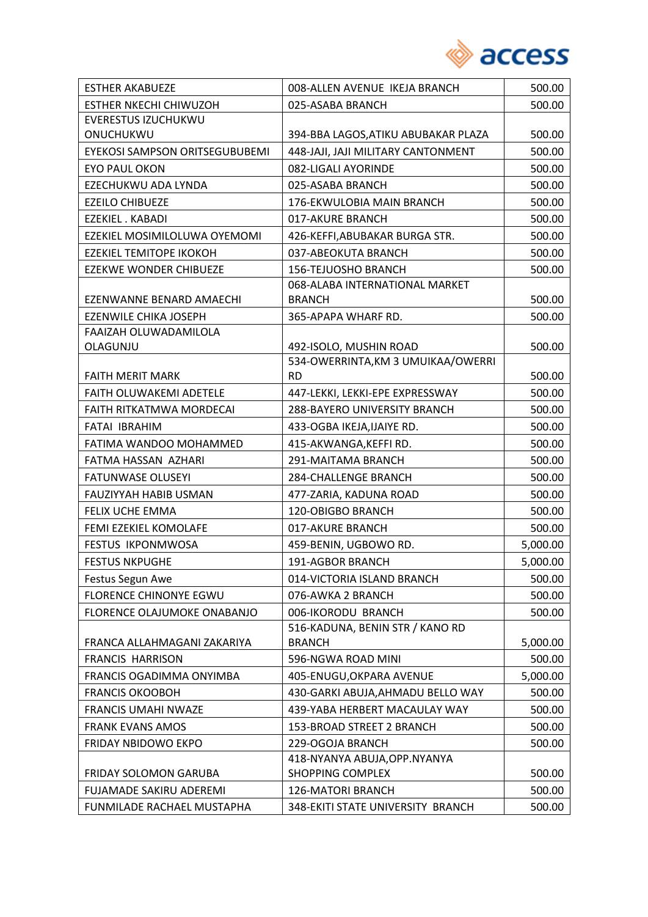| ESTHER AKABUEZE | 008-ALLEN AVENUE IKEJA BRANCH | 500.00 |
|---|---|---|
| ESTHER NKECHI CHIWUZOH | 025-ASABA BRANCH | 500.00 |
| EVERESTUS IZUCHUKWU ONUCHUKWU | 394-BBA LAGOS,ATIKU ABUBAKAR PLAZA | 500.00 |
| EYEKOSI SAMPSON ORITSEGUBUBEMI | 448-JAJI, JAJI MILITARY CANTONMENT | 500.00 |
| EYO PAUL OKON | 082-LIGALI AYORINDE | 500.00 |
| EZECHUKWU ADA LYNDA | 025-ASABA BRANCH | 500.00 |
| EZEILO CHIBUEZE | 176-EKWULOBIA MAIN BRANCH | 500.00 |
| EZEKIEL . KABADI | 017-AKURE BRANCH | 500.00 |
| EZEKIEL MOSIMILOLUWA OYEMOMI | 426-KEFFI,ABUBAKAR BURGA STR. | 500.00 |
| EZEKIEL TEMITOPE IKOKOH | 037-ABEOKUTA BRANCH | 500.00 |
| EZEKWE WONDER CHIBUEZE | 156-TEJUOSHO BRANCH | 500.00 |
| EZENWANNE BENARD AMAECHI | 068-ALABA INTERNATIONAL MARKET BRANCH | 500.00 |
| EZENWILE CHIKA JOSEPH | 365-APAPA WHARF RD. | 500.00 |
| FAAIZAH OLUWADAMILOLA OLAGUNJU | 492-ISOLO, MUSHIN ROAD | 500.00 |
| FAITH MERIT MARK | 534-OWERRINTA,KM 3 UMUIKAA/OWERRI RD | 500.00 |
| FAITH OLUWAKEMI ADETELE | 447-LEKKI, LEKKI-EPE EXPRESSWAY | 500.00 |
| FAITH RITKATMWA MORDECAI | 288-BAYERO UNIVERSITY BRANCH | 500.00 |
| FATAI IBRAHIM | 433-OGBA IKEJA,IJAIYE RD. | 500.00 |
| FATIMA WANDOO MOHAMMED | 415-AKWANGA,KEFFI RD. | 500.00 |
| FATMA HASSAN AZHARI | 291-MAITAMA BRANCH | 500.00 |
| FATUNWASE OLUSEYI | 284-CHALLENGE BRANCH | 500.00 |
| FAUZIYYAH HABIB USMAN | 477-ZARIA, KADUNA ROAD | 500.00 |
| FELIX UCHE EMMA | 120-OBIGBO BRANCH | 500.00 |
| FEMI EZEKIEL KOMOLAFE | 017-AKURE BRANCH | 500.00 |
| FESTUS IKPONMWOSA | 459-BENIN, UGBOWO RD. | 5,000.00 |
| FESTUS NKPUGHE | 191-AGBOR BRANCH | 5,000.00 |
| Festus Segun Awe | 014-VICTORIA ISLAND BRANCH | 500.00 |
| FLORENCE CHINONYE EGWU | 076-AWKA 2 BRANCH | 500.00 |
| FLORENCE OLAJUMOKE ONABANJO | 006-IKORODU BRANCH | 500.00 |
| FRANCA ALLAHMAGANI ZAKARIYA | 516-KADUNA, BENIN STR / KANO RD BRANCH | 5,000.00 |
| FRANCIS HARRISON | 596-NGWA ROAD MINI | 500.00 |
| FRANCIS OGADIMMA ONYIMBA | 405-ENUGU,OKPARA AVENUE | 5,000.00 |
| FRANCIS OKOOBOH | 430-GARKI ABUJA,AHMADU BELLO WAY | 500.00 |
| FRANCIS UMAHI NWAZE | 439-YABA HERBERT MACAULAY WAY | 500.00 |
| FRANK EVANS AMOS | 153-BROAD STREET 2 BRANCH | 500.00 |
| FRIDAY NBIDOWO EKPO | 229-OGOJA BRANCH | 500.00 |
| FRIDAY SOLOMON GARUBA | 418-NYANYA ABUJA,OPP.NYANYA SHOPPING COMPLEX | 500.00 |
| FUJAMADE SAKIRU ADEREMI | 126-MATORI BRANCH | 500.00 |
| FUNMILADE RACHAEL MUSTAPHA | 348-EKITI STATE UNIVERSITY BRANCH | 500.00 |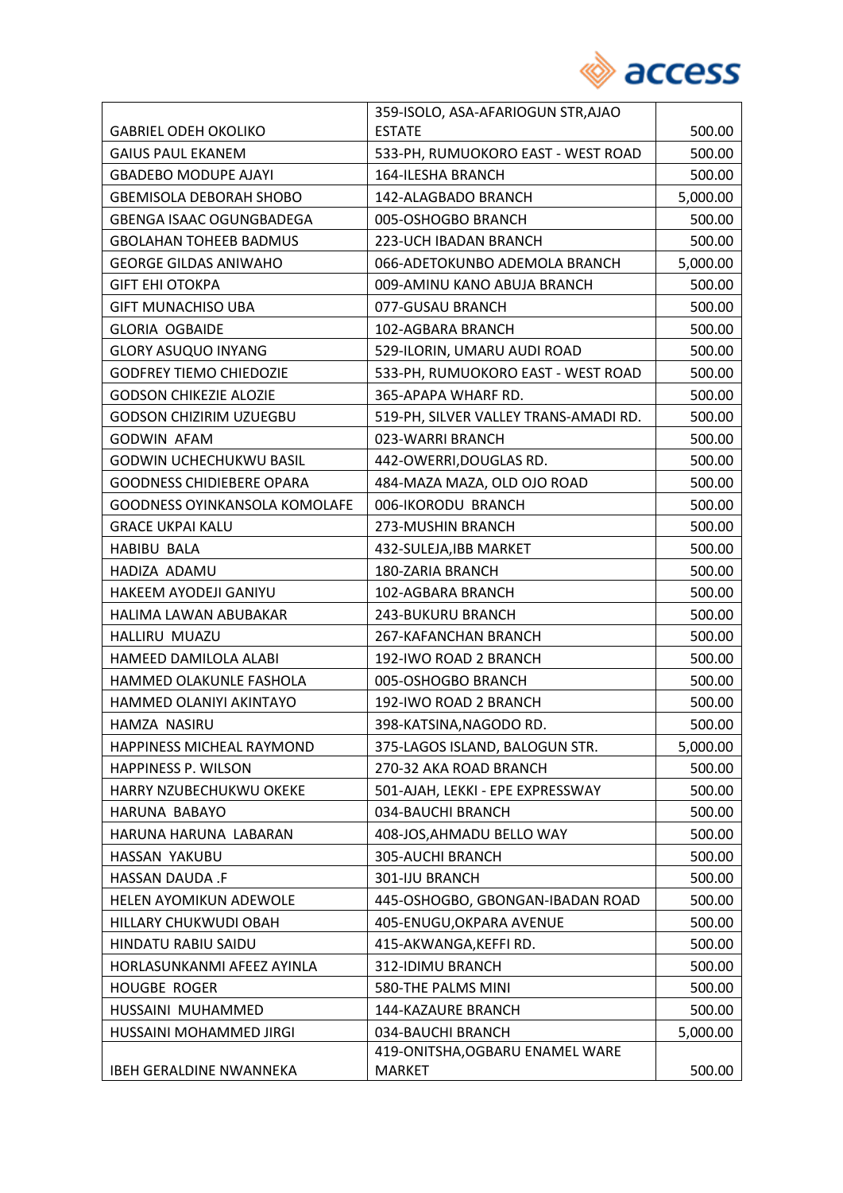| | | |
|---|---|---|
| GABRIEL ODEH OKOLIKO | 359-ISOLO, ASA-AFARIOGUN STR,AJAO ESTATE | 500.00 |
| GAIUS PAUL EKANEM | 533-PH, RUMUOKORO EAST - WEST ROAD | 500.00 |
| GBADEBO MODUPE AJAYI | 164-ILESHA BRANCH | 500.00 |
| GBEMISOLA DEBORAH SHOBO | 142-ALAGBADO BRANCH | 5,000.00 |
| GBENGA ISAAC OGUNGBADEGA | 005-OSHOGBO BRANCH | 500.00 |
| GBOLAHAN TOHEEB BADMUS | 223-UCH IBADAN BRANCH | 500.00 |
| GEORGE GILDAS ANIWAHO | 066-ADETOKUNBO ADEMOLA BRANCH | 5,000.00 |
| GIFT EHI OTOKPA | 009-AMINU KANO ABUJA BRANCH | 500.00 |
| GIFT MUNACHISO UBA | 077-GUSAU BRANCH | 500.00 |
| GLORIA OGBAIDE | 102-AGBARA BRANCH | 500.00 |
| GLORY ASUQUO INYANG | 529-ILORIN, UMARU AUDI ROAD | 500.00 |
| GODFREY TIEMO CHIEDOZIE | 533-PH, RUMUOKORO EAST - WEST ROAD | 500.00 |
| GODSON CHIKEZIE ALOZIE | 365-APAPA WHARF RD. | 500.00 |
| GODSON CHIZIRIM UZUEGBU | 519-PH, SILVER VALLEY TRANS-AMADI RD. | 500.00 |
| GODWIN AFAM | 023-WARRI BRANCH | 500.00 |
| GODWIN UCHECHUKWU BASIL | 442-OWERRI,DOUGLAS RD. | 500.00 |
| GOODNESS CHIDIEBERE OPARA | 484-MAZA MAZA, OLD OJO ROAD | 500.00 |
| GOODNESS OYINKANSOLA KOMOLAFE | 006-IKORODU BRANCH | 500.00 |
| GRACE UKPAI KALU | 273-MUSHIN BRANCH | 500.00 |
| HABIBU BALA | 432-SULEJA,IBB MARKET | 500.00 |
| HADIZA ADAMU | 180-ZARIA BRANCH | 500.00 |
| HAKEEM AYODEJI GANIYU | 102-AGBARA BRANCH | 500.00 |
| HALIMA LAWAN ABUBAKAR | 243-BUKURU BRANCH | 500.00 |
| HALLIRU MUAZU | 267-KAFANCHAN BRANCH | 500.00 |
| HAMEED DAMILOLA ALABI | 192-IWO ROAD 2 BRANCH | 500.00 |
| HAMMED OLAKUNLE FASHOLA | 005-OSHOGBO BRANCH | 500.00 |
| HAMMED OLANIYI AKINTAYO | 192-IWO ROAD 2 BRANCH | 500.00 |
| HAMZA NASIRU | 398-KATSINA,NAGODO RD. | 500.00 |
| HAPPINESS MICHEAL RAYMOND | 375-LAGOS ISLAND, BALOGUN STR. | 5,000.00 |
| HAPPINESS P. WILSON | 270-32 AKA ROAD BRANCH | 500.00 |
| HARRY NZUBECHUKWU OKEKE | 501-AJAH, LEKKI - EPE EXPRESSWAY | 500.00 |
| HARUNA BABAYO | 034-BAUCHI BRANCH | 500.00 |
| HARUNA HARUNA LABARAN | 408-JOS,AHMADU BELLO WAY | 500.00 |
| HASSAN YAKUBU | 305-AUCHI BRANCH | 500.00 |
| HASSAN DAUDA .F | 301-IJU BRANCH | 500.00 |
| HELEN AYOMIKUN ADEWOLE | 445-OSHOGBO, GBONGAN-IBADAN ROAD | 500.00 |
| HILLARY CHUKWUDI OBAH | 405-ENUGU,OKPARA AVENUE | 500.00 |
| HINDATU RABIU SAIDU | 415-AKWANGA,KEFFI RD. | 500.00 |
| HORLASUNKANMI AFEEZ AYINLA | 312-IDIMU BRANCH | 500.00 |
| HOUGBE ROGER | 580-THE PALMS MINI | 500.00 |
| HUSSAINI MUHAMMED | 144-KAZAURE BRANCH | 500.00 |
| HUSSAINI MOHAMMED JIRGI | 034-BAUCHI BRANCH | 5,000.00 |
| IBEH GERALDINE NWANNEKA | 419-ONITSHA,OGBARU ENAMEL WARE MARKET | 500.00 |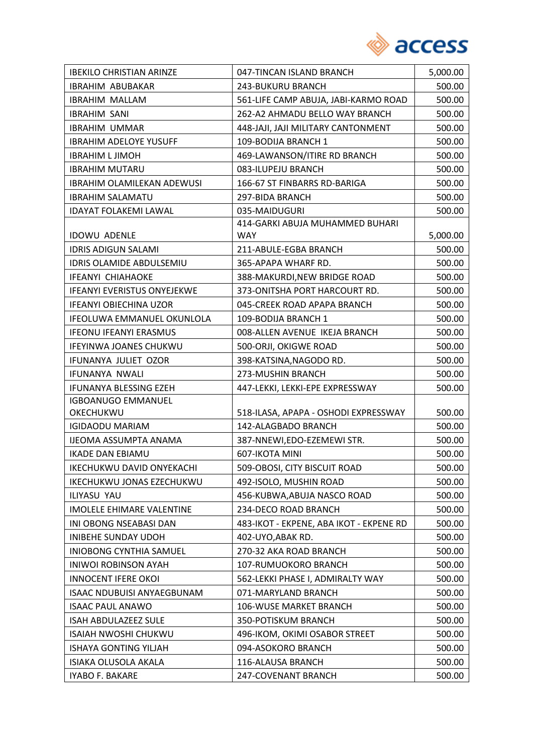| IBEKILO CHRISTIAN ARINZE | 047-TINCAN ISLAND BRANCH | 5,000.00 |
|---|---|---|
| IBRAHIM  ABUBAKAR | 243-BUKURU BRANCH | 500.00 |
| IBRAHIM  MALLAM | 561-LIFE CAMP ABUJA, JABI-KARMO ROAD | 500.00 |
| IBRAHIM  SANI | 262-A2 AHMADU BELLO WAY BRANCH | 500.00 |
| IBRAHIM  UMMAR | 448-JAJI, JAJI MILITARY CANTONMENT | 500.00 |
| IBRAHIM ADELOYE YUSUFF | 109-BODIJA BRANCH 1 | 500.00 |
| IBRAHIM L JIMOH | 469-LAWANSON/ITIRE RD BRANCH | 500.00 |
| IBRAHIM MUTARU | 083-ILUPEJU BRANCH | 500.00 |
| IBRAHIM OLAMILEKAN ADEWUSI | 166-67 ST FINBARRS RD-BARIGA | 500.00 |
| IBRAHIM SALAMATU | 297-BIDA BRANCH | 500.00 |
| IDAYAT FOLAKEMI LAWAL | 035-MAIDUGURI | 500.00 |
| IDOWU  ADENLE | 414-GARKI ABUJA MUHAMMED BUHARI WAY | 5,000.00 |
| IDRIS ADIGUN SALAMI | 211-ABULE-EGBA BRANCH | 500.00 |
| IDRIS OLAMIDE ABDULSEMIU | 365-APAPA WHARF RD. | 500.00 |
| IFEANYI  CHIAHAOKE | 388-MAKURDI,NEW BRIDGE ROAD | 500.00 |
| IFEANYI EVERISTUS ONYEJEKWE | 373-ONITSHA PORT HARCOURT RD. | 500.00 |
| IFEANYI OBIECHINA UZOR | 045-CREEK ROAD APAPA BRANCH | 500.00 |
| IFEOLUWA EMMANUEL OKUNLOLA | 109-BODIJA BRANCH 1 | 500.00 |
| IFEONU IFEANYI ERASMUS | 008-ALLEN AVENUE  IKEJA BRANCH | 500.00 |
| IFEYINWA JOANES CHUKWU | 500-ORJI, OKIGWE ROAD | 500.00 |
| IFUNANYA  JULIET  OZOR | 398-KATSINA,NAGODO RD. | 500.00 |
| IFUNANYA  NWALI | 273-MUSHIN BRANCH | 500.00 |
| IFUNANYA BLESSING EZEH | 447-LEKKI, LEKKI-EPE EXPRESSWAY | 500.00 |
| IGBOANUGO EMMANUEL OKECHUKWU | 518-ILASA, APAPA - OSHODI EXPRESSWAY | 500.00 |
| IGIDAODU MARIAM | 142-ALAGBADO BRANCH | 500.00 |
| IJEOMA ASSUMPTA ANAMA | 387-NNEWI,EDO-EZEMEWI STR. | 500.00 |
| IKADE DAN EBIAMU | 607-IKOTA MINI | 500.00 |
| IKECHUKWU DAVID ONYEKACHI | 509-OBOSI, CITY BISCUIT ROAD | 500.00 |
| IKECHUKWU JONAS EZECHUKWU | 492-ISOLO, MUSHIN ROAD | 500.00 |
| ILIYASU  YAU | 456-KUBWA,ABUJA NASCO ROAD | 500.00 |
| IMOLELE EHIMARE VALENTINE | 234-DECO ROAD BRANCH | 500.00 |
| INI OBONG NSEABASI DAN | 483-IKOT - EKPENE, ABA IKOT - EKPENE RD | 500.00 |
| INIBEHE SUNDAY UDOH | 402-UYO,ABAK RD. | 500.00 |
| INIOBONG CYNTHIA SAMUEL | 270-32 AKA ROAD BRANCH | 500.00 |
| INIWOI ROBINSON AYAH | 107-RUMUOKORO BRANCH | 500.00 |
| INNOCENT IFERE OKOI | 562-LEKKI PHASE I, ADMIRALTY WAY | 500.00 |
| ISAAC NDUBUISI ANYAEGBUNAM | 071-MARYLAND BRANCH | 500.00 |
| ISAAC PAUL ANAWO | 106-WUSE MARKET BRANCH | 500.00 |
| ISAH ABDULAZEEZ SULE | 350-POTISKUM BRANCH | 500.00 |
| ISAIAH NWOSHI CHUKWU | 496-IKOM, OKIMI OSABOR STREET | 500.00 |
| ISHAYA GONTING YILJAH | 094-ASOKORO BRANCH | 500.00 |
| ISIAKA OLUSOLA AKALA | 116-ALAUSA BRANCH | 500.00 |
| IYABO F. BAKARE | 247-COVENANT BRANCH | 500.00 |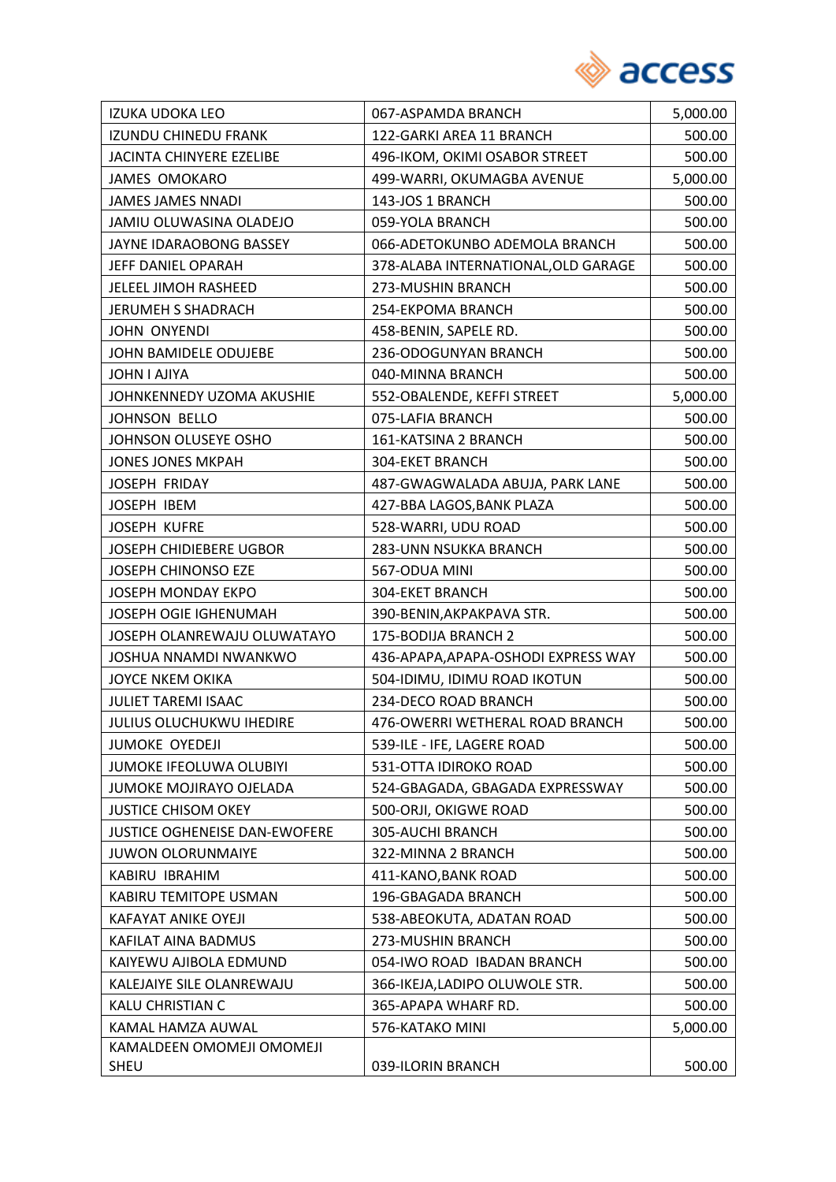| IZUKA UDOKA LEO | 067-ASPAMDA BRANCH | 5,000.00 |
|---|---|---|
| IZUNDU CHINEDU FRANK | 122-GARKI AREA 11 BRANCH | 500.00 |
| JACINTA CHINYERE EZELIBE | 496-IKOM, OKIMI OSABOR STREET | 500.00 |
| JAMES OMOKARO | 499-WARRI, OKUMAGBA AVENUE | 5,000.00 |
| JAMES JAMES NNADI | 143-JOS 1 BRANCH | 500.00 |
| JAMIU OLUWASINA OLADEJO | 059-YOLA BRANCH | 500.00 |
| JAYNE IDARAOBONG BASSEY | 066-ADETOKUNBO ADEMOLA BRANCH | 500.00 |
| JEFF DANIEL OPARAH | 378-ALABA INTERNATIONAL,OLD GARAGE | 500.00 |
| JELEEL JIMOH RASHEED | 273-MUSHIN BRANCH | 500.00 |
| JERUMEH S SHADRACH | 254-EKPOMA BRANCH | 500.00 |
| JOHN ONYENDI | 458-BENIN, SAPELE RD. | 500.00 |
| JOHN BAMIDELE ODUJEBE | 236-ODOGUNYAN BRANCH | 500.00 |
| JOHN I AJIYA | 040-MINNA BRANCH | 500.00 |
| JOHNKENNEDY UZOMA AKUSHIE | 552-OBALENDE, KEFFI STREET | 5,000.00 |
| JOHNSON BELLO | 075-LAFIA BRANCH | 500.00 |
| JOHNSON OLUSEYE OSHO | 161-KATSINA 2 BRANCH | 500.00 |
| JONES JONES MKPAH | 304-EKET BRANCH | 500.00 |
| JOSEPH FRIDAY | 487-GWAGWALADA ABUJA, PARK LANE | 500.00 |
| JOSEPH IBEM | 427-BBA LAGOS,BANK PLAZA | 500.00 |
| JOSEPH KUFRE | 528-WARRI, UDU ROAD | 500.00 |
| JOSEPH CHIDIEBERE UGBOR | 283-UNN NSUKKA BRANCH | 500.00 |
| JOSEPH CHINONSO EZE | 567-ODUA MINI | 500.00 |
| JOSEPH MONDAY EKPO | 304-EKET BRANCH | 500.00 |
| JOSEPH OGIE IGHENUMAH | 390-BENIN,AKPAKPAVA STR. | 500.00 |
| JOSEPH OLANREWAJU OLUWATAYO | 175-BODIJA BRANCH 2 | 500.00 |
| JOSHUA NNAMDI NWANKWO | 436-APAPA,APAPA-OSHODI EXPRESS WAY | 500.00 |
| JOYCE NKEM OKIKA | 504-IDIMU, IDIMU ROAD IKOTUN | 500.00 |
| JULIET TAREMI ISAAC | 234-DECO ROAD BRANCH | 500.00 |
| JULIUS OLUCHUKWU IHEDIRE | 476-OWERRI WETHERAL ROAD BRANCH | 500.00 |
| JUMOKE OYEDEJI | 539-ILE - IFE, LAGERE ROAD | 500.00 |
| JUMOKE IFEOLUWA OLUBIYI | 531-OTTA IDIROKO ROAD | 500.00 |
| JUMOKE MOJIRAYO OJELADA | 524-GBAGADA, GBAGADA EXPRESSWAY | 500.00 |
| JUSTICE CHISOM OKEY | 500-ORJI, OKIGWE ROAD | 500.00 |
| JUSTICE OGHENEISE DAN-EWOFERE | 305-AUCHI BRANCH | 500.00 |
| JUWON OLORUNMAIYE | 322-MINNA 2 BRANCH | 500.00 |
| KABIRU IBRAHIM | 411-KANO,BANK ROAD | 500.00 |
| KABIRU TEMITOPE USMAN | 196-GBAGADA BRANCH | 500.00 |
| KAFAYAT ANIKE OYEJI | 538-ABEOKUTA, ADATAN ROAD | 500.00 |
| KAFILAT AINA BADMUS | 273-MUSHIN BRANCH | 500.00 |
| KAIYEWU AJIBOLA EDMUND | 054-IWO ROAD IBADAN BRANCH | 500.00 |
| KALEJAIYE SILE OLANREWAJU | 366-IKEJA,LADIPO OLUWOLE STR. | 500.00 |
| KALU CHRISTIAN C | 365-APAPA WHARF RD. | 500.00 |
| KAMAL HAMZA AUWAL | 576-KATAKO MINI | 5,000.00 |
| KAMALDEEN OMOMEJI OMOMEJI SHEU | 039-ILORIN BRANCH | 500.00 |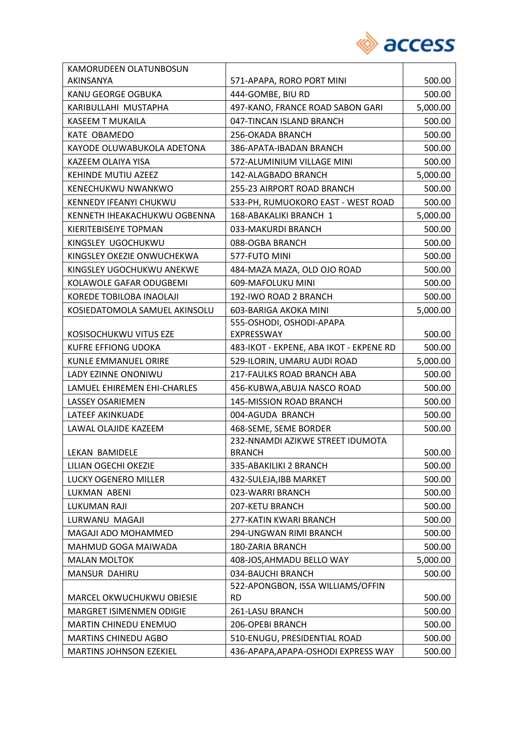| KAMORUDEEN OLATUNBOSUN AKINSANYA | 571-APAPA, RORO PORT MINI | 500.00 |
|---|---|---|
| KANU GEORGE OGBUKA | 444-GOMBE, BIU RD | 500.00 |
| KARIBULLAHI MUSTAPHA | 497-KANO, FRANCE ROAD SABON GARI | 5,000.00 |
| KASEEM T MUKAILA | 047-TINCAN ISLAND BRANCH | 500.00 |
| KATE OBAMEDO | 256-OKADA BRANCH | 500.00 |
| KAYODE OLUWABUKOLA ADETONA | 386-APATA-IBADAN BRANCH | 500.00 |
| KAZEEM OLAIYA YISA | 572-ALUMINIUM VILLAGE MINI | 500.00 |
| KEHINDE MUTIU AZEEZ | 142-ALAGBADO BRANCH | 5,000.00 |
| KENECHUKWU NWANKWO | 255-23 AIRPORT ROAD BRANCH | 500.00 |
| KENNEDY IFEANYI CHUKWU | 533-PH, RUMUOKORO EAST - WEST ROAD | 500.00 |
| KENNETH IHEAKACHUKWU OGBENNA | 168-ABAKALIKI BRANCH 1 | 5,000.00 |
| KIERITEBISEIYE TOPMAN | 033-MAKURDI BRANCH | 500.00 |
| KINGSLEY UGOCHUKWU | 088-OGBA BRANCH | 500.00 |
| KINGSLEY OKEZIE ONWUCHEKWA | 577-FUTO MINI | 500.00 |
| KINGSLEY UGOCHUKWU ANEKWE | 484-MAZA MAZA, OLD OJO ROAD | 500.00 |
| KOLAWOLE GAFAR ODUGBEMI | 609-MAFOLUKU MINI | 500.00 |
| KOREDE TOBILOBA INAOLAJI | 192-IWO ROAD 2 BRANCH | 500.00 |
| KOSIEDATOMOLA SAMUEL AKINSOLU | 603-BARIGA AKOKA MINI | 5,000.00 |
| KOSISOCHUKWU VITUS EZE | 555-OSHODI, OSHODI-APAPA EXPRESSWAY | 500.00 |
| KUFRE EFFIONG UDOKA | 483-IKOT - EKPENE, ABA IKOT - EKPENE RD | 500.00 |
| KUNLE EMMANUEL ORIRE | 529-ILORIN, UMARU AUDI ROAD | 5,000.00 |
| LADY EZINNE ONONIWU | 217-FAULKS ROAD BRANCH ABA | 500.00 |
| LAMUEL EHIREMEN EHI-CHARLES | 456-KUBWA,ABUJA NASCO ROAD | 500.00 |
| LASSEY OSARIEMEN | 145-MISSION ROAD BRANCH | 500.00 |
| LATEEF AKINKUADE | 004-AGUDA BRANCH | 500.00 |
| LAWAL OLAJIDE KAZEEM | 468-SEME, SEME BORDER | 500.00 |
| LEKAN BAMIDELE | 232-NNAMDI AZIKWE STREET IDUMOTA BRANCH | 500.00 |
| LILIAN OGECHI OKEZIE | 335-ABAKILIKI 2 BRANCH | 500.00 |
| LUCKY OGENERO MILLER | 432-SULEJA,IBB MARKET | 500.00 |
| LUKMAN ABENI | 023-WARRI BRANCH | 500.00 |
| LUKUMAN RAJI | 207-KETU BRANCH | 500.00 |
| LURWANU MAGAJI | 277-KATIN KWARI BRANCH | 500.00 |
| MAGAJI ADO MOHAMMED | 294-UNGWAN RIMI BRANCH | 500.00 |
| MAHMUD GOGA MAIWADA | 180-ZARIA BRANCH | 500.00 |
| MALAN MOLTOK | 408-JOS,AHMADU BELLO WAY | 5,000.00 |
| MANSUR DAHIRU | 034-BAUCHI BRANCH | 500.00 |
| MARCEL OKWUCHUKWU OBIESIE | 522-APONGBON, ISSA WILLIAMS/OFFIN RD | 500.00 |
| MARGRET ISIMENMEN ODIGIE | 261-LASU BRANCH | 500.00 |
| MARTIN CHINEDU ENEMUO | 206-OPEBI BRANCH | 500.00 |
| MARTINS CHINEDU AGBO | 510-ENUGU, PRESIDENTIAL ROAD | 500.00 |
| MARTINS JOHNSON EZEKIEL | 436-APAPA,APAPA-OSHODI EXPRESS WAY | 500.00 |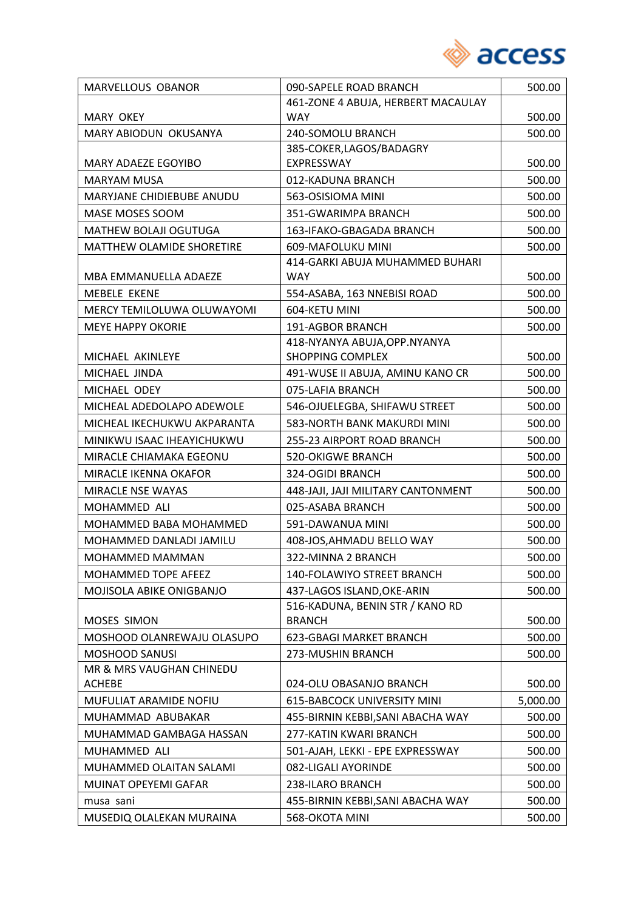| MARVELLOUS OBANOR | 090-SAPELE ROAD BRANCH | 500.00 |
|---|---|---|
| MARY OKEY | 461-ZONE 4 ABUJA, HERBERT MACAULAY WAY | 500.00 |
| MARY ABIODUN OKUSANYA | 240-SOMOLU BRANCH | 500.00 |
| MARY ADAEZE EGOYIBO | 385-COKER,LAGOS/BADAGRY EXPRESSWAY | 500.00 |
| MARYAM MUSA | 012-KADUNA BRANCH | 500.00 |
| MARYJANE CHIDIEBUBE ANUDU | 563-OSISIOMA MINI | 500.00 |
| MASE MOSES SOOM | 351-GWARIMPA BRANCH | 500.00 |
| MATHEW BOLAJI OGUTUGA | 163-IFAKO-GBAGADA BRANCH | 500.00 |
| MATTHEW OLAMIDE SHORETIRE | 609-MAFOLUKU MINI | 500.00 |
| MBA EMMANUELLA ADAEZE | 414-GARKI ABUJA MUHAMMED BUHARI WAY | 500.00 |
| MEBELE EKENE | 554-ASABA, 163 NNEBISI ROAD | 500.00 |
| MERCY TEMILOLUWA OLUWAYOMI | 604-KETU MINI | 500.00 |
| MEYE HAPPY OKORIE | 191-AGBOR BRANCH | 500.00 |
| MICHAEL AKINLEYE | 418-NYANYA ABUJA,OPP.NYANYA SHOPPING COMPLEX | 500.00 |
| MICHAEL JINDA | 491-WUSE II ABUJA, AMINU KANO CR | 500.00 |
| MICHAEL ODEY | 075-LAFIA BRANCH | 500.00 |
| MICHEAL ADEDOLAPO ADEWOLE | 546-OJUELEGBA, SHIFAWU STREET | 500.00 |
| MICHEAL IKECHUKWU AKPARANTA | 583-NORTH BANK MAKURDI MINI | 500.00 |
| MINIKWU ISAAC IHEAYICHUKWU | 255-23 AIRPORT ROAD BRANCH | 500.00 |
| MIRACLE CHIAMAKA EGEONU | 520-OKIGWE BRANCH | 500.00 |
| MIRACLE IKENNA OKAFOR | 324-OGIDI BRANCH | 500.00 |
| MIRACLE NSE WAYAS | 448-JAJI, JAJI MILITARY CANTONMENT | 500.00 |
| MOHAMMED ALI | 025-ASABA BRANCH | 500.00 |
| MOHAMMED BABA MOHAMMED | 591-DAWANUA MINI | 500.00 |
| MOHAMMED DANLADI JAMILU | 408-JOS,AHMADU BELLO WAY | 500.00 |
| MOHAMMED MAMMAN | 322-MINNA 2 BRANCH | 500.00 |
| MOHAMMED TOPE AFEEZ | 140-FOLAWIYO STREET BRANCH | 500.00 |
| MOJISOLA ABIKE ONIGBANJO | 437-LAGOS ISLAND,OKE-ARIN | 500.00 |
| MOSES SIMON | 516-KADUNA, BENIN STR / KANO RD BRANCH | 500.00 |
| MOSHOOD OLANREWAJU OLASUPO | 623-GBAGI MARKET BRANCH | 500.00 |
| MOSHOOD SANUSI | 273-MUSHIN BRANCH | 500.00 |
| MR & MRS VAUGHAN CHINEDU ACHEBE | 024-OLU OBASANJO BRANCH | 500.00 |
| MUFULIAT ARAMIDE NOFIU | 615-BABCOCK UNIVERSITY MINI | 5,000.00 |
| MUHAMMAD ABUBAKAR | 455-BIRNIN KEBBI,SANI ABACHA WAY | 500.00 |
| MUHAMMAD GAMBAGA HASSAN | 277-KATIN KWARI BRANCH | 500.00 |
| MUHAMMED ALI | 501-AJAH, LEKKI - EPE EXPRESSWAY | 500.00 |
| MUHAMMED OLAITAN SALAMI | 082-LIGALI AYORINDE | 500.00 |
| MUINAT OPEYEMI GAFAR | 238-ILARO BRANCH | 500.00 |
| musa sani | 455-BIRNIN KEBBI,SANI ABACHA WAY | 500.00 |
| MUSEDIQ OLALEKAN MURAINA | 568-OKOTA MINI | 500.00 |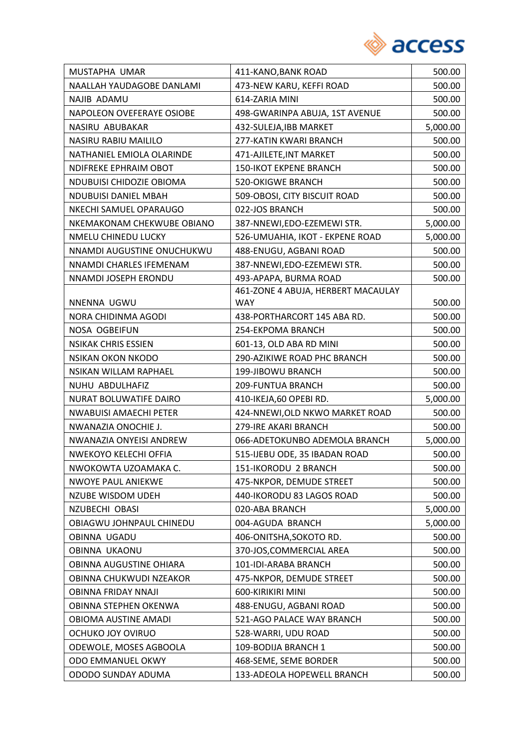| MUSTAPHA UMAR | 411-KANO,BANK ROAD | 500.00 |
|---|---|---|
| NAALLAH YAUDAGOBE DANLAMI | 473-NEW KARU, KEFFI ROAD | 500.00 |
| NAJIB ADAMU | 614-ZARIA MINI | 500.00 |
| NAPOLEON OVEFERAYE OSIOBE | 498-GWARINPA ABUJA, 1ST AVENUE | 500.00 |
| NASIRU ABUBAKAR | 432-SULEJA,IBB MARKET | 5,000.00 |
| NASIRU RABIU MAILILO | 277-KATIN KWARI BRANCH | 500.00 |
| NATHANIEL EMIOLA OLARINDE | 471-AJILETE,INT MARKET | 500.00 |
| NDIFREKE EPHRAIM OBOT | 150-IKOT EKPENE BRANCH | 500.00 |
| NDUBUISI CHIDOZIE OBIOMA | 520-OKIGWE BRANCH | 500.00 |
| NDUBUISI DANIEL MBAH | 509-OBOSI, CITY BISCUIT ROAD | 500.00 |
| NKECHI SAMUEL OPARAUGO | 022-JOS BRANCH | 500.00 |
| NKEMAKONAM CHEKWUBE OBIANO | 387-NNEWI,EDO-EZEMEWI STR. | 5,000.00 |
| NMELU CHINEDU LUCKY | 526-UMUAHIA, IKOT - EKPENE ROAD | 5,000.00 |
| NNAMDI AUGUSTINE ONUCHUKWU | 488-ENUGU, AGBANI ROAD | 500.00 |
| NNAMDI CHARLES IFEMENAM | 387-NNEWI,EDO-EZEMEWI STR. | 500.00 |
| NNAMDI JOSEPH ERONDU | 493-APAPA, BURMA ROAD | 500.00 |
| NNENNA UGWU | 461-ZONE 4 ABUJA, HERBERT MACAULAY WAY | 500.00 |
| NORA CHIDINMA AGODI | 438-PORTHARCORT 145 ABA RD. | 500.00 |
| NOSA OGBEIFUN | 254-EKPOMA BRANCH | 500.00 |
| NSIKAK CHRIS ESSIEN | 601-13, OLD ABA RD MINI | 500.00 |
| NSIKAN OKON NKODO | 290-AZIKIWE ROAD PHC BRANCH | 500.00 |
| NSIKAN WILLAM RAPHAEL | 199-JIBOWU BRANCH | 500.00 |
| NUHU ABDULHAFIZ | 209-FUNTUA BRANCH | 500.00 |
| NURAT BOLUWATIFE DAIRO | 410-IKEJA,60 OPEBI RD. | 5,000.00 |
| NWABUISI AMAECHI PETER | 424-NNEWI,OLD NKWO MARKET ROAD | 500.00 |
| NWANAZIA ONOCHIE J. | 279-IRE AKARI BRANCH | 500.00 |
| NWANAZIA ONYEISI ANDREW | 066-ADETOKUNBO ADEMOLA BRANCH | 5,000.00 |
| NWEKOYO KELECHI OFFIA | 515-IJEBU ODE, 35 IBADAN ROAD | 500.00 |
| NWOKOWTA UZOAMAKA C. | 151-IKORODU 2 BRANCH | 500.00 |
| NWOYE PAUL ANIEKWE | 475-NKPOR, DEMUDE STREET | 500.00 |
| NZUBE WISDOM UDEH | 440-IKORODU 83 LAGOS ROAD | 500.00 |
| NZUBECHI OBASI | 020-ABA BRANCH | 5,000.00 |
| OBIAGWU JOHNPAUL CHINEDU | 004-AGUDA BRANCH | 5,000.00 |
| OBINNA UGADU | 406-ONITSHA,SOKOTO RD. | 500.00 |
| OBINNA UKAONU | 370-JOS,COMMERCIAL AREA | 500.00 |
| OBINNA AUGUSTINE OHIARA | 101-IDI-ARABA BRANCH | 500.00 |
| OBINNA CHUKWUDI NZEAKOR | 475-NKPOR, DEMUDE STREET | 500.00 |
| OBINNA FRIDAY NNAJI | 600-KIRIKIRI MINI | 500.00 |
| OBINNA STEPHEN OKENWA | 488-ENUGU, AGBANI ROAD | 500.00 |
| OBIOMA AUSTINE AMADI | 521-AGO PALACE WAY BRANCH | 500.00 |
| OCHUKO JOY OVIRUO | 528-WARRI, UDU ROAD | 500.00 |
| ODEWOLE, MOSES AGBOOLA | 109-BODIJA BRANCH 1 | 500.00 |
| ODO EMMANUEL OKWY | 468-SEME, SEME BORDER | 500.00 |
| ODODO SUNDAY ADUMA | 133-ADEOLA HOPEWELL BRANCH | 500.00 |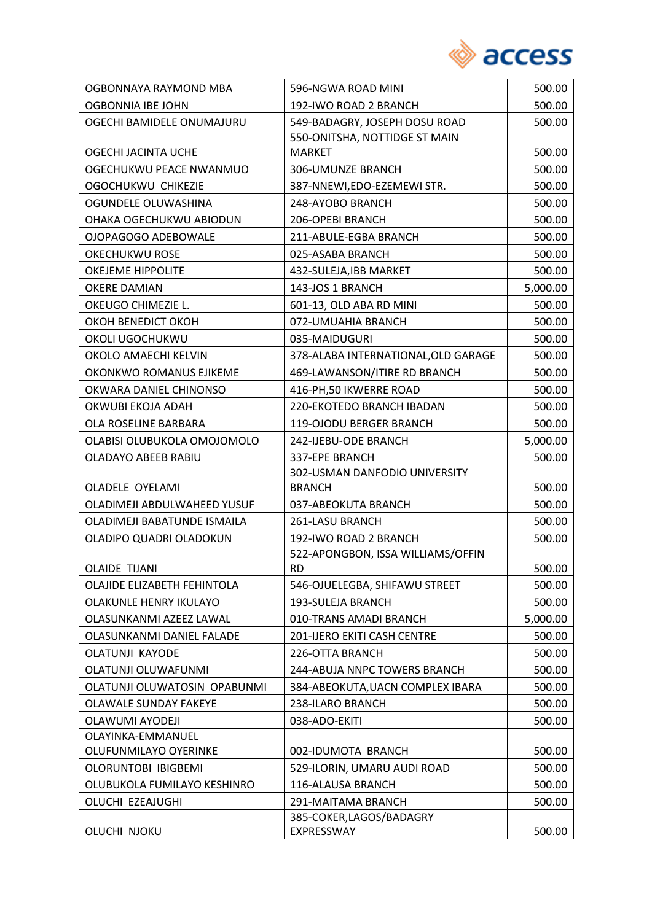| OGBONNAYA RAYMOND MBA | 596-NGWA ROAD MINI | 500.00 |
|---|---|---|
| OGBONNIA IBE JOHN | 192-IWO ROAD 2 BRANCH | 500.00 |
| OGECHI BAMIDELE ONUMAJURU | 549-BADAGRY, JOSEPH DOSU ROAD | 500.00 |
| OGECHI JACINTA UCHE | 550-ONITSHA, NOTTIDGE ST MAIN MARKET | 500.00 |
| OGECHUKWU PEACE NWANMUO | 306-UMUNZE BRANCH | 500.00 |
| OGOCHUKWU CHIKEZIE | 387-NNEWI,EDO-EZEMEWI STR. | 500.00 |
| OGUNDELE OLUWASHINA | 248-AYOBO BRANCH | 500.00 |
| OHAKA OGECHUKWU ABIODUN | 206-OPEBI BRANCH | 500.00 |
| OJOPAGOGO ADEBOWALE | 211-ABULE-EGBA BRANCH | 500.00 |
| OKECHUKWU ROSE | 025-ASABA BRANCH | 500.00 |
| OKEJEME HIPPOLITE | 432-SULEJA,IBB MARKET | 500.00 |
| OKERE DAMIAN | 143-JOS 1 BRANCH | 5,000.00 |
| OKEUGO CHIMEZIE L. | 601-13, OLD ABA RD MINI | 500.00 |
| OKOH BENEDICT OKOH | 072-UMUAHIA BRANCH | 500.00 |
| OKOLI UGOCHUKWU | 035-MAIDUGURI | 500.00 |
| OKOLO AMAECHI KELVIN | 378-ALABA INTERNATIONAL,OLD GARAGE | 500.00 |
| OKONKWO ROMANUS EJIKEME | 469-LAWANSON/ITIRE RD BRANCH | 500.00 |
| OKWARA DANIEL CHINONSO | 416-PH,50 IKWERRE ROAD | 500.00 |
| OKWUBI EKOJA ADAH | 220-EKOTEDO BRANCH IBADAN | 500.00 |
| OLA ROSELINE BARBARA | 119-OJODU BERGER BRANCH | 500.00 |
| OLABISI OLUBUKOLA OMOJOMOLO | 242-IJEBU-ODE BRANCH | 5,000.00 |
| OLADAYO ABEEB RABIU | 337-EPE BRANCH | 500.00 |
| OLADELE OYELAMI | 302-USMAN DANFODIO UNIVERSITY BRANCH | 500.00 |
| OLADIMEJI ABDULWAHEED YUSUF | 037-ABEOKUTA BRANCH | 500.00 |
| OLADIMEJI BABATUNDE ISMAILA | 261-LASU BRANCH | 500.00 |
| OLADIPO QUADRI OLADOKUN | 192-IWO ROAD 2 BRANCH | 500.00 |
| OLAIDE TIJANI | 522-APONGBON, ISSA WILLIAMS/OFFIN RD | 500.00 |
| OLAJIDE ELIZABETH FEHINTOLA | 546-OJUELEGBA, SHIFAWU STREET | 500.00 |
| OLAKUNLE HENRY IKULAYO | 193-SULEJA BRANCH | 500.00 |
| OLASUNKANMI AZEEZ LAWAL | 010-TRANS AMADI BRANCH | 5,000.00 |
| OLASUNKANMI DANIEL FALADE | 201-IJERO EKITI CASH CENTRE | 500.00 |
| OLATUNJI KAYODE | 226-OTTA BRANCH | 500.00 |
| OLATUNJI OLUWAFUNMI | 244-ABUJA NNPC TOWERS BRANCH | 500.00 |
| OLATUNJI OLUWATOSIN OPABUNMI | 384-ABEOKUTA,UACN COMPLEX IBARA | 500.00 |
| OLAWALE SUNDAY FAKEYE | 238-ILARO BRANCH | 500.00 |
| OLAWUMI AYODEJI | 038-ADO-EKITI | 500.00 |
| OLAYINKA-EMMANUEL OLUFUNMILAYO OYERINKE | 002-IDUMOTA BRANCH | 500.00 |
| OLORUNTOBI IBIGBEMI | 529-ILORIN, UMARU AUDI ROAD | 500.00 |
| OLUBUKOLA FUMILAYO KESHINRO | 116-ALAUSA BRANCH | 500.00 |
| OLUCHI EZEAJUGHI | 291-MAITAMA BRANCH | 500.00 |
| OLUCHI NJOKU | 385-COKER,LAGOS/BADAGRY EXPRESSWAY | 500.00 |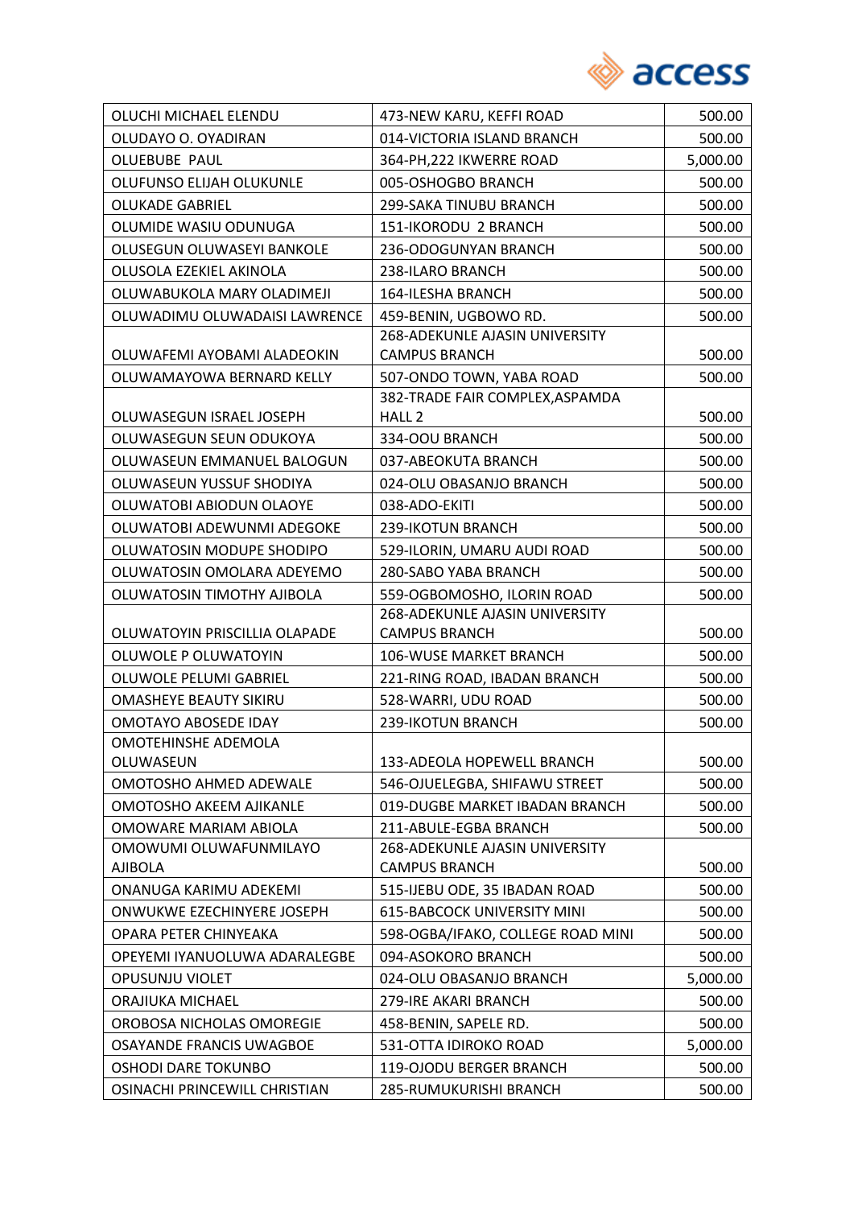| | | |
|---|---|---|
| OLUCHI MICHAEL ELENDU | 473-NEW KARU, KEFFI ROAD | 500.00 |
| OLUDAYO O. OYADIRAN | 014-VICTORIA ISLAND BRANCH | 500.00 |
| OLUEBUBE PAUL | 364-PH,222 IKWERRE ROAD | 5,000.00 |
| OLUFUNSO ELIJAH OLUKUNLE | 005-OSHOGBO BRANCH | 500.00 |
| OLUKADE GABRIEL | 299-SAKA TINUBU BRANCH | 500.00 |
| OLUMIDE WASIU ODUNUGA | 151-IKORODU 2 BRANCH | 500.00 |
| OLUSEGUN OLUWASEYI BANKOLE | 236-ODOGUNYAN BRANCH | 500.00 |
| OLUSOLA EZEKIEL AKINOLA | 238-ILARO BRANCH | 500.00 |
| OLUWABUKOLA MARY OLADIMEJI | 164-ILESHA BRANCH | 500.00 |
| OLUWADIMU OLUWADAISI LAWRENCE | 459-BENIN, UGBOWO RD. | 500.00 |
| OLUWAFEMI AYOBAMI ALADEOKIN | 268-ADEKUNLE AJASIN UNIVERSITY CAMPUS BRANCH | 500.00 |
| OLUWAMAYOWA BERNARD KELLY | 507-ONDO TOWN, YABA ROAD | 500.00 |
| OLUWASEGUN ISRAEL JOSEPH | 382-TRADE FAIR COMPLEX,ASPAMDA HALL 2 | 500.00 |
| OLUWASEGUN SEUN ODUKOYA | 334-OOU BRANCH | 500.00 |
| OLUWASEUN EMMANUEL BALOGUN | 037-ABEOKUTA BRANCH | 500.00 |
| OLUWASEUN YUSSUF SHODIYA | 024-OLU OBASANJO BRANCH | 500.00 |
| OLUWATOBI ABIODUN OLAOYE | 038-ADO-EKITI | 500.00 |
| OLUWATOBI ADEWUNMI ADEGOKE | 239-IKOTUN BRANCH | 500.00 |
| OLUWATOSIN MODUPE SHODIPO | 529-ILORIN, UMARU AUDI ROAD | 500.00 |
| OLUWATOSIN OMOLARA ADEYEMO | 280-SABO YABA BRANCH | 500.00 |
| OLUWATOSIN TIMOTHY AJIBOLA | 559-OGBOMOSHO, ILORIN ROAD | 500.00 |
| OLUWATOYIN PRISCILLIA OLAPADE | 268-ADEKUNLE AJASIN UNIVERSITY CAMPUS BRANCH | 500.00 |
| OLUWOLE P OLUWATOYIN | 106-WUSE MARKET BRANCH | 500.00 |
| OLUWOLE PELUMI GABRIEL | 221-RING ROAD, IBADAN BRANCH | 500.00 |
| OMASHEYE BEAUTY SIKIRU | 528-WARRI, UDU ROAD | 500.00 |
| OMOTAYO ABOSEDE IDAY | 239-IKOTUN BRANCH | 500.00 |
| OMOTEHINSHE ADEMOLA OLUWASEUN | 133-ADEOLA HOPEWELL BRANCH | 500.00 |
| OMOTOSHO AHMED ADEWALE | 546-OJUELEGBA, SHIFAWU STREET | 500.00 |
| OMOTOSHO AKEEM AJIKANLE | 019-DUGBE MARKET IBADAN BRANCH | 500.00 |
| OMOWARE MARIAM ABIOLA | 211-ABULE-EGBA BRANCH | 500.00 |
| OMOWUMI OLUWAFUNMILAYO AJIBOLA | 268-ADEKUNLE AJASIN UNIVERSITY CAMPUS BRANCH | 500.00 |
| ONANUGA KARIMU ADEKEMI | 515-IJEBU ODE, 35 IBADAN ROAD | 500.00 |
| ONWUKWE EZECHINYERE JOSEPH | 615-BABCOCK UNIVERSITY MINI | 500.00 |
| OPARA PETER CHINYEAKA | 598-OGBA/IFAKO, COLLEGE ROAD MINI | 500.00 |
| OPEYEMI IYANUOLUWA ADARALEGBE | 094-ASOKORO BRANCH | 500.00 |
| OPUSUNJU VIOLET | 024-OLU OBASANJO BRANCH | 5,000.00 |
| ORAJIUKA MICHAEL | 279-IRE AKARI BRANCH | 500.00 |
| OROBOSA NICHOLAS OMOREGIE | 458-BENIN, SAPELE RD. | 500.00 |
| OSAYANDE FRANCIS UWAGBOE | 531-OTTA IDIROKO ROAD | 5,000.00 |
| OSHODI DARE TOKUNBO | 119-OJODU BERGER BRANCH | 500.00 |
| OSINACHI PRINCEWILL CHRISTIAN | 285-RUMUKURISHI BRANCH | 500.00 |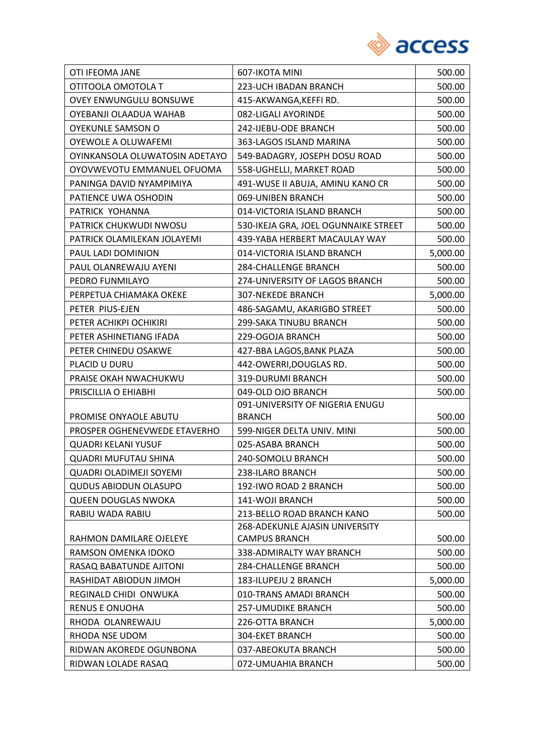| OTI IFEOMA JANE | 607-IKOTA MINI | 500.00 |
|---|---|---|
| OTITOOLA OMOTOLA T | 223-UCH IBADAN BRANCH | 500.00 |
| OVEY ENWUNGULU BONSUWE | 415-AKWANGA,KEFFI RD. | 500.00 |
| OYEBANJI OLAADUA WAHAB | 082-LIGALI AYORINDE | 500.00 |
| OYEKUNLE SAMSON O | 242-IJEBU-ODE BRANCH | 500.00 |
| OYEWOLE A OLUWAFEMI | 363-LAGOS ISLAND MARINA | 500.00 |
| OYINKANSOLA OLUWATOSIN ADETAYO | 549-BADAGRY, JOSEPH DOSU ROAD | 500.00 |
| OYOVWEVOTU EMMANUEL OFUOMA | 558-UGHELLI, MARKET ROAD | 500.00 |
| PANINGA DAVID NYAMPIMIYA | 491-WUSE II ABUJA, AMINU KANO CR | 500.00 |
| PATIENCE UWA OSHODIN | 069-UNIBEN BRANCH | 500.00 |
| PATRICK YOHANNA | 014-VICTORIA ISLAND BRANCH | 500.00 |
| PATRICK CHUKWUDI NWOSU | 530-IKEJA GRA, JOEL OGUNNAIKE STREET | 500.00 |
| PATRICK OLAMILEKAN JOLAYEMI | 439-YABA HERBERT MACAULAY WAY | 500.00 |
| PAUL LADI DOMINION | 014-VICTORIA ISLAND BRANCH | 5,000.00 |
| PAUL OLANREWAJU AYENI | 284-CHALLENGE BRANCH | 500.00 |
| PEDRO FUNMILAYO | 274-UNIVERSITY OF LAGOS BRANCH | 500.00 |
| PERPETUA CHIAMAKA OKEKE | 307-NEKEDE BRANCH | 5,000.00 |
| PETER PIUS-EJEN | 486-SAGAMU, AKARIGBO STREET | 500.00 |
| PETER ACHIKPI OCHIKIRI | 299-SAKA TINUBU BRANCH | 500.00 |
| PETER ASHINETIANG IFADA | 229-OGOJA BRANCH | 500.00 |
| PETER CHINEDU OSAKWE | 427-BBA LAGOS,BANK PLAZA | 500.00 |
| PLACID U DURU | 442-OWERRI,DOUGLAS RD. | 500.00 |
| PRAISE OKAH NWACHUKWU | 319-DURUMI BRANCH | 500.00 |
| PRISCILLIA O EHIABHI | 049-OLD OJO BRANCH | 500.00 |
| PROMISE ONYAOLE ABUTU | 091-UNIVERSITY OF NIGERIA ENUGU BRANCH | 500.00 |
| PROSPER OGHENEVWEDE ETAVERHO | 599-NIGER DELTA UNIV. MINI | 500.00 |
| QUADRI KELANI YUSUF | 025-ASABA BRANCH | 500.00 |
| QUADRI MUFUTAU SHINA | 240-SOMOLU BRANCH | 500.00 |
| QUADRI OLADIMEJI SOYEMI | 238-ILARO BRANCH | 500.00 |
| QUDUS ABIODUN OLASUPO | 192-IWO ROAD 2 BRANCH | 500.00 |
| QUEEN DOUGLAS NWOKA | 141-WOJI BRANCH | 500.00 |
| RABIU WADA RABIU | 213-BELLO ROAD BRANCH KANO | 500.00 |
| RAHMON DAMILARE OJELEYE | 268-ADEKUNLE AJASIN UNIVERSITY CAMPUS BRANCH | 500.00 |
| RAMSON OMENKA IDOKO | 338-ADMIRALTY WAY BRANCH | 500.00 |
| RASAQ BABATUNDE AJITONI | 284-CHALLENGE BRANCH | 500.00 |
| RASHIDAT ABIODUN JIMOH | 183-ILUPEJU 2 BRANCH | 5,000.00 |
| REGINALD CHIDI ONWUKA | 010-TRANS AMADI BRANCH | 500.00 |
| RENUS E ONUOHA | 257-UMUDIKE BRANCH | 500.00 |
| RHODA OLANREWAJU | 226-OTTA BRANCH | 5,000.00 |
| RHODA NSE UDOM | 304-EKET BRANCH | 500.00 |
| RIDWAN AKOREDE OGUNBONA | 037-ABEOKUTA BRANCH | 500.00 |
| RIDWAN LOLADE RASAQ | 072-UMUAHIA BRANCH | 500.00 |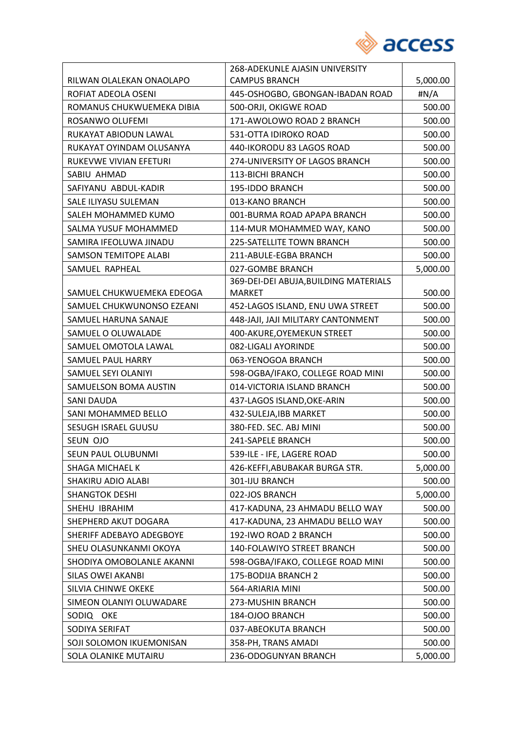| | | |
|---|---|---|
| RILWAN OLALEKAN ONAOLAPO | 268-ADEKUNLE AJASIN UNIVERSITY CAMPUS BRANCH | 5,000.00 |
| ROFIAT ADEOLA OSENI | 445-OSHOGBO, GBONGAN-IBADAN ROAD | #N/A |
| ROMANUS CHUKWUEMEKA DIBIA | 500-ORJI, OKIGWE ROAD | 500.00 |
| ROSANWO OLUFEMI | 171-AWOLOWO ROAD 2 BRANCH | 500.00 |
| RUKAYAT ABIODUN LAWAL | 531-OTTA IDIROKO ROAD | 500.00 |
| RUKAYAT OYINDAM OLUSANYA | 440-IKORODU 83 LAGOS ROAD | 500.00 |
| RUKEVWE VIVIAN EFETURI | 274-UNIVERSITY OF LAGOS BRANCH | 500.00 |
| SABIU AHMAD | 113-BICHI BRANCH | 500.00 |
| SAFIYANU ABDUL-KADIR | 195-IDDO BRANCH | 500.00 |
| SALE ILIYASU SULEMAN | 013-KANO BRANCH | 500.00 |
| SALEH MOHAMMED KUMO | 001-BURMA ROAD APAPA BRANCH | 500.00 |
| SALMA YUSUF MOHAMMED | 114-MUR MOHAMMED WAY, KANO | 500.00 |
| SAMIRA IFEOLUWA JINADU | 225-SATELLITE TOWN BRANCH | 500.00 |
| SAMSON TEMITOPE ALABI | 211-ABULE-EGBA BRANCH | 500.00 |
| SAMUEL RAPHEAL | 027-GOMBE BRANCH | 5,000.00 |
| SAMUEL CHUKWUEMEKA EDEOGA | 369-DEI-DEI ABUJA,BUILDING MATERIALS MARKET | 500.00 |
| SAMUEL CHUKWUNONSO EZEANI | 452-LAGOS ISLAND, ENU UWA STREET | 500.00 |
| SAMUEL HARUNA SANAJE | 448-JAJI, JAJI MILITARY CANTONMENT | 500.00 |
| SAMUEL O OLUWALADE | 400-AKURE,OYEMEKUN STREET | 500.00 |
| SAMUEL OMOTOLA LAWAL | 082-LIGALI AYORINDE | 500.00 |
| SAMUEL PAUL HARRY | 063-YENOGOA BRANCH | 500.00 |
| SAMUEL SEYI OLANIYI | 598-OGBA/IFAKO, COLLEGE ROAD MINI | 500.00 |
| SAMUELSON BOMA AUSTIN | 014-VICTORIA ISLAND BRANCH | 500.00 |
| SANI DAUDA | 437-LAGOS ISLAND,OKE-ARIN | 500.00 |
| SANI MOHAMMED BELLO | 432-SULEJA,IBB MARKET | 500.00 |
| SESUGH ISRAEL GUUSU | 380-FED. SEC. ABJ MINI | 500.00 |
| SEUN OJO | 241-SAPELE BRANCH | 500.00 |
| SEUN PAUL OLUBUNMI | 539-ILE - IFE, LAGERE ROAD | 500.00 |
| SHAGA MICHAEL K | 426-KEFFI,ABUBAKAR BURGA STR. | 5,000.00 |
| SHAKIRU ADIO ALABI | 301-IJU BRANCH | 500.00 |
| SHANGTOK DESHI | 022-JOS BRANCH | 5,000.00 |
| SHEHU IBRAHIM | 417-KADUNA, 23 AHMADU BELLO WAY | 500.00 |
| SHEPHERD AKUT DOGARA | 417-KADUNA, 23 AHMADU BELLO WAY | 500.00 |
| SHERIFF ADEBAYO ADEGBOYE | 192-IWO ROAD 2 BRANCH | 500.00 |
| SHEU OLASUNKANMI OKOYA | 140-FOLAWIYO STREET BRANCH | 500.00 |
| SHODIYA OMOBOLANLE AKANNI | 598-OGBA/IFAKO, COLLEGE ROAD MINI | 500.00 |
| SILAS OWEI AKANBI | 175-BODIJA BRANCH 2 | 500.00 |
| SILVIA CHINWE OKEKE | 564-ARIARIA MINI | 500.00 |
| SIMEON OLANIYI OLUWADARE | 273-MUSHIN BRANCH | 500.00 |
| SODIQ OKE | 184-OJOO BRANCH | 500.00 |
| SODIYA SERIFAT | 037-ABEOKUTA BRANCH | 500.00 |
| SOJI SOLOMON IKUEMONISAN | 358-PH, TRANS AMADI | 500.00 |
| SOLA OLANIKE MUTAIRU | 236-ODOGUNYAN BRANCH | 5,000.00 |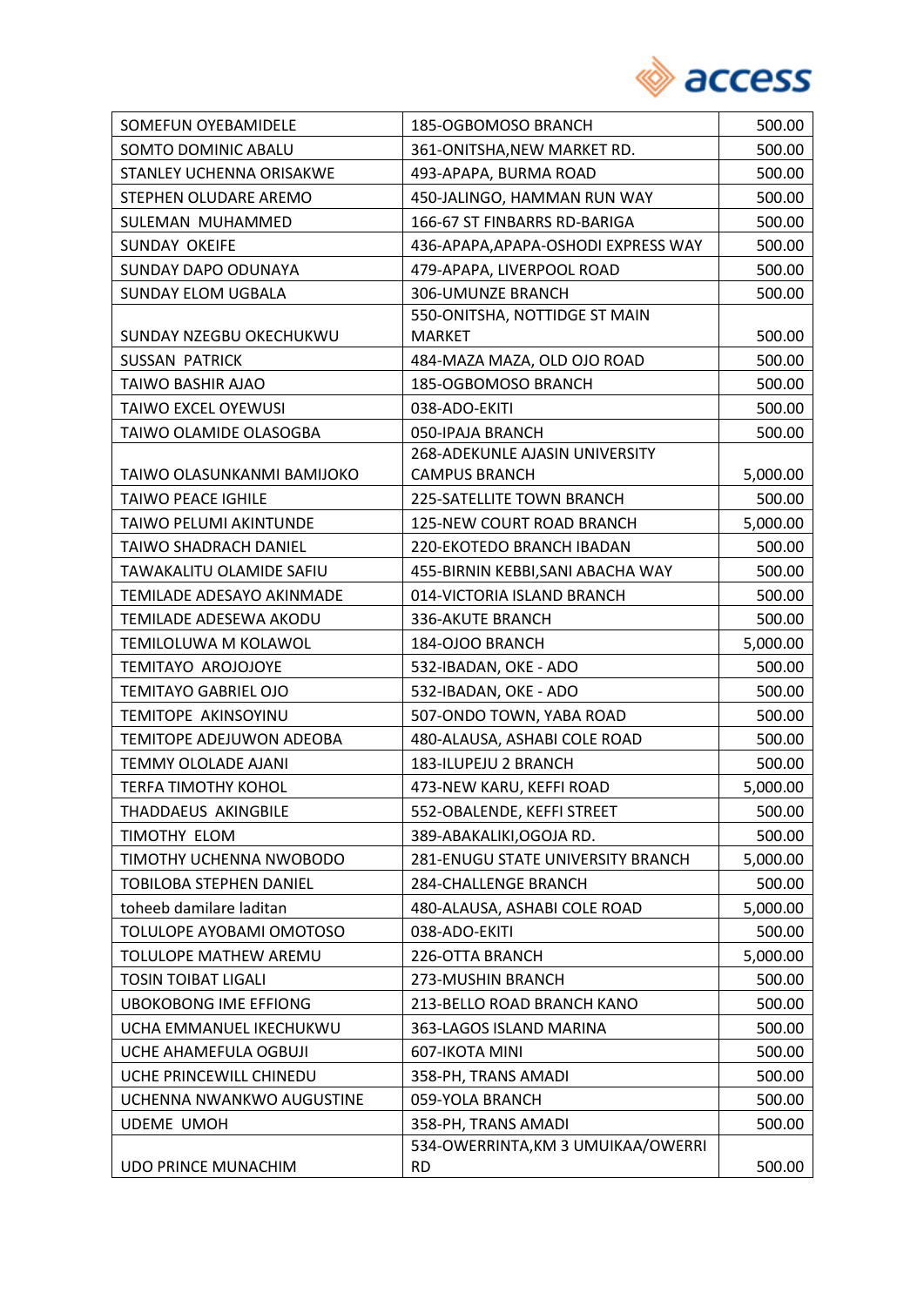| SOMEFUN OYEBAMIDELE | 185-OGBOMOSO BRANCH | 500.00 |
|---|---|---|
| SOMTO DOMINIC ABALU | 361-ONITSHA,NEW MARKET RD. | 500.00 |
| STANLEY UCHENNA ORISAKWE | 493-APAPA, BURMA ROAD | 500.00 |
| STEPHEN OLUDARE AREMO | 450-JALINGO, HAMMAN RUN WAY | 500.00 |
| SULEMAN MUHAMMED | 166-67 ST FINBARRS RD-BARIGA | 500.00 |
| SUNDAY OKEIFE | 436-APAPA,APAPA-OSHODI EXPRESS WAY | 500.00 |
| SUNDAY DAPO ODUNAYA | 479-APAPA, LIVERPOOL ROAD | 500.00 |
| SUNDAY ELOM UGBALA | 306-UMUNZE BRANCH | 500.00 |
| SUNDAY NZEGBU OKECHUKWU | 550-ONITSHA, NOTTIDGE ST MAIN MARKET | 500.00 |
| SUSSAN PATRICK | 484-MAZA MAZA, OLD OJO ROAD | 500.00 |
| TAIWO BASHIR AJAO | 185-OGBOMOSO BRANCH | 500.00 |
| TAIWO EXCEL OYEWUSI | 038-ADO-EKITI | 500.00 |
| TAIWO OLAMIDE OLASOGBA | 050-IPAJA BRANCH | 500.00 |
| TAIWO OLASUNKANMI BAMIJOKO | 268-ADEKUNLE AJASIN UNIVERSITY CAMPUS BRANCH | 5,000.00 |
| TAIWO PEACE IGHILE | 225-SATELLITE TOWN BRANCH | 500.00 |
| TAIWO PELUMI AKINTUNDE | 125-NEW COURT ROAD BRANCH | 5,000.00 |
| TAIWO SHADRACH DANIEL | 220-EKOTEDO BRANCH IBADAN | 500.00 |
| TAWAKALITU OLAMIDE SAFIU | 455-BIRNIN KEBBI,SANI ABACHA WAY | 500.00 |
| TEMILADE ADESAYO AKINMADE | 014-VICTORIA ISLAND BRANCH | 500.00 |
| TEMILADE ADESEWA AKODU | 336-AKUTE BRANCH | 500.00 |
| TEMILOLUWA M KOLAWOL | 184-OJOO BRANCH | 5,000.00 |
| TEMITAYO AROJOJOYE | 532-IBADAN, OKE - ADO | 500.00 |
| TEMITAYO GABRIEL OJO | 532-IBADAN, OKE - ADO | 500.00 |
| TEMITOPE AKINSOYINU | 507-ONDO TOWN, YABA ROAD | 500.00 |
| TEMITOPE ADEJUWON ADEOBA | 480-ALAUSA, ASHABI COLE ROAD | 500.00 |
| TEMMY OLOLADE AJANI | 183-ILUPEJU 2 BRANCH | 500.00 |
| TERFA TIMOTHY KOHOL | 473-NEW KARU, KEFFI ROAD | 5,000.00 |
| THADDAEUS AKINGBILE | 552-OBALENDE, KEFFI STREET | 500.00 |
| TIMOTHY ELOM | 389-ABAKALIKI,OGOJA RD. | 500.00 |
| TIMOTHY UCHENNA NWOBODO | 281-ENUGU STATE UNIVERSITY BRANCH | 5,000.00 |
| TOBILOBA STEPHEN DANIEL | 284-CHALLENGE BRANCH | 500.00 |
| toheeb damilare laditan | 480-ALAUSA, ASHABI COLE ROAD | 5,000.00 |
| TOLULOPE AYOBAMI OMOTOSO | 038-ADO-EKITI | 500.00 |
| TOLULOPE MATHEW AREMU | 226-OTTA BRANCH | 5,000.00 |
| TOSIN TOIBAT LIGALI | 273-MUSHIN BRANCH | 500.00 |
| UBOKOBONG IME EFFIONG | 213-BELLO ROAD BRANCH KANO | 500.00 |
| UCHA EMMANUEL IKECHUKWU | 363-LAGOS ISLAND MARINA | 500.00 |
| UCHE AHAMEFULA OGBUJI | 607-IKOTA MINI | 500.00 |
| UCHE PRINCEWILL CHINEDU | 358-PH, TRANS AMADI | 500.00 |
| UCHENNA NWANKWO AUGUSTINE | 059-YOLA BRANCH | 500.00 |
| UDEME UMOH | 358-PH, TRANS AMADI | 500.00 |
| UDO PRINCE MUNACHIM | 534-OWERRINTA,KM 3 UMUIKAA/OWERRI RD | 500.00 |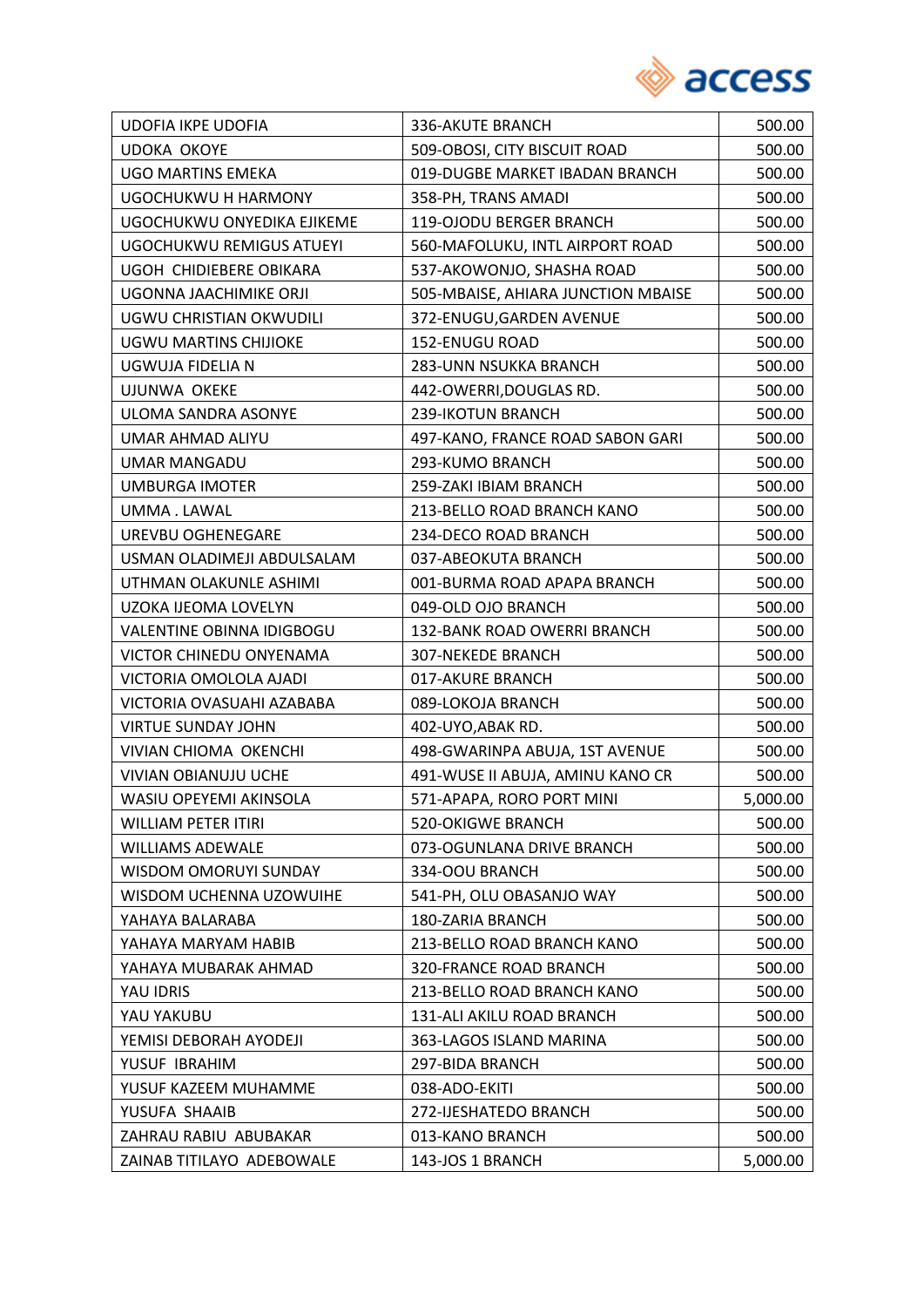| UDOFIA IKPE UDOFIA | 336-AKUTE BRANCH | 500.00 |
|---|---|---|
| UDOKA OKOYE | 509-OBOSI, CITY BISCUIT ROAD | 500.00 |
| UGO MARTINS EMEKA | 019-DUGBE MARKET IBADAN BRANCH | 500.00 |
| UGOCHUKWU H HARMONY | 358-PH, TRANS AMADI | 500.00 |
| UGOCHUKWU ONYEDIKA EJIKEME | 119-OJODU BERGER BRANCH | 500.00 |
| UGOCHUKWU REMIGUS ATUEYI | 560-MAFOLUKU, INTL AIRPORT ROAD | 500.00 |
| UGOH CHIDIEBERE OBIKARA | 537-AKOWONJO, SHASHA ROAD | 500.00 |
| UGONNA JAACHIMIKE ORJI | 505-MBAISE, AHIARA JUNCTION MBAISE | 500.00 |
| UGWU CHRISTIAN OKWUDILI | 372-ENUGU,GARDEN AVENUE | 500.00 |
| UGWU MARTINS CHIJIOKE | 152-ENUGU ROAD | 500.00 |
| UGWUJA FIDELIA N | 283-UNN NSUKKA BRANCH | 500.00 |
| UJUNWA OKEKE | 442-OWERRI,DOUGLAS RD. | 500.00 |
| ULOMA SANDRA ASONYE | 239-IKOTUN BRANCH | 500.00 |
| UMAR AHMAD ALIYU | 497-KANO, FRANCE ROAD SABON GARI | 500.00 |
| UMAR MANGADU | 293-KUMO BRANCH | 500.00 |
| UMBURGA IMOTER | 259-ZAKI IBIAM BRANCH | 500.00 |
| UMMA . LAWAL | 213-BELLO ROAD BRANCH KANO | 500.00 |
| UREVBU OGHENEGARE | 234-DECO ROAD BRANCH | 500.00 |
| USMAN OLADIMEJI ABDULSALAM | 037-ABEOKUTA BRANCH | 500.00 |
| UTHMAN OLAKUNLE ASHIMI | 001-BURMA ROAD APAPA BRANCH | 500.00 |
| UZOKA IJEOMA LOVELYN | 049-OLD OJO BRANCH | 500.00 |
| VALENTINE OBINNA IDIGBOGU | 132-BANK ROAD OWERRI BRANCH | 500.00 |
| VICTOR CHINEDU ONYENAMA | 307-NEKEDE BRANCH | 500.00 |
| VICTORIA OMOLOLA AJADI | 017-AKURE BRANCH | 500.00 |
| VICTORIA OVASUAHI AZABABA | 089-LOKOJA BRANCH | 500.00 |
| VIRTUE SUNDAY JOHN | 402-UYO,ABAK RD. | 500.00 |
| VIVIAN CHIOMA OKENCHI | 498-GWARINPA ABUJA, 1ST AVENUE | 500.00 |
| VIVIAN OBIANUJU UCHE | 491-WUSE II ABUJA, AMINU KANO CR | 500.00 |
| WASIU OPEYEMI AKINSOLA | 571-APAPA, RORO PORT MINI | 5,000.00 |
| WILLIAM PETER ITIRI | 520-OKIGWE BRANCH | 500.00 |
| WILLIAMS ADEWALE | 073-OGUNLANA DRIVE BRANCH | 500.00 |
| WISDOM OMORUYI SUNDAY | 334-OOU BRANCH | 500.00 |
| WISDOM UCHENNA UZOWUIHE | 541-PH, OLU OBASANJO WAY | 500.00 |
| YAHAYA BALARABA | 180-ZARIA BRANCH | 500.00 |
| YAHAYA MARYAM HABIB | 213-BELLO ROAD BRANCH KANO | 500.00 |
| YAHAYA MUBARAK AHMAD | 320-FRANCE ROAD BRANCH | 500.00 |
| YAU IDRIS | 213-BELLO ROAD BRANCH KANO | 500.00 |
| YAU YAKUBU | 131-ALI AKILU ROAD BRANCH | 500.00 |
| YEMISI DEBORAH AYODEJI | 363-LAGOS ISLAND MARINA | 500.00 |
| YUSUF IBRAHIM | 297-BIDA BRANCH | 500.00 |
| YUSUF KAZEEM MUHAMME | 038-ADO-EKITI | 500.00 |
| YUSUFA SHAAIB | 272-IJESHATEDO BRANCH | 500.00 |
| ZAHRAU RABIU ABUBAKAR | 013-KANO BRANCH | 500.00 |
| ZAINAB TITILAYO ADEBOWALE | 143-JOS 1 BRANCH | 5,000.00 |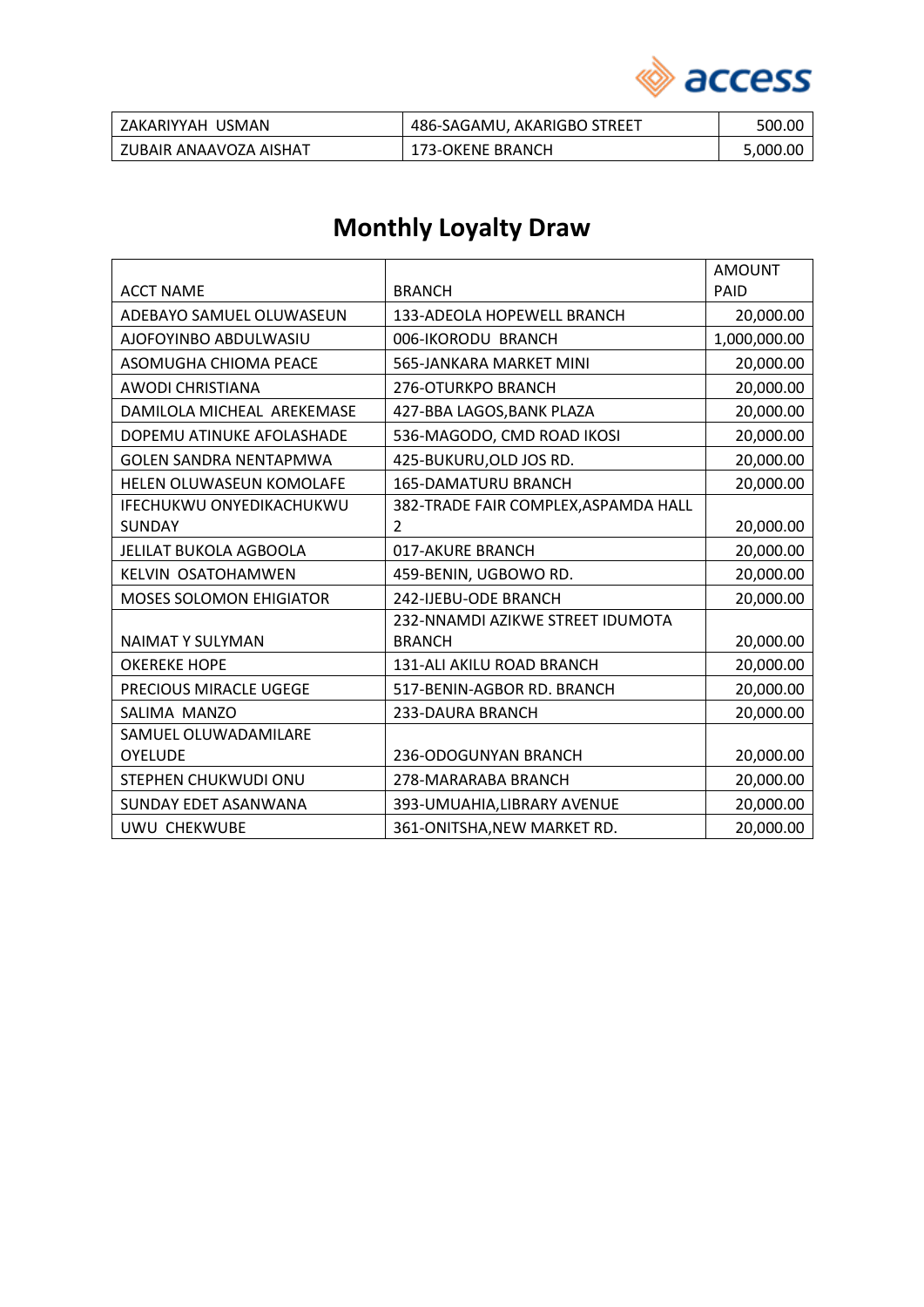| | | |
|---|---|---|
| ZAKARIYYAH USMAN | 486-SAGAMU, AKARIGBO STREET | 500.00 |
| ZUBAIR ANAAVOZA AISHAT | 173-OKENE BRANCH | 5,000.00 |

## Monthly Loyalty Draw

| ACCT NAME | BRANCH | AMOUNT PAID |
|---|---|---|
| ADEBAYO SAMUEL OLUWASEUN | 133-ADEOLA HOPEWELL BRANCH | 20,000.00 |
| AJOFOYINBO ABDULWASIU | 006-IKORODU BRANCH | 1,000,000.00 |
| ASOMUGHA CHIOMA PEACE | 565-JANKARA MARKET MINI | 20,000.00 |
| AWODI CHRISTIANA | 276-OTURKPO BRANCH | 20,000.00 |
| DAMILOLA MICHEAL AREKEMASE | 427-BBA LAGOS,BANK PLAZA | 20,000.00 |
| DOPEMU ATINUKE AFOLASHADE | 536-MAGODO, CMD ROAD IKOSI | 20,000.00 |
| GOLEN SANDRA NENTAPMWA | 425-BUKURU,OLD JOS RD. | 20,000.00 |
| HELEN OLUWASEUN KOMOLAFE | 165-DAMATURU BRANCH | 20,000.00 |
| IFECHUKWU ONYEDIKACHUKWU SUNDAY | 382-TRADE FAIR COMPLEX,ASPAMDA HALL 2 | 20,000.00 |
| JELILAT BUKOLA AGBOOLA | 017-AKURE BRANCH | 20,000.00 |
| KELVIN OSATOHAMWEN | 459-BENIN, UGBOWO RD. | 20,000.00 |
| MOSES SOLOMON EHIGIATOR | 242-IJEBU-ODE BRANCH | 20,000.00 |
| NAIMAT Y SULYMAN | 232-NNAMDI AZIKWE STREET IDUMOTA BRANCH | 20,000.00 |
| OKEREKE HOPE | 131-ALI AKILU ROAD BRANCH | 20,000.00 |
| PRECIOUS MIRACLE UGEGE | 517-BENIN-AGBOR RD. BRANCH | 20,000.00 |
| SALIMA MANZO | 233-DAURA BRANCH | 20,000.00 |
| SAMUEL OLUWADAMILARE OYELUDE | 236-ODOGUNYAN BRANCH | 20,000.00 |
| STEPHEN CHUKWUDI ONU | 278-MARARABA BRANCH | 20,000.00 |
| SUNDAY EDET ASANWANA | 393-UMUAHIA,LIBRARY AVENUE | 20,000.00 |
| UWU CHEKWUBE | 361-ONITSHA,NEW MARKET RD. | 20,000.00 |